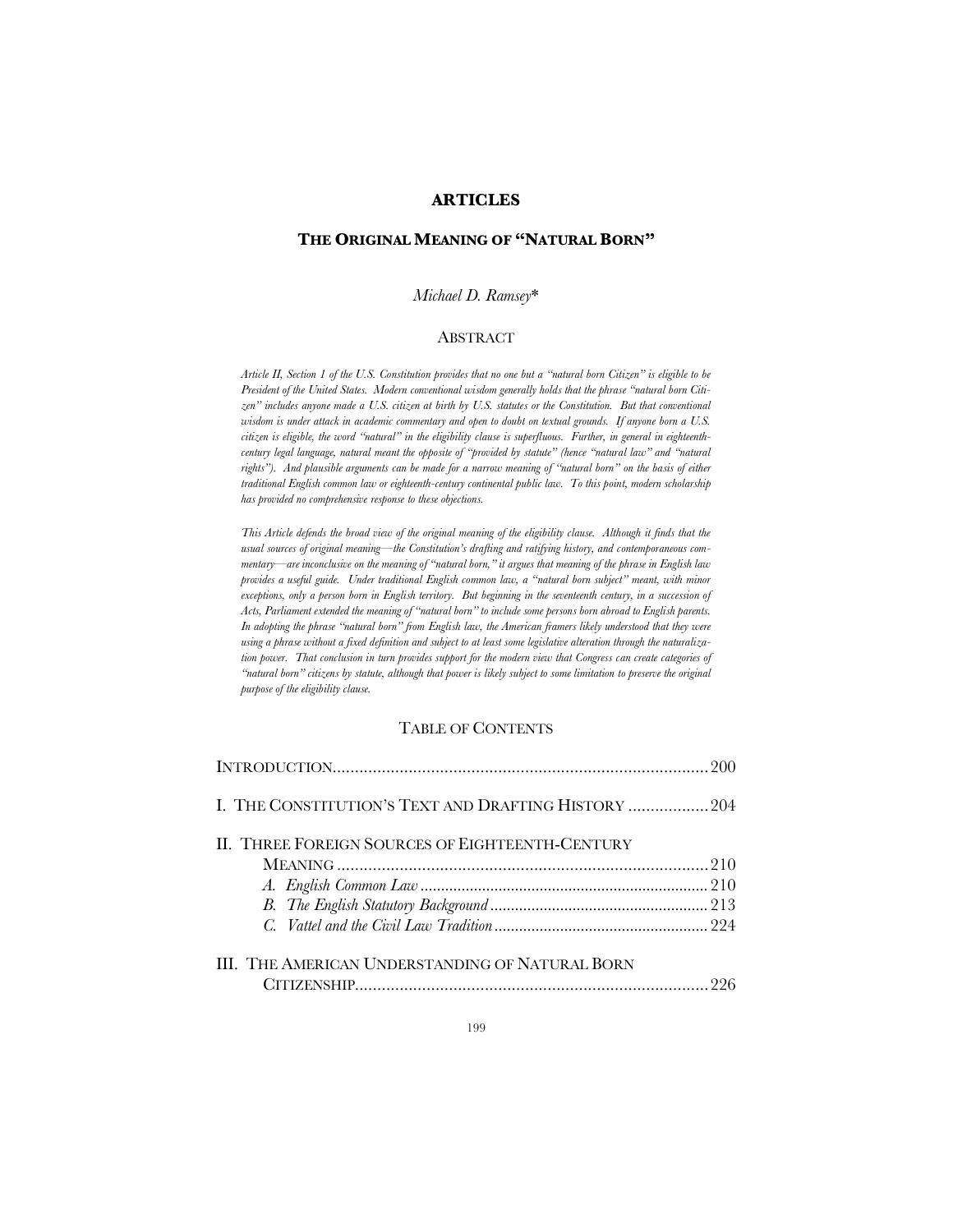# ARTICLES

## THE ORIGINAL MEANING OF "NATURAL BORN"

*Michael D. Ramsey**

### ABSTRACT

*Article II, Section 1 of the U.S. Constitution provides that no one but a "natural born Citizen" is eligible to be President of the United States. Modern conventional wisdom generally holds that the phrase "natural born Citizen" includes anyone made a U.S. citizen at birth by U.S. statutes or the Constitution. But that conventional wisdom is under attack in academic commentary and open to doubt on textual grounds. If anyone born a U.S. citizen is eligible, the word "natural" in the eligibility clause is superfluous. Further, in general in eighteenth-century legal language, natural meant the opposite of "provided by statute" (hence "natural law" and "natural rights"). And plausible arguments can be made for a narrow meaning of "natural born" on the basis of either traditional English common law or eighteenth-century continental public law. To this point, modern scholarship has provided no comprehensive response to these objections.*

*This Article defends the broad view of the original meaning of the eligibility clause. Although it finds that the usual sources of original meaning—the Constitution's drafting and ratifying history, and contemporaneous commentary—are inconclusive on the meaning of "natural born," it argues that meaning of the phrase in English law provides a useful guide. Under traditional English common law, a "natural born subject" meant, with minor exceptions, only a person born in English territory. But beginning in the seventeenth century, in a succession of Acts, Parliament extended the meaning of "natural born" to include some persons born abroad to English parents. In adopting the phrase "natural born" from English law, the American framers likely understood that they were using a phrase without a fixed definition and subject to at least some legislative alteration through the naturalization power. That conclusion in turn provides support for the modern view that Congress can create categories of "natural born" citizens by statute, although that power is likely subject to some limitation to preserve the original purpose of the eligibility clause.*

### TABLE OF CONTENTS

| | |
|---|---|
| INTRODUCTION | 200 |
| I. THE CONSTITUTION'S TEXT AND DRAFTING HISTORY | 204 |
| II. THREE FOREIGN SOURCES OF EIGHTEENTH-CENTURY MEANING | 210 |
| *A. English Common Law* | 210 |
| *B. The English Statutory Background* | 213 |
| *C. Vattel and the Civil Law Tradition* | 224 |
| III. THE AMERICAN UNDERSTANDING OF NATURAL BORN CITIZENSHIP | 226 |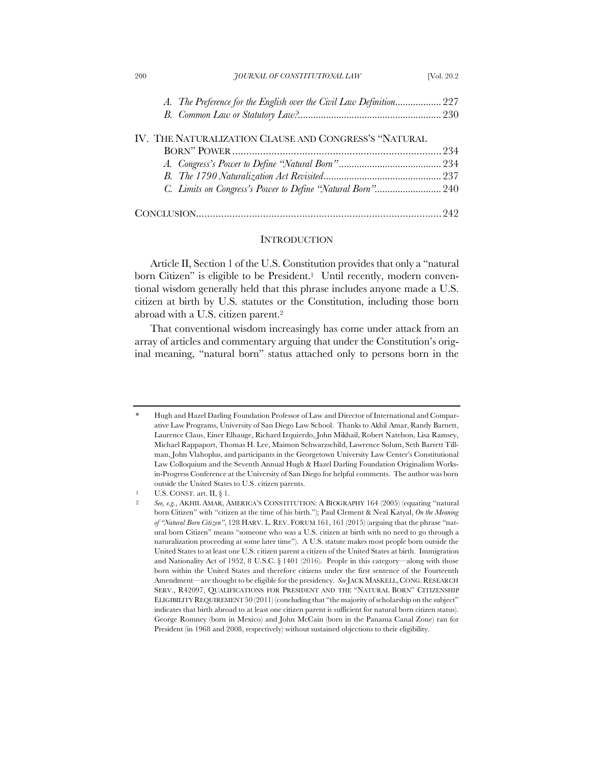A. *The Preference for the English over the Civil Law Definition*.................. 227

B. *Common Law or Statutory Law?*....................................................... 230

IV. THE NATURALIZATION CLAUSE AND CONGRESS'S "NATURAL BORN" POWER............................................................................ 234

A. *Congress's Power to Define "Natural Born"*........................................ 234

B. *The 1790 Naturalization Act Revisited*............................................. 237

C. *Limits on Congress's Power to Define "Natural Born"*.......................... 240

CONCLUSION........................................................................................ 242

## INTRODUCTION

Article II, Section 1 of the U.S. Constitution provides that only a "natural born Citizen" is eligible to be President.[1] Until recently, modern conventional wisdom generally held that this phrase includes anyone made a U.S. citizen at birth by U.S. statutes or the Constitution, including those born abroad with a U.S. citizen parent.[2]

That conventional wisdom increasingly has come under attack from an array of articles and commentary arguing that under the Constitution's original meaning, "natural born" status attached only to persons born in the

---

\* Hugh and Hazel Darling Foundation Professor of Law and Director of International and Comparative Law Programs, University of San Diego Law School. Thanks to Akhil Amar, Randy Barnett, Laurence Claus, Einer Elhauge, Richard Izquierdo, John Mikhail, Robert Natelson, Lisa Ramsey, Michael Rappaport, Thomas H. Lee, Maimon Schwarzschild, Lawrence Solum, Seth Barrett Tillman, John Vlahoplus, and participants in the Georgetown University Law Center's Constitutional Law Colloquium and the Seventh Annual Hugh & Hazel Darling Foundation Originalism Works-in-Progress Conference at the University of San Diego for helpful comments. The author was born outside the United States to U.S. citizen parents.

1 U.S. CONST. art. II, § 1.

2 *See, e.g.*, AKHIL AMAR, AMERICA'S CONSTITUTION: A BIOGRAPHY 164 (2005) (equating "natural born Citizen" with "citizen at the time of his birth."); Paul Clement & Neal Katyal, *On the Meaning of "Natural Born Citizen"*, 128 HARV. L. REV. FORUM 161, 161 (2015) (arguing that the phrase "natural born Citizen" means "someone who was a U.S. citizen at birth with no need to go through a naturalization proceeding at some later time"). A U.S. statute makes most people born outside the United States to at least one U.S. citizen parent a citizen of the United States at birth. Immigration and Nationality Act of 1952, 8 U.S.C. § 1401 (2016). People in this category—along with those born within the United States and therefore citizens under the first sentence of the Fourteenth Amendment—are thought to be eligible for the presidency. *See* JACK MASKELL, CONG. RESEARCH SERV., R42097, QUALIFICATIONS FOR PRESIDENT AND THE "NATURAL BORN" CITIZENSHIP ELIGIBILITY REQUIREMENT 50 (2011) (concluding that "the majority of scholarship on the subject" indicates that birth abroad to at least one citizen parent is sufficient for natural born citizen status). George Romney (born in Mexico) and John McCain (born in the Panama Canal Zone) ran for President (in 1968 and 2008, respectively) without sustained objections to their eligibility.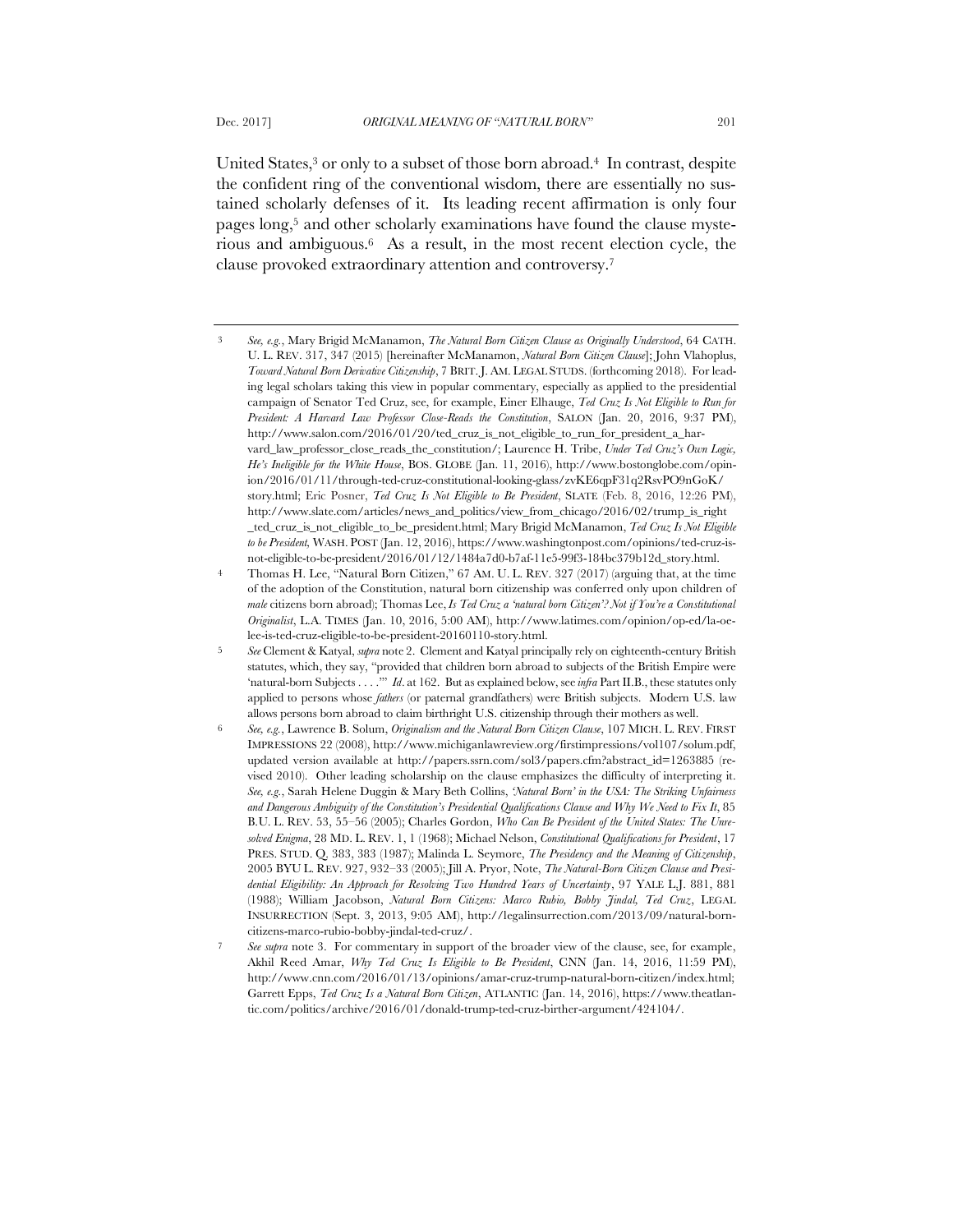United States,[3] or only to a subset of those born abroad.[4] In contrast, despite the confident ring of the conventional wisdom, there are essentially no sustained scholarly defenses of it. Its leading recent affirmation is only four pages long,[5] and other scholarly examinations have found the clause mysterious and ambiguous.[6] As a result, in the most recent election cycle, the clause provoked extraordinary attention and controversy.[7]

---

3 *See, e.g.*, Mary Brigid McManamon, *The Natural Born Citizen Clause as Originally Understood*, 64 CATH. U. L. REV. 317, 347 (2015) [hereinafter McManamon, *Natural Born Citizen Clause*]; John Vlahoplus, *Toward Natural Born Derivative Citizenship*, 7 BRIT. J. AM. LEGAL STUDS. (forthcoming 2018). For leading legal scholars taking this view in popular commentary, especially as applied to the presidential campaign of Senator Ted Cruz, see, for example, Einer Elhauge, *Ted Cruz Is Not Eligible to Run for President: A Harvard Law Professor Close-Reads the Constitution*, SALON (Jan. 20, 2016, 9:37 PM), http://www.salon.com/2016/01/20/ted_cruz_is_not_eligible_to_run_for_president_a_harvard_law_professor_close_reads_the_constitution/; Laurence H. Tribe, *Under Ted Cruz's Own Logic, He's Ineligible for the White House*, BOS. GLOBE (Jan. 11, 2016), http://www.bostonglobe.com/opinion/2016/01/11/through-ted-cruz-constitutional-looking-glass/zvKE6qpF31q2RsvPO9nGoK/story.html; Eric Posner, *Ted Cruz Is Not Eligible to Be President*, SLATE (Feb. 8, 2016, 12:26 PM), http://www.slate.com/articles/news_and_politics/view_from_chicago/2016/02/trump_is_right_ted_cruz_is_not_eligible_to_be_president.html; Mary Brigid McManamon, *Ted Cruz Is Not Eligible to be President*, WASH. POST (Jan. 12, 2016), https://www.washingtonpost.com/opinions/ted-cruz-is-not-eligible-to-be-president/2016/01/12/1484a7d0-b7af-11e5-99f3-184bc379b12d_story.html.

4 Thomas H. Lee, "Natural Born Citizen," 67 AM. U. L. REV. 327 (2017) (arguing that, at the time of the adoption of the Constitution, natural born citizenship was conferred only upon children of *male* citizens born abroad); Thomas Lee, *Is Ted Cruz a 'natural born Citizen'? Not if You're a Constitutional Originalist*, L.A. TIMES (Jan. 10, 2016, 5:00 AM), http://www.latimes.com/opinion/op-ed/la-oe-lee-is-ted-cruz-eligible-to-be-president-20160110-story.html.

5 *See* Clement & Katyal, *supra* note 2. Clement and Katyal principally rely on eighteenth-century British statutes, which, they say, "provided that children born abroad to subjects of the British Empire were 'natural-born Subjects . . . .'" *Id*. at 162. But as explained below, see *infra* Part II.B., these statutes only applied to persons whose *fathers* (or paternal grandfathers) were British subjects. Modern U.S. law allows persons born abroad to claim birthright U.S. citizenship through their mothers as well.

6 *See, e.g.*, Lawrence B. Solum, *Originalism and the Natural Born Citizen Clause*, 107 MICH. L. REV. FIRST IMPRESSIONS 22 (2008), http://www.michiganlawreview.org/firstimpressions/vol107/solum.pdf, updated version available at http://papers.ssrn.com/sol3/papers.cfm?abstract_id=1263885 (revised 2010). Other leading scholarship on the clause emphasizes the difficulty of interpreting it. *See, e.g.*, Sarah Helene Duggin & Mary Beth Collins, *'Natural Born' in the USA: The Striking Unfairness and Dangerous Ambiguity of the Constitution's Presidential Qualifications Clause and Why We Need to Fix It*, 85 B.U. L. REV. 53, 55–56 (2005); Charles Gordon, *Who Can Be President of the United States: The Unresolved Enigma*, 28 MD. L. REV. 1, 1 (1968); Michael Nelson, *Constitutional Qualifications for President*, 17 PRES. STUD. Q. 383, 383 (1987); Malinda L. Seymore, *The Presidency and the Meaning of Citizenship*, 2005 BYU L. REV. 927, 932–33 (2005); Jill A. Pryor, Note, *The Natural-Born Citizen Clause and Presidential Eligibility: An Approach for Resolving Two Hundred Years of Uncertainty*, 97 YALE L.J. 881, 881 (1988); William Jacobson, *Natural Born Citizens: Marco Rubio, Bobby Jindal, Ted Cruz*, LEGAL INSURRECTION (Sept. 3, 2013, 9:05 AM), http://legalinsurrection.com/2013/09/natural-born-citizens-marco-rubio-bobby-jindal-ted-cruz/.

7 *See supra* note 3. For commentary in support of the broader view of the clause, see, for example, Akhil Reed Amar, *Why Ted Cruz Is Eligible to Be President*, CNN (Jan. 14, 2016, 11:59 PM), http://www.cnn.com/2016/01/13/opinions/amar-cruz-trump-natural-born-citizen/index.html; Garrett Epps, *Ted Cruz Is a Natural Born Citizen*, ATLANTIC (Jan. 14, 2016), https://www.theatlantic.com/politics/archive/2016/01/donald-trump-ted-cruz-birther-argument/424104/.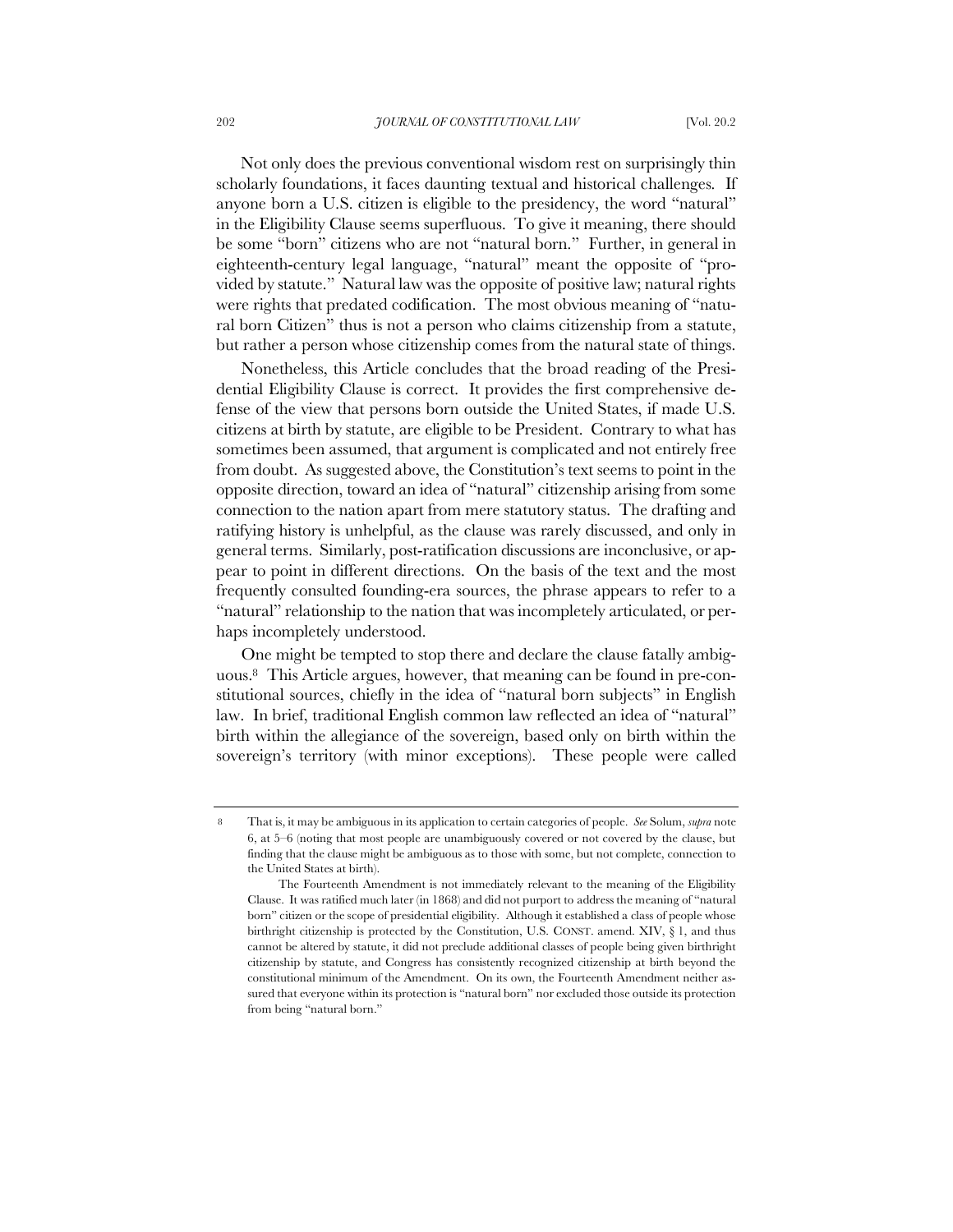Not only does the previous conventional wisdom rest on surprisingly thin scholarly foundations, it faces daunting textual and historical challenges. If anyone born a U.S. citizen is eligible to the presidency, the word "natural" in the Eligibility Clause seems superfluous. To give it meaning, there should be some "born" citizens who are not "natural born." Further, in general in eighteenth-century legal language, "natural" meant the opposite of "provided by statute." Natural law was the opposite of positive law; natural rights were rights that predated codification. The most obvious meaning of "natural born Citizen" thus is not a person who claims citizenship from a statute, but rather a person whose citizenship comes from the natural state of things.

Nonetheless, this Article concludes that the broad reading of the Presidential Eligibility Clause is correct. It provides the first comprehensive defense of the view that persons born outside the United States, if made U.S. citizens at birth by statute, are eligible to be President. Contrary to what has sometimes been assumed, that argument is complicated and not entirely free from doubt. As suggested above, the Constitution's text seems to point in the opposite direction, toward an idea of "natural" citizenship arising from some connection to the nation apart from mere statutory status. The drafting and ratifying history is unhelpful, as the clause was rarely discussed, and only in general terms. Similarly, post-ratification discussions are inconclusive, or appear to point in different directions. On the basis of the text and the most frequently consulted founding-era sources, the phrase appears to refer to a "natural" relationship to the nation that was incompletely articulated, or perhaps incompletely understood.

One might be tempted to stop there and declare the clause fatally ambiguous.[8] This Article argues, however, that meaning can be found in pre-constitutional sources, chiefly in the idea of "natural born subjects" in English law. In brief, traditional English common law reflected an idea of "natural" birth within the allegiance of the sovereign, based only on birth within the sovereign's territory (with minor exceptions). These people were called

---

8 That is, it may be ambiguous in its application to certain categories of people. *See* Solum, *supra* note 6, at 5–6 (noting that most people are unambiguously covered or not covered by the clause, but finding that the clause might be ambiguous as to those with some, but not complete, connection to the United States at birth).

The Fourteenth Amendment is not immediately relevant to the meaning of the Eligibility Clause. It was ratified much later (in 1868) and did not purport to address the meaning of "natural born" citizen or the scope of presidential eligibility. Although it established a class of people whose birthright citizenship is protected by the Constitution, U.S. CONST. amend. XIV, § 1, and thus cannot be altered by statute, it did not preclude additional classes of people being given birthright citizenship by statute, and Congress has consistently recognized citizenship at birth beyond the constitutional minimum of the Amendment. On its own, the Fourteenth Amendment neither assured that everyone within its protection is "natural born" nor excluded those outside its protection from being "natural born."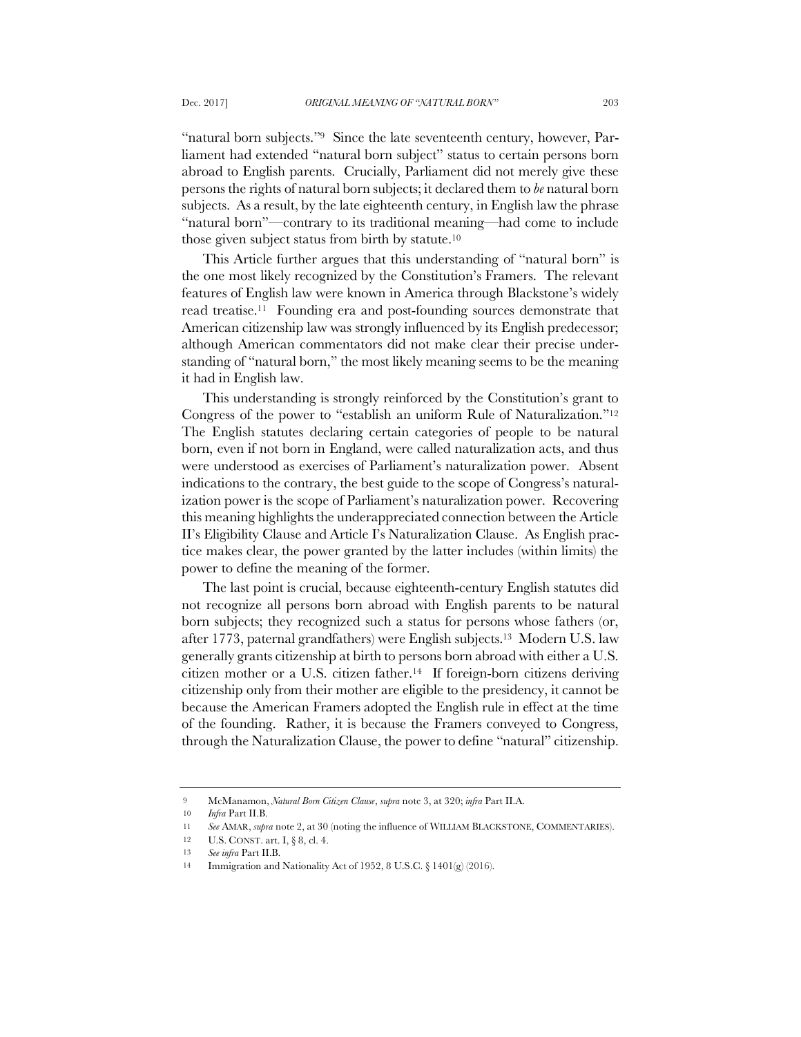"natural born subjects."[9] Since the late seventeenth century, however, Parliament had extended "natural born subject" status to certain persons born abroad to English parents. Crucially, Parliament did not merely give these persons the rights of natural born subjects; it declared them to *be* natural born subjects. As a result, by the late eighteenth century, in English law the phrase "natural born"—contrary to its traditional meaning—had come to include those given subject status from birth by statute.[10]

This Article further argues that this understanding of "natural born" is the one most likely recognized by the Constitution's Framers. The relevant features of English law were known in America through Blackstone's widely read treatise.[11] Founding era and post-founding sources demonstrate that American citizenship law was strongly influenced by its English predecessor; although American commentators did not make clear their precise understanding of "natural born," the most likely meaning seems to be the meaning it had in English law.

This understanding is strongly reinforced by the Constitution's grant to Congress of the power to "establish an uniform Rule of Naturalization."[12] The English statutes declaring certain categories of people to be natural born, even if not born in England, were called naturalization acts, and thus were understood as exercises of Parliament's naturalization power. Absent indications to the contrary, the best guide to the scope of Congress's naturalization power is the scope of Parliament's naturalization power. Recovering this meaning highlights the underappreciated connection between the Article II's Eligibility Clause and Article I's Naturalization Clause. As English practice makes clear, the power granted by the latter includes (within limits) the power to define the meaning of the former.

The last point is crucial, because eighteenth-century English statutes did not recognize all persons born abroad with English parents to be natural born subjects; they recognized such a status for persons whose fathers (or, after 1773, paternal grandfathers) were English subjects.[13] Modern U.S. law generally grants citizenship at birth to persons born abroad with either a U.S. citizen mother or a U.S. citizen father.[14] If foreign-born citizens deriving citizenship only from their mother are eligible to the presidency, it cannot be because the American Framers adopted the English rule in effect at the time of the founding. Rather, it is because the Framers conveyed to Congress, through the Naturalization Clause, the power to define "natural" citizenship.

---

9 McManamon, *Natural Born Citizen Clause*, *supra* note 3, at 320; *infra* Part II.A.

10 *Infra* Part II.B.

11 *See* AMAR, *supra* note 2, at 30 (noting the influence of WILLIAM BLACKSTONE, COMMENTARIES).

12 U.S. CONST. art. I, § 8, cl. 4.

13 *See infra* Part II.B.

14 Immigration and Nationality Act of 1952, 8 U.S.C. § 1401(g) (2016).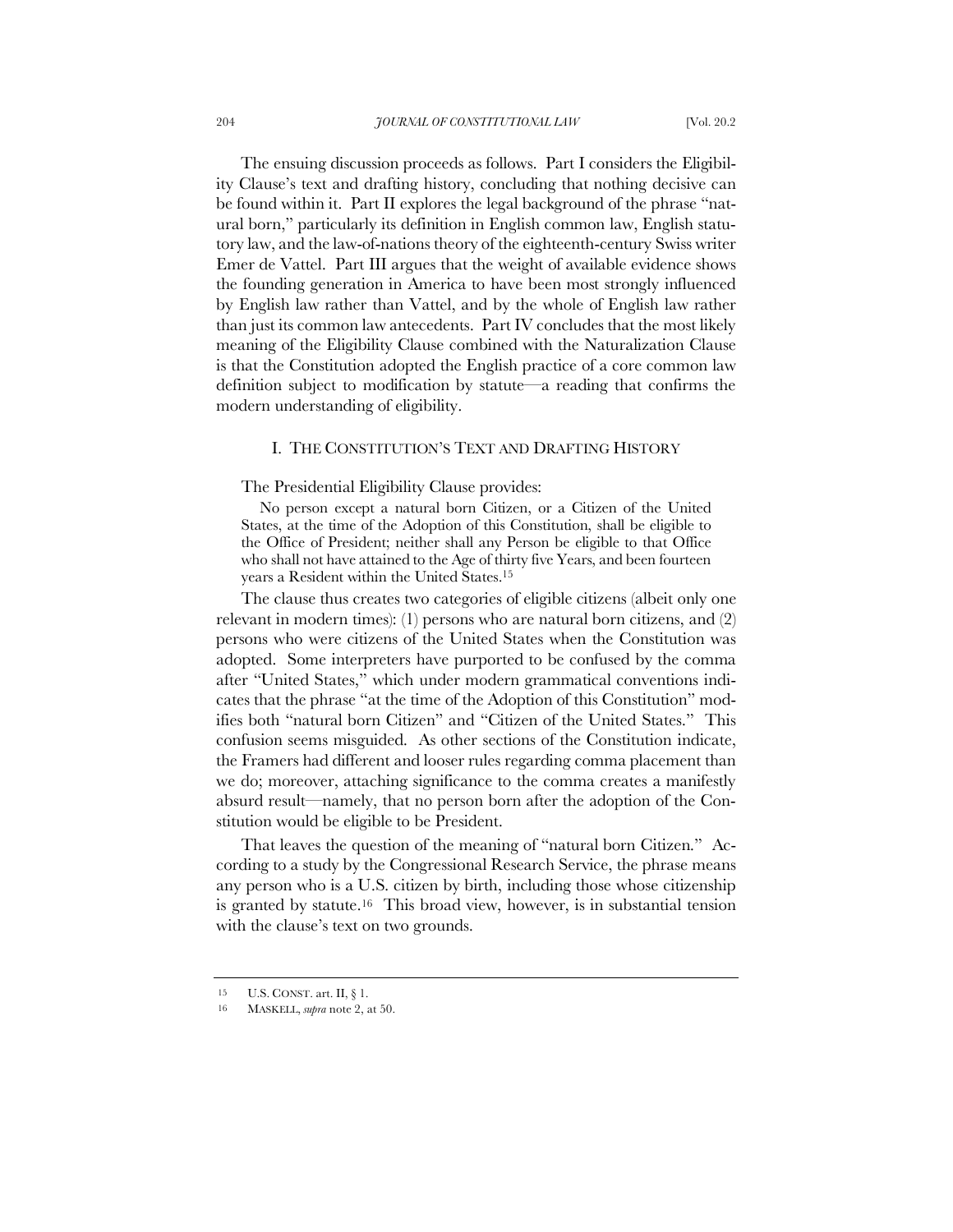The ensuing discussion proceeds as follows. Part I considers the Eligibility Clause's text and drafting history, concluding that nothing decisive can be found within it. Part II explores the legal background of the phrase "natural born," particularly its definition in English common law, English statutory law, and the law-of-nations theory of the eighteenth-century Swiss writer Emer de Vattel. Part III argues that the weight of available evidence shows the founding generation in America to have been most strongly influenced by English law rather than Vattel, and by the whole of English law rather than just its common law antecedents. Part IV concludes that the most likely meaning of the Eligibility Clause combined with the Naturalization Clause is that the Constitution adopted the English practice of a core common law definition subject to modification by statute—a reading that confirms the modern understanding of eligibility.

## I. THE CONSTITUTION'S TEXT AND DRAFTING HISTORY

The Presidential Eligibility Clause provides:

> No person except a natural born Citizen, or a Citizen of the United States, at the time of the Adoption of this Constitution, shall be eligible to the Office of President; neither shall any Person be eligible to that Office who shall not have attained to the Age of thirty five Years, and been fourteen years a Resident within the United States.[15]

The clause thus creates two categories of eligible citizens (albeit only one relevant in modern times): (1) persons who are natural born citizens, and (2) persons who were citizens of the United States when the Constitution was adopted. Some interpreters have purported to be confused by the comma after "United States," which under modern grammatical conventions indicates that the phrase "at the time of the Adoption of this Constitution" modifies both "natural born Citizen" and "Citizen of the United States." This confusion seems misguided. As other sections of the Constitution indicate, the Framers had different and looser rules regarding comma placement than we do; moreover, attaching significance to the comma creates a manifestly absurd result—namely, that no person born after the adoption of the Constitution would be eligible to be President.

That leaves the question of the meaning of "natural born Citizen." According to a study by the Congressional Research Service, the phrase means any person who is a U.S. citizen by birth, including those whose citizenship is granted by statute.[16] This broad view, however, is in substantial tension with the clause's text on two grounds.

---

15 U.S. CONST. art. II, § 1.

16 MASKELL, *supra* note 2, at 50.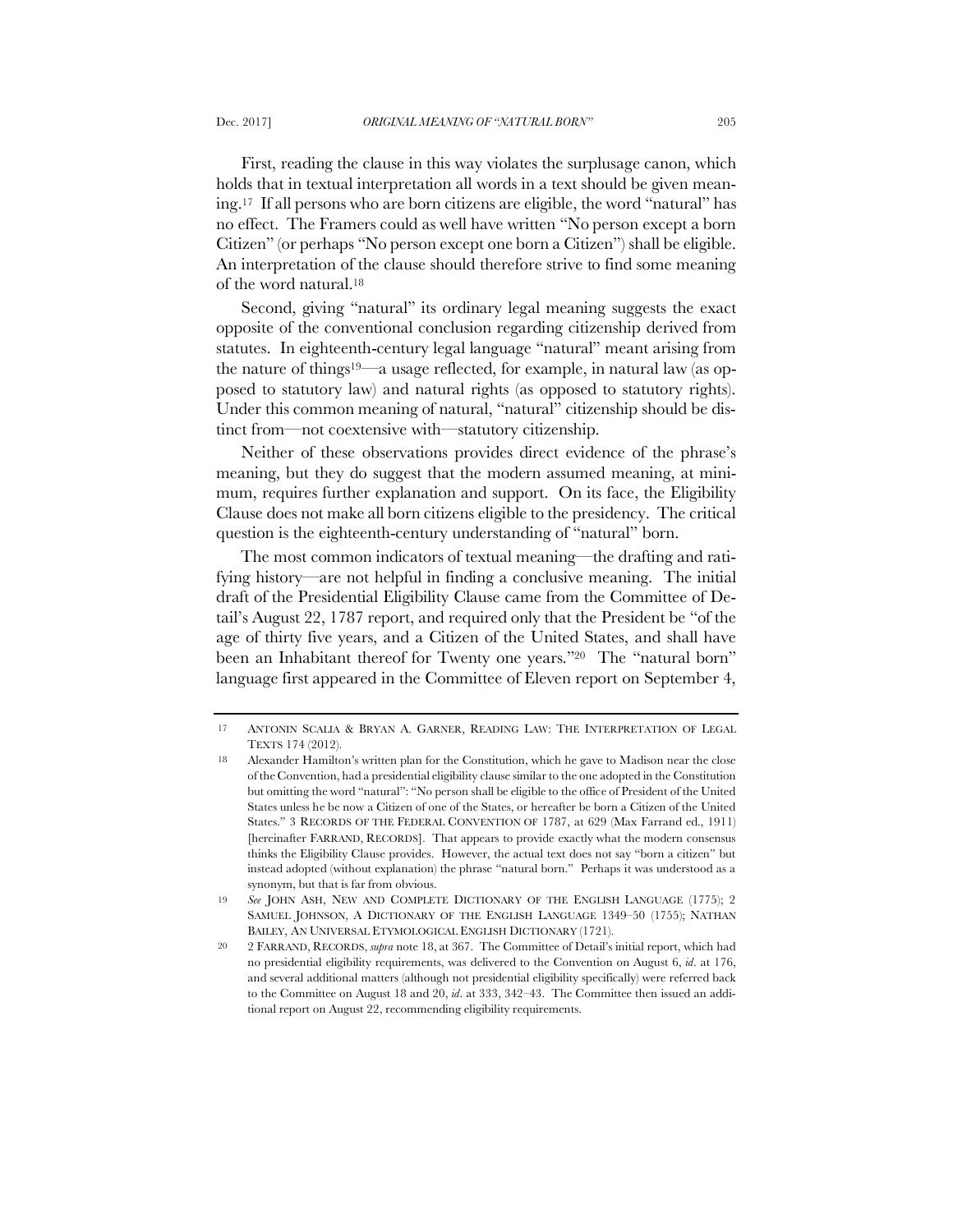First, reading the clause in this way violates the surplusage canon, which holds that in textual interpretation all words in a text should be given meaning.[17] If all persons who are born citizens are eligible, the word "natural" has no effect. The Framers could as well have written "No person except a born Citizen" (or perhaps "No person except one born a Citizen") shall be eligible. An interpretation of the clause should therefore strive to find some meaning of the word natural.[18]

Second, giving "natural" its ordinary legal meaning suggests the exact opposite of the conventional conclusion regarding citizenship derived from statutes. In eighteenth-century legal language "natural" meant arising from the nature of things[19]—a usage reflected, for example, in natural law (as opposed to statutory law) and natural rights (as opposed to statutory rights). Under this common meaning of natural, "natural" citizenship should be distinct from—not coextensive with—statutory citizenship.

Neither of these observations provides direct evidence of the phrase's meaning, but they do suggest that the modern assumed meaning, at minimum, requires further explanation and support. On its face, the Eligibility Clause does not make all born citizens eligible to the presidency. The critical question is the eighteenth-century understanding of "natural" born.

The most common indicators of textual meaning—the drafting and ratifying history—are not helpful in finding a conclusive meaning. The initial draft of the Presidential Eligibility Clause came from the Committee of Detail's August 22, 1787 report, and required only that the President be "of the age of thirty five years, and a Citizen of the United States, and shall have been an Inhabitant thereof for Twenty one years."[20] The "natural born" language first appeared in the Committee of Eleven report on September 4,

---

17 ANTONIN SCALIA & BRYAN A. GARNER, READING LAW: THE INTERPRETATION OF LEGAL TEXTS 174 (2012).

18 Alexander Hamilton's written plan for the Constitution, which he gave to Madison near the close of the Convention, had a presidential eligibility clause similar to the one adopted in the Constitution but omitting the word "natural": "No person shall be eligible to the office of President of the United States unless he be now a Citizen of one of the States, or hereafter be born a Citizen of the United States." 3 RECORDS OF THE FEDERAL CONVENTION OF 1787, at 629 (Max Farrand ed., 1911) [hereinafter FARRAND, RECORDS]. That appears to provide exactly what the modern consensus thinks the Eligibility Clause provides. However, the actual text does not say "born a citizen" but instead adopted (without explanation) the phrase "natural born." Perhaps it was understood as a synonym, but that is far from obvious.

19 *See* JOHN ASH, NEW AND COMPLETE DICTIONARY OF THE ENGLISH LANGUAGE (1775); 2 SAMUEL JOHNSON, A DICTIONARY OF THE ENGLISH LANGUAGE 1349–50 (1755); NATHAN BAILEY, AN UNIVERSAL ETYMOLOGICAL ENGLISH DICTIONARY (1721).

20 2 FARRAND, RECORDS, *supra* note 18, at 367. The Committee of Detail's initial report, which had no presidential eligibility requirements, was delivered to the Convention on August 6, *id*. at 176, and several additional matters (although not presidential eligibility specifically) were referred back to the Committee on August 18 and 20, *id*. at 333, 342–43. The Committee then issued an additional report on August 22, recommending eligibility requirements.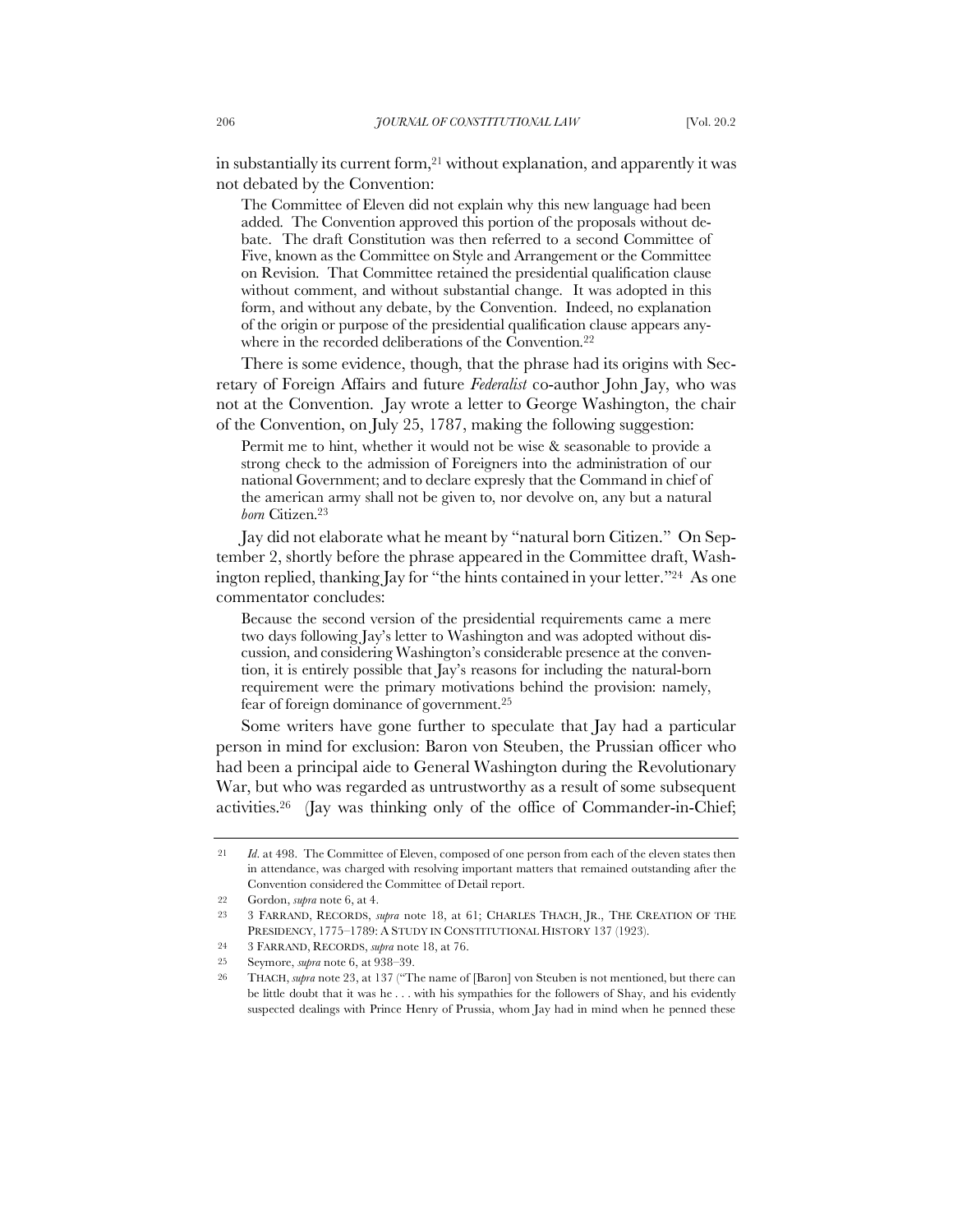in substantially its current form,[21] without explanation, and apparently it was not debated by the Convention:

> The Committee of Eleven did not explain why this new language had been added. The Convention approved this portion of the proposals without debate. The draft Constitution was then referred to a second Committee of Five, known as the Committee on Style and Arrangement or the Committee on Revision. That Committee retained the presidential qualification clause without comment, and without substantial change. It was adopted in this form, and without any debate, by the Convention. Indeed, no explanation of the origin or purpose of the presidential qualification clause appears anywhere in the recorded deliberations of the Convention.[22]

There is some evidence, though, that the phrase had its origins with Secretary of Foreign Affairs and future *Federalist* co-author John Jay, who was not at the Convention. Jay wrote a letter to George Washington, the chair of the Convention, on July 25, 1787, making the following suggestion:

> Permit me to hint, whether it would not be wise & seasonable to provide a strong check to the admission of Foreigners into the administration of our national Government; and to declare expresly that the Command in chief of the american army shall not be given to, nor devolve on, any but a natural *born* Citizen.[23]

Jay did not elaborate what he meant by "natural born Citizen." On September 2, shortly before the phrase appeared in the Committee draft, Washington replied, thanking Jay for "the hints contained in your letter."[24] As one commentator concludes:

> Because the second version of the presidential requirements came a mere two days following Jay's letter to Washington and was adopted without discussion, and considering Washington's considerable presence at the convention, it is entirely possible that Jay's reasons for including the natural-born requirement were the primary motivations behind the provision: namely, fear of foreign dominance of government.[25]

Some writers have gone further to speculate that Jay had a particular person in mind for exclusion: Baron von Steuben, the Prussian officer who had been a principal aide to General Washington during the Revolutionary War, but who was regarded as untrustworthy as a result of some subsequent activities.[26] (Jay was thinking only of the office of Commander-in-Chief;

---

[21] *Id.* at 498. The Committee of Eleven, composed of one person from each of the eleven states then in attendance, was charged with resolving important matters that remained outstanding after the Convention considered the Committee of Detail report.

[22] Gordon, *supra* note 6, at 4.

[23] 3 FARRAND, RECORDS, *supra* note 18, at 61; CHARLES THACH, JR., THE CREATION OF THE PRESIDENCY, 1775–1789: A STUDY IN CONSTITUTIONAL HISTORY 137 (1923).

[24] 3 FARRAND, RECORDS, *supra* note 18, at 76.

[25] Seymore, *supra* note 6, at 938–39.

[26] THACH, *supra* note 23, at 137 ("The name of [Baron] von Steuben is not mentioned, but there can be little doubt that it was he . . . with his sympathies for the followers of Shay, and his evidently suspected dealings with Prince Henry of Prussia, whom Jay had in mind when he penned these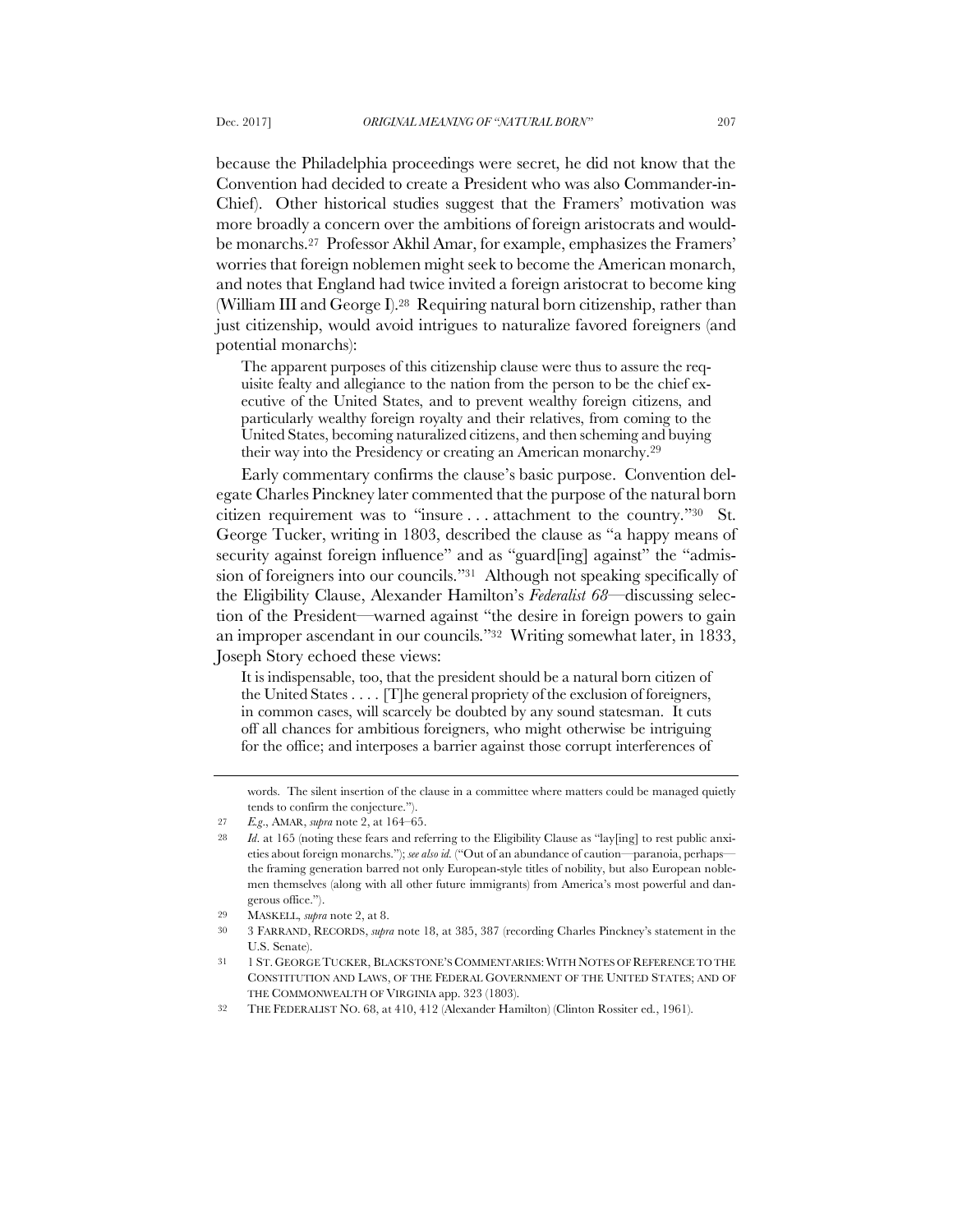because the Philadelphia proceedings were secret, he did not know that the Convention had decided to create a President who was also Commander-in-Chief). Other historical studies suggest that the Framers' motivation was more broadly a concern over the ambitions of foreign aristocrats and would-be monarchs.[27] Professor Akhil Amar, for example, emphasizes the Framers' worries that foreign noblemen might seek to become the American monarch, and notes that England had twice invited a foreign aristocrat to become king (William III and George I).[28] Requiring natural born citizenship, rather than just citizenship, would avoid intrigues to naturalize favored foreigners (and potential monarchs):

> The apparent purposes of this citizenship clause were thus to assure the requisite fealty and allegiance to the nation from the person to be the chief executive of the United States, and to prevent wealthy foreign citizens, and particularly wealthy foreign royalty and their relatives, from coming to the United States, becoming naturalized citizens, and then scheming and buying their way into the Presidency or creating an American monarchy.[29]

Early commentary confirms the clause's basic purpose. Convention delegate Charles Pinckney later commented that the purpose of the natural born citizen requirement was to "insure . . . attachment to the country."[30] St. George Tucker, writing in 1803, described the clause as "a happy means of security against foreign influence" and as "guard[ing] against" the "admission of foreigners into our councils."[31] Although not speaking specifically of the Eligibility Clause, Alexander Hamilton's *Federalist 68*—discussing selection of the President—warned against "the desire in foreign powers to gain an improper ascendant in our councils."[32] Writing somewhat later, in 1833, Joseph Story echoed these views:

> It is indispensable, too, that the president should be a natural born citizen of the United States . . . . [T]he general propriety of the exclusion of foreigners, in common cases, will scarcely be doubted by any sound statesman. It cuts off all chances for ambitious foreigners, who might otherwise be intriguing for the office; and interposes a barrier against those corrupt interferences of

---

words. The silent insertion of the clause in a committee where matters could be managed quietly tends to confirm the conjecture.").

27 *E.g.*, AMAR, *supra* note 2, at 164–65.

28 *Id.* at 165 (noting these fears and referring to the Eligibility Clause as "lay[ing] to rest public anxieties about foreign monarchs."); *see also id.* ("Out of an abundance of caution—paranoia, perhaps—the framing generation barred not only European-style titles of nobility, but also European noblemen themselves (along with all other future immigrants) from America's most powerful and dangerous office.").

29 MASKELL, *supra* note 2, at 8.

30 3 FARRAND, RECORDS, *supra* note 18, at 385, 387 (recording Charles Pinckney's statement in the U.S. Senate).

31 1 ST. GEORGE TUCKER, BLACKSTONE'S COMMENTARIES: WITH NOTES OF REFERENCE TO THE CONSTITUTION AND LAWS, OF THE FEDERAL GOVERNMENT OF THE UNITED STATES; AND OF THE COMMONWEALTH OF VIRGINIA app. 323 (1803).

32 THE FEDERALIST NO. 68, at 410, 412 (Alexander Hamilton) (Clinton Rossiter ed., 1961).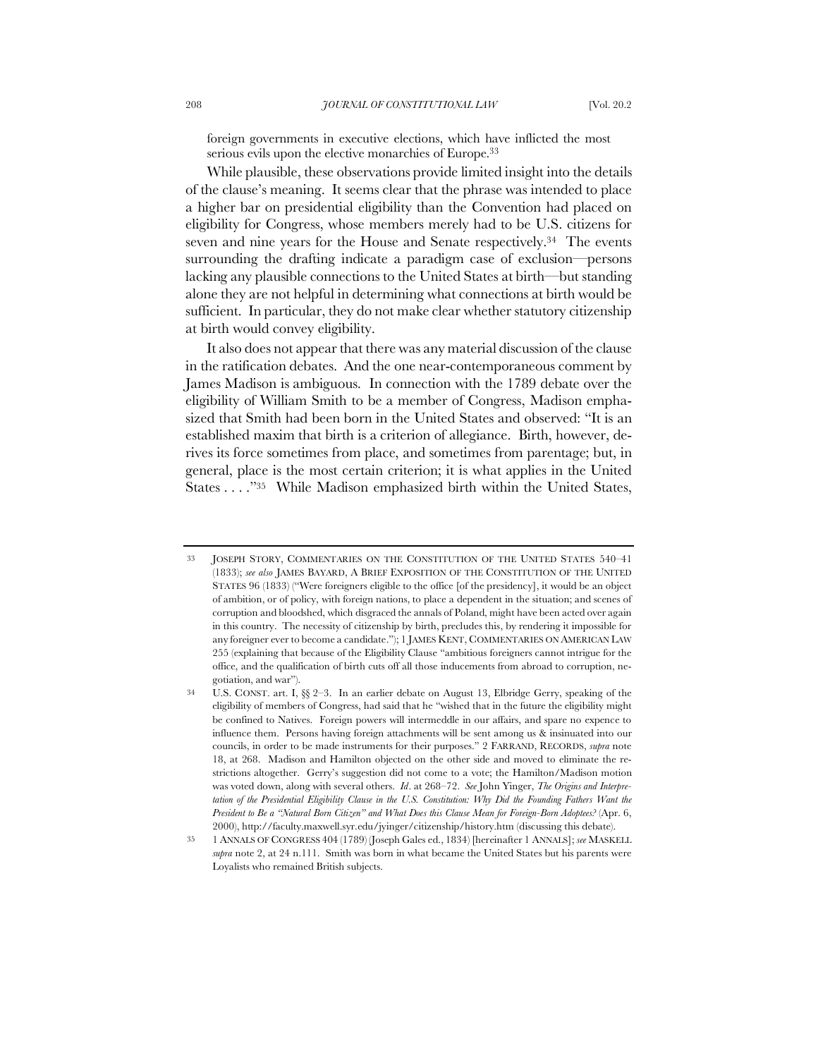foreign governments in executive elections, which have inflicted the most serious evils upon the elective monarchies of Europe.[33]

While plausible, these observations provide limited insight into the details of the clause's meaning. It seems clear that the phrase was intended to place a higher bar on presidential eligibility than the Convention had placed on eligibility for Congress, whose members merely had to be U.S. citizens for seven and nine years for the House and Senate respectively.[34] The events surrounding the drafting indicate a paradigm case of exclusion—persons lacking any plausible connections to the United States at birth—but standing alone they are not helpful in determining what connections at birth would be sufficient. In particular, they do not make clear whether statutory citizenship at birth would convey eligibility.

It also does not appear that there was any material discussion of the clause in the ratification debates. And the one near-contemporaneous comment by James Madison is ambiguous. In connection with the 1789 debate over the eligibility of William Smith to be a member of Congress, Madison emphasized that Smith had been born in the United States and observed: "It is an established maxim that birth is a criterion of allegiance. Birth, however, derives its force sometimes from place, and sometimes from parentage; but, in general, place is the most certain criterion; it is what applies in the United States . . . ."[35] While Madison emphasized birth within the United States,

---

33 JOSEPH STORY, COMMENTARIES ON THE CONSTITUTION OF THE UNITED STATES 540–41 (1833); *see also* JAMES BAYARD, A BRIEF EXPOSITION OF THE CONSTITUTION OF THE UNITED STATES 96 (1833) ("Were foreigners eligible to the office [of the presidency], it would be an object of ambition, or of policy, with foreign nations, to place a dependent in the situation; and scenes of corruption and bloodshed, which disgraced the annals of Poland, might have been acted over again in this country. The necessity of citizenship by birth, precludes this, by rendering it impossible for any foreigner ever to become a candidate."); 1 JAMES KENT, COMMENTARIES ON AMERICAN LAW 255 (explaining that because of the Eligibility Clause "ambitious foreigners cannot intrigue for the office, and the qualification of birth cuts off all those inducements from abroad to corruption, negotiation, and war").

34 U.S. CONST. art. I, §§ 2–3. In an earlier debate on August 13, Elbridge Gerry, speaking of the eligibility of members of Congress, had said that he "wished that in the future the eligibility might be confined to Natives. Foreign powers will intermeddle in our affairs, and spare no expence to influence them. Persons having foreign attachments will be sent among us & insinuated into our councils, in order to be made instruments for their purposes." 2 FARRAND, RECORDS, *supra* note 18, at 268. Madison and Hamilton objected on the other side and moved to eliminate the restrictions altogether. Gerry's suggestion did not come to a vote; the Hamilton/Madison motion was voted down, along with several others. *Id*. at 268–72. *See* John Yinger, *The Origins and Interpretation of the Presidential Eligibility Clause in the U.S. Constitution: Why Did the Founding Fathers Want the President to Be a "Natural Born Citizen" and What Does this Clause Mean for Foreign-Born Adoptees?* (Apr. 6, 2000), http://faculty.maxwell.syr.edu/jyinger/citizenship/history.htm (discussing this debate).

35 1 ANNALS OF CONGRESS 404 (1789) (Joseph Gales ed., 1834) [hereinafter 1 ANNALS]; *see* MASKELL *supra* note 2, at 24 n.111. Smith was born in what became the United States but his parents were Loyalists who remained British subjects.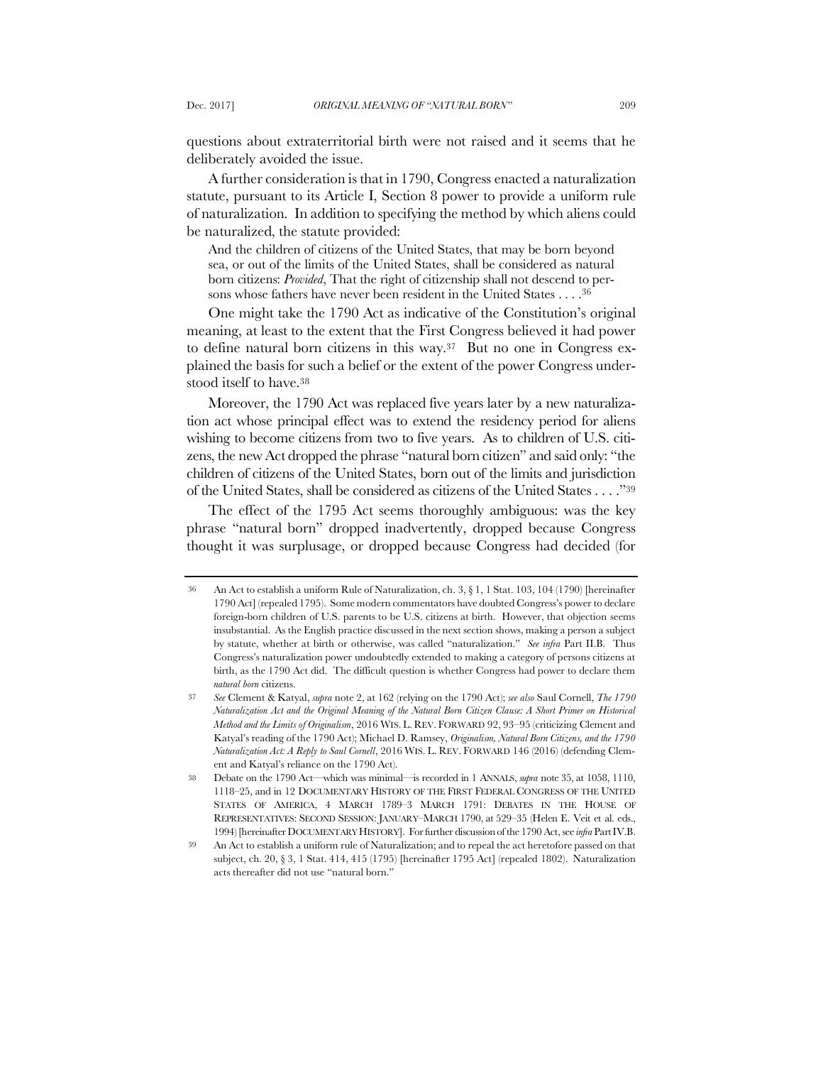questions about extraterritorial birth were not raised and it seems that he deliberately avoided the issue.

A further consideration is that in 1790, Congress enacted a naturalization statute, pursuant to its Article I, Section 8 power to provide a uniform rule of naturalization. In addition to specifying the method by which aliens could be naturalized, the statute provided:

> And the children of citizens of the United States, that may be born beyond sea, or out of the limits of the United States, shall be considered as natural born citizens: *Provided*, That the right of citizenship shall not descend to persons whose fathers have never been resident in the United States . . . .[36]

One might take the 1790 Act as indicative of the Constitution's original meaning, at least to the extent that the First Congress believed it had power to define natural born citizens in this way.[37] But no one in Congress explained the basis for such a belief or the extent of the power Congress understood itself to have.[38]

Moreover, the 1790 Act was replaced five years later by a new naturalization act whose principal effect was to extend the residency period for aliens wishing to become citizens from two to five years. As to children of U.S. citizens, the new Act dropped the phrase "natural born citizen" and said only: "the children of citizens of the United States, born out of the limits and jurisdiction of the United States, shall be considered as citizens of the United States . . . ."[39]

The effect of the 1795 Act seems thoroughly ambiguous: was the key phrase "natural born" dropped inadvertently, dropped because Congress thought it was surplusage, or dropped because Congress had decided (for

---

36 An Act to establish a uniform Rule of Naturalization, ch. 3, § 1, 1 Stat. 103, 104 (1790) [hereinafter 1790 Act] (repealed 1795). Some modern commentators have doubted Congress's power to declare foreign-born children of U.S. parents to be U.S. citizens at birth. However, that objection seems insubstantial. As the English practice discussed in the next section shows, making a person a subject by statute, whether at birth or otherwise, was called "naturalization." *See infra* Part II.B. Thus Congress's naturalization power undoubtedly extended to making a category of persons citizens at birth, as the 1790 Act did. The difficult question is whether Congress had power to declare them *natural born* citizens.

37 *See* Clement & Katyal, *supra* note 2, at 162 (relying on the 1790 Act); *see also* Saul Cornell, *The 1790 Naturalization Act and the Original Meaning of the Natural Born Citizen Clause: A Short Primer on Historical Method and the Limits of Originalism*, 2016 WIS. L. REV. FORWARD 92, 93–95 (criticizing Clement and Katyal's reading of the 1790 Act); Michael D. Ramsey, *Originalism, Natural Born Citizens, and the 1790 Naturalization Act: A Reply to Saul Cornell*, 2016 WIS. L. REV. FORWARD 146 (2016) (defending Clement and Katyal's reliance on the 1790 Act).

38 Debate on the 1790 Act—which was minimal—is recorded in 1 ANNALS, *supra* note 35, at 1058, 1110, 1118–25, and in 12 DOCUMENTARY HISTORY OF THE FIRST FEDERAL CONGRESS OF THE UNITED STATES OF AMERICA, 4 MARCH 1789–3 MARCH 1791: DEBATES IN THE HOUSE OF REPRESENTATIVES: SECOND SESSION: JANUARY–MARCH 1790, at 529–35 (Helen E. Veit et al. eds., 1994) [hereinafter DOCUMENTARY HISTORY]. For further discussion of the 1790 Act, see *infra* Part IV.B.

39 An Act to establish a uniform rule of Naturalization; and to repeal the act heretofore passed on that subject, ch. 20, § 3, 1 Stat. 414, 415 (1795) [hereinafter 1795 Act] (repealed 1802). Naturalization acts thereafter did not use "natural born."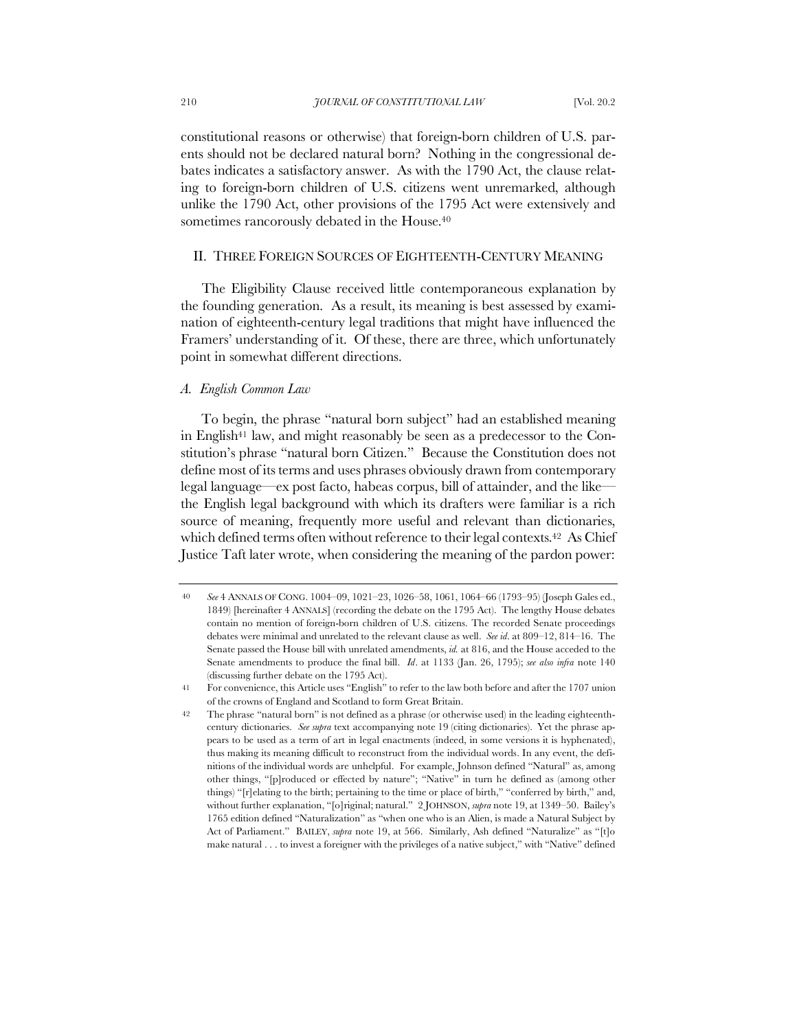constitutional reasons or otherwise) that foreign-born children of U.S. parents should not be declared natural born? Nothing in the congressional debates indicates a satisfactory answer. As with the 1790 Act, the clause relating to foreign-born children of U.S. citizens went unremarked, although unlike the 1790 Act, other provisions of the 1795 Act were extensively and sometimes rancorously debated in the House.[40]

## II. THREE FOREIGN SOURCES OF EIGHTEENTH-CENTURY MEANING

The Eligibility Clause received little contemporaneous explanation by the founding generation. As a result, its meaning is best assessed by examination of eighteenth-century legal traditions that might have influenced the Framers' understanding of it. Of these, there are three, which unfortunately point in somewhat different directions.

### *A. English Common Law*

To begin, the phrase "natural born subject" had an established meaning in English[41] law, and might reasonably be seen as a predecessor to the Constitution's phrase "natural born Citizen." Because the Constitution does not define most of its terms and uses phrases obviously drawn from contemporary legal language—ex post facto, habeas corpus, bill of attainder, and the like—the English legal background with which its drafters were familiar is a rich source of meaning, frequently more useful and relevant than dictionaries, which defined terms often without reference to their legal contexts.[42] As Chief Justice Taft later wrote, when considering the meaning of the pardon power:

---

40 *See* 4 ANNALS OF CONG. 1004–09, 1021–23, 1026–58, 1061, 1064–66 (1793–95) (Joseph Gales ed., 1849) [hereinafter 4 ANNALS] (recording the debate on the 1795 Act). The lengthy House debates contain no mention of foreign-born children of U.S. citizens. The recorded Senate proceedings debates were minimal and unrelated to the relevant clause as well. *See id*. at 809–12, 814–16. The Senate passed the House bill with unrelated amendments, *id.* at 816, and the House acceded to the Senate amendments to produce the final bill. *Id*. at 1133 (Jan. 26, 1795); *see also infra* note 140 (discussing further debate on the 1795 Act).

41 For convenience, this Article uses "English" to refer to the law both before and after the 1707 union of the crowns of England and Scotland to form Great Britain.

42 The phrase "natural born" is not defined as a phrase (or otherwise used) in the leading eighteenth-century dictionaries. *See supra* text accompanying note 19 (citing dictionaries). Yet the phrase appears to be used as a term of art in legal enactments (indeed, in some versions it is hyphenated), thus making its meaning difficult to reconstruct from the individual words. In any event, the definitions of the individual words are unhelpful. For example, Johnson defined "Natural" as, among other things, "[p]roduced or effected by nature"; "Native" in turn he defined as (among other things) "[r]elating to the birth; pertaining to the time or place of birth," "conferred by birth," and, without further explanation, "[o]riginal; natural." 2 JOHNSON, *supra* note 19, at 1349–50. Bailey's 1765 edition defined "Naturalization" as "when one who is an Alien, is made a Natural Subject by Act of Parliament." BAILEY, *supra* note 19, at 566. Similarly, Ash defined "Naturalize" as "[t]o make natural . . . to invest a foreigner with the privileges of a native subject," with "Native" defined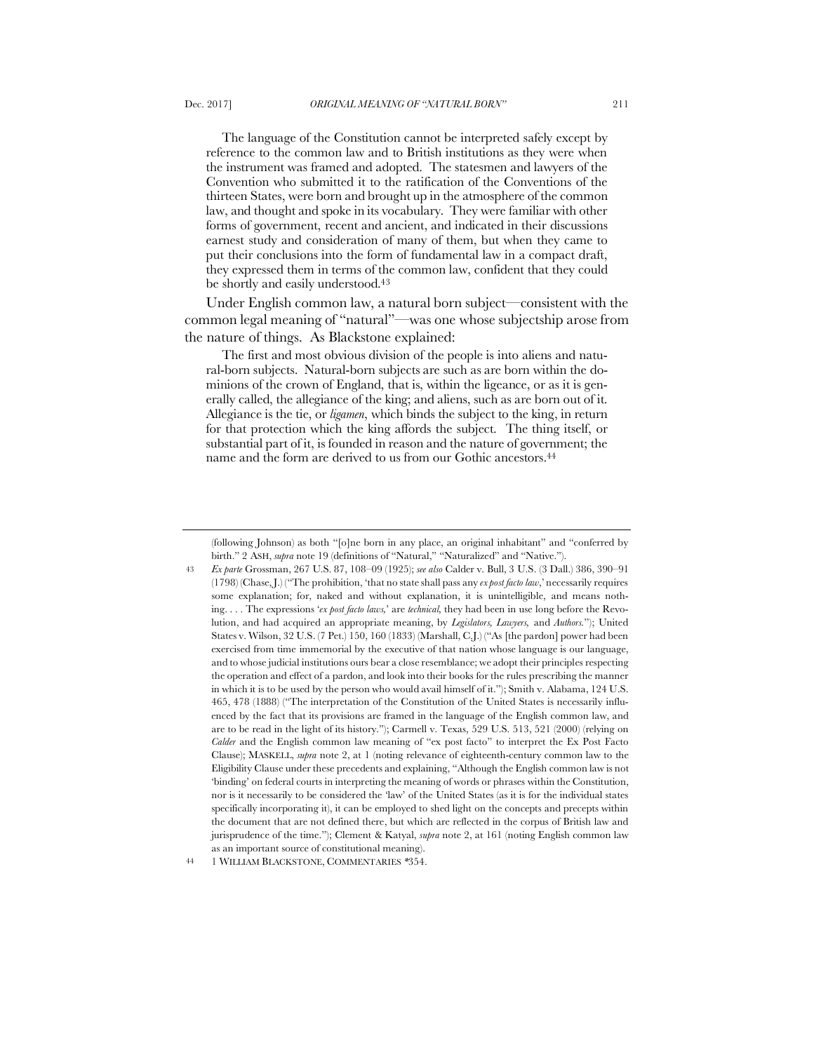> The language of the Constitution cannot be interpreted safely except by reference to the common law and to British institutions as they were when the instrument was framed and adopted. The statesmen and lawyers of the Convention who submitted it to the ratification of the Conventions of the thirteen States, were born and brought up in the atmosphere of the common law, and thought and spoke in its vocabulary. They were familiar with other forms of government, recent and ancient, and indicated in their discussions earnest study and consideration of many of them, but when they came to put their conclusions into the form of fundamental law in a compact draft, they expressed them in terms of the common law, confident that they could be shortly and easily understood.[43]

Under English common law, a natural born subject—consistent with the common legal meaning of "natural"—was one whose subjectship arose from the nature of things. As Blackstone explained:

> The first and most obvious division of the people is into aliens and natural-born subjects. Natural-born subjects are such as are born within the dominions of the crown of England, that is, within the ligeance, or as it is generally called, the allegiance of the king; and aliens, such as are born out of it. Allegiance is the tie, or *ligamen*, which binds the subject to the king, in return for that protection which the king affords the subject. The thing itself, or substantial part of it, is founded in reason and the nature of government; the name and the form are derived to us from our Gothic ancestors.[44]

---

(following Johnson) as both "[o]ne born in any place, an original inhabitant" and "conferred by birth." 2 ASH, *supra* note 19 (definitions of "Natural," "Naturalized" and "Native.").

43 *Ex parte* Grossman, 267 U.S. 87, 108–09 (1925); *see also* Calder v. Bull, 3 U.S. (3 Dall.) 386, 390–91 (1798) (Chase, J.) ("The prohibition, 'that no state shall pass any *ex post facto law*,' necessarily requires some explanation; for, naked and without explanation, it is unintelligible, and means nothing. . . . The expressions '*ex post facto laws,*' are *technical,* they had been in use long before the Revolution, and had acquired an appropriate meaning, by *Legislators, Lawyers,* and *Authors.*"); United States v. Wilson, 32 U.S. (7 Pet.) 150, 160 (1833) (Marshall, C.J.) ("As [the pardon] power had been exercised from time immemorial by the executive of that nation whose language is our language, and to whose judicial institutions ours bear a close resemblance; we adopt their principles respecting the operation and effect of a pardon, and look into their books for the rules prescribing the manner in which it is to be used by the person who would avail himself of it."); Smith v. Alabama, 124 U.S. 465, 478 (1888) ("The interpretation of the Constitution of the United States is necessarily influenced by the fact that its provisions are framed in the language of the English common law, and are to be read in the light of its history."); Carmell v. Texas, 529 U.S. 513, 521 (2000) (relying on *Calder* and the English common law meaning of "ex post facto" to interpret the Ex Post Facto Clause); MASKELL, *supra* note 2, at 1 (noting relevance of eighteenth-century common law to the Eligibility Clause under these precedents and explaining, "Although the English common law is not 'binding' on federal courts in interpreting the meaning of words or phrases within the Constitution, nor is it necessarily to be considered the 'law' of the United States (as it is for the individual states specifically incorporating it), it can be employed to shed light on the concepts and precepts within the document that are not defined there, but which are reflected in the corpus of British law and jurisprudence of the time."); Clement & Katyal, *supra* note 2, at 161 (noting English common law as an important source of constitutional meaning).

44 1 WILLIAM BLACKSTONE, COMMENTARIES *354.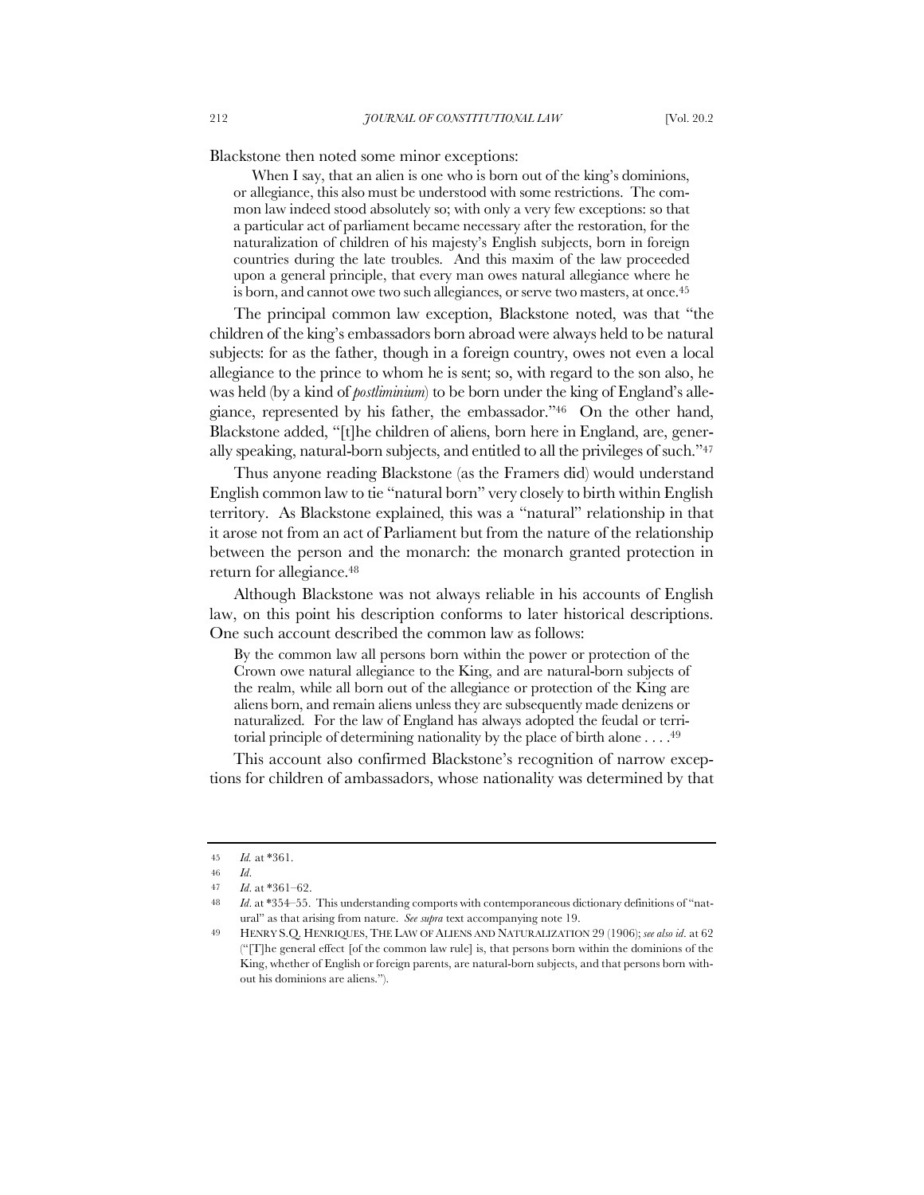Blackstone then noted some minor exceptions:

> When I say, that an alien is one who is born out of the king's dominions, or allegiance, this also must be understood with some restrictions. The common law indeed stood absolutely so; with only a very few exceptions: so that a particular act of parliament became necessary after the restoration, for the naturalization of children of his majesty's English subjects, born in foreign countries during the late troubles. And this maxim of the law proceeded upon a general principle, that every man owes natural allegiance where he is born, and cannot owe two such allegiances, or serve two masters, at once.[45]

The principal common law exception, Blackstone noted, was that "the children of the king's embassadors born abroad were always held to be natural subjects: for as the father, though in a foreign country, owes not even a local allegiance to the prince to whom he is sent; so, with regard to the son also, he was held (by a kind of *postliminium*) to be born under the king of England's allegiance, represented by his father, the embassador."[46] On the other hand, Blackstone added, "[t]he children of aliens, born here in England, are, generally speaking, natural-born subjects, and entitled to all the privileges of such."[47]

Thus anyone reading Blackstone (as the Framers did) would understand English common law to tie "natural born" very closely to birth within English territory. As Blackstone explained, this was a "natural" relationship in that it arose not from an act of Parliament but from the nature of the relationship between the person and the monarch: the monarch granted protection in return for allegiance.[48]

Although Blackstone was not always reliable in his accounts of English law, on this point his description conforms to later historical descriptions. One such account described the common law as follows:

> By the common law all persons born within the power or protection of the Crown owe natural allegiance to the King, and are natural-born subjects of the realm, while all born out of the allegiance or protection of the King are aliens born, and remain aliens unless they are subsequently made denizens or naturalized. For the law of England has always adopted the feudal or territorial principle of determining nationality by the place of birth alone . . . .[49]

This account also confirmed Blackstone's recognition of narrow exceptions for children of ambassadors, whose nationality was determined by that

---

45 *Id.* at *361.

46 *Id.*

47 *Id.* at *361–62.

48 *Id.* at *354–55. This understanding comports with contemporaneous dictionary definitions of "natural" as that arising from nature. *See supra* text accompanying note 19.

49 HENRY S.Q. HENRIQUES, THE LAW OF ALIENS AND NATURALIZATION 29 (1906); *see also id.* at 62 ("[T]he general effect [of the common law rule] is, that persons born within the dominions of the King, whether of English or foreign parents, are natural-born subjects, and that persons born without his dominions are aliens.").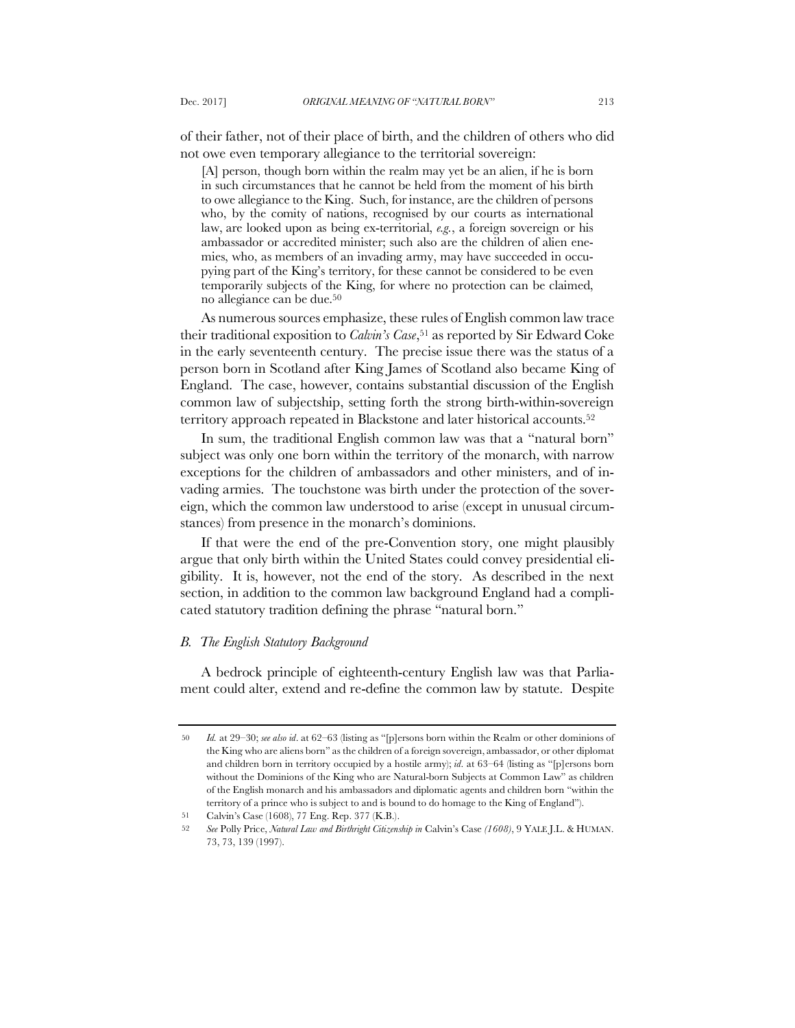of their father, not of their place of birth, and the children of others who did not owe even temporary allegiance to the territorial sovereign:

> [A] person, though born within the realm may yet be an alien, if he is born in such circumstances that he cannot be held from the moment of his birth to owe allegiance to the King. Such, for instance, are the children of persons who, by the comity of nations, recognised by our courts as international law, are looked upon as being ex-territorial, *e.g.*, a foreign sovereign or his ambassador or accredited minister; such also are the children of alien enemies, who, as members of an invading army, may have succeeded in occupying part of the King's territory, for these cannot be considered to be even temporarily subjects of the King, for where no protection can be claimed, no allegiance can be due.[50]

As numerous sources emphasize, these rules of English common law trace their traditional exposition to *Calvin's Case*,[51] as reported by Sir Edward Coke in the early seventeenth century. The precise issue there was the status of a person born in Scotland after King James of Scotland also became King of England. The case, however, contains substantial discussion of the English common law of subjectship, setting forth the strong birth-within-sovereign territory approach repeated in Blackstone and later historical accounts.[52]

In sum, the traditional English common law was that a "natural born" subject was only one born within the territory of the monarch, with narrow exceptions for the children of ambassadors and other ministers, and of invading armies. The touchstone was birth under the protection of the sovereign, which the common law understood to arise (except in unusual circumstances) from presence in the monarch's dominions.

If that were the end of the pre-Convention story, one might plausibly argue that only birth within the United States could convey presidential eligibility. It is, however, not the end of the story. As described in the next section, in addition to the common law background England had a complicated statutory tradition defining the phrase "natural born."

### *B. The English Statutory Background*

A bedrock principle of eighteenth-century English law was that Parliament could alter, extend and re-define the common law by statute. Despite

---

50 *Id.* at 29–30; *see also id*. at 62–63 (listing as "[p]ersons born within the Realm or other dominions of the King who are aliens born" as the children of a foreign sovereign, ambassador, or other diplomat and children born in territory occupied by a hostile army); *id.* at 63–64 (listing as "[p]ersons born without the Dominions of the King who are Natural-born Subjects at Common Law" as children of the English monarch and his ambassadors and diplomatic agents and children born "within the territory of a prince who is subject to and is bound to do homage to the King of England").

51 Calvin's Case (1608), 77 Eng. Rep. 377 (K.B.).

52 *See* Polly Price, *Natural Law and Birthright Citizenship in* Calvin's Case *(1608)*, 9 YALE J.L. & HUMAN. 73, 73, 139 (1997).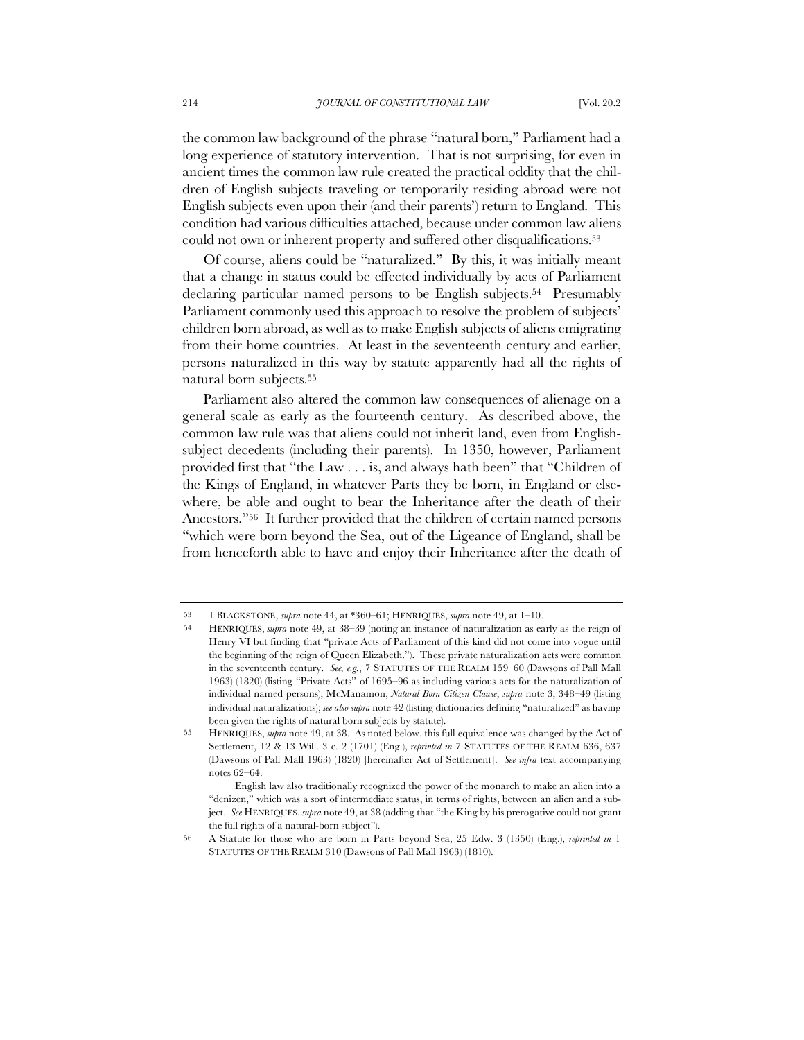the common law background of the phrase "natural born," Parliament had a long experience of statutory intervention. That is not surprising, for even in ancient times the common law rule created the practical oddity that the children of English subjects traveling or temporarily residing abroad were not English subjects even upon their (and their parents') return to England. This condition had various difficulties attached, because under common law aliens could not own or inherent property and suffered other disqualifications.[53]

Of course, aliens could be "naturalized." By this, it was initially meant that a change in status could be effected individually by acts of Parliament declaring particular named persons to be English subjects.[54] Presumably Parliament commonly used this approach to resolve the problem of subjects' children born abroad, as well as to make English subjects of aliens emigrating from their home countries. At least in the seventeenth century and earlier, persons naturalized in this way by statute apparently had all the rights of natural born subjects.[55]

Parliament also altered the common law consequences of alienage on a general scale as early as the fourteenth century. As described above, the common law rule was that aliens could not inherit land, even from English-subject decedents (including their parents). In 1350, however, Parliament provided first that "the Law . . . is, and always hath been" that "Children of the Kings of England, in whatever Parts they be born, in England or elsewhere, be able and ought to bear the Inheritance after the death of their Ancestors."[56] It further provided that the children of certain named persons "which were born beyond the Sea, out of the Ligeance of England, shall be from henceforth able to have and enjoy their Inheritance after the death of

---

53 1 BLACKSTONE, *supra* note 44, at \*360–61; HENRIQUES, *supra* note 49, at 1–10.

54 HENRIQUES, *supra* note 49, at 38–39 (noting an instance of naturalization as early as the reign of Henry VI but finding that "private Acts of Parliament of this kind did not come into vogue until the beginning of the reign of Queen Elizabeth."). These private naturalization acts were common in the seventeenth century. *See, e.g.*, 7 STATUTES OF THE REALM 159–60 (Dawsons of Pall Mall 1963) (1820) (listing "Private Acts" of 1695–96 as including various acts for the naturalization of individual named persons); McManamon, *Natural Born Citizen Clause*, *supra* note 3, 348–49 (listing individual naturalizations); *see also supra* note 42 (listing dictionaries defining "naturalized" as having been given the rights of natural born subjects by statute).

55 HENRIQUES, *supra* note 49, at 38. As noted below, this full equivalence was changed by the Act of Settlement, 12 & 13 Will. 3 c. 2 (1701) (Eng.), *reprinted in* 7 STATUTES OF THE REALM 636, 637 (Dawsons of Pall Mall 1963) (1820) [hereinafter Act of Settlement]. *See infra* text accompanying notes 62–64.

English law also traditionally recognized the power of the monarch to make an alien into a "denizen," which was a sort of intermediate status, in terms of rights, between an alien and a subject. *See* HENRIQUES, *supra* note 49, at 38 (adding that "the King by his prerogative could not grant the full rights of a natural-born subject").

56 A Statute for those who are born in Parts beyond Sea, 25 Edw. 3 (1350) (Eng.), *reprinted in* 1 STATUTES OF THE REALM 310 (Dawsons of Pall Mall 1963) (1810).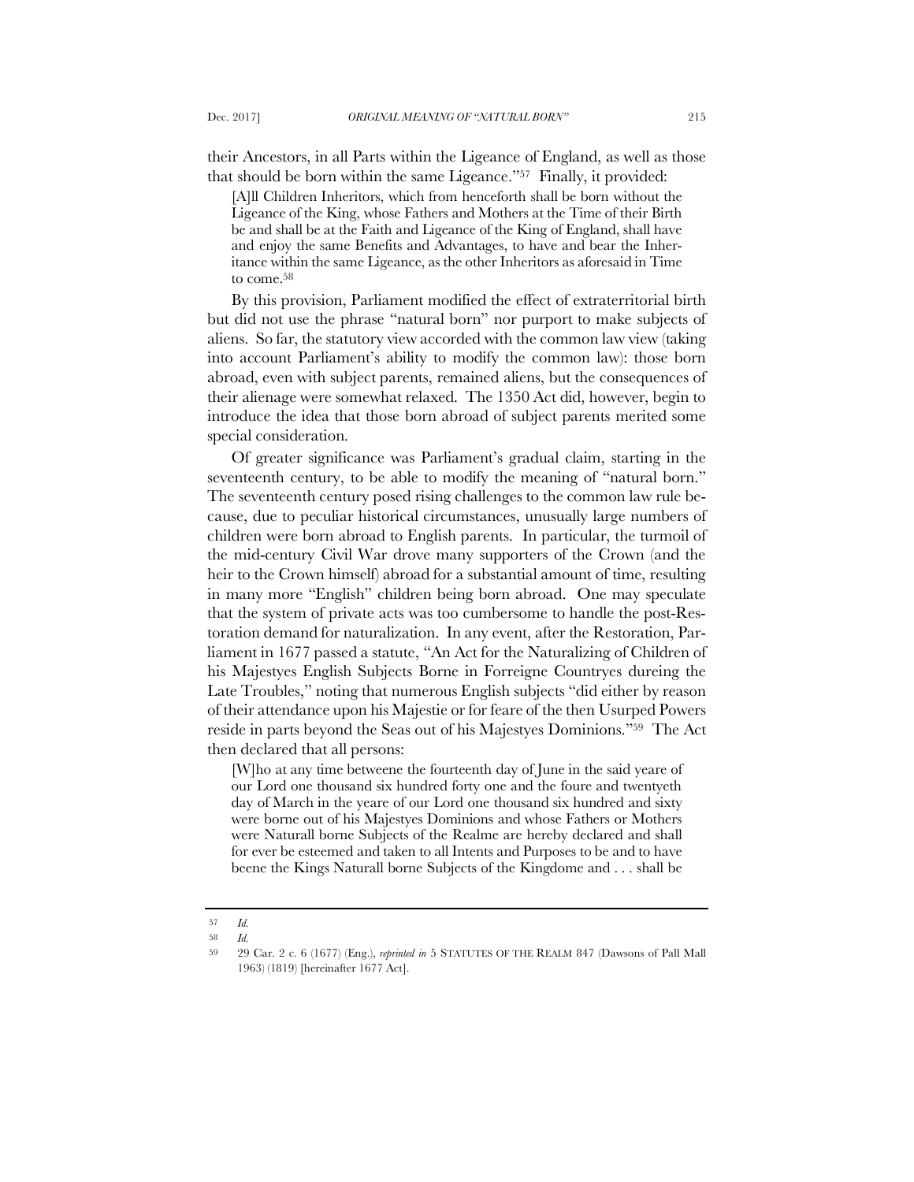their Ancestors, in all Parts within the Ligeance of England, as well as those that should be born within the same Ligeance."[57] Finally, it provided:

> [A]ll Children Inheritors, which from henceforth shall be born without the Ligeance of the King, whose Fathers and Mothers at the Time of their Birth be and shall be at the Faith and Ligeance of the King of England, shall have and enjoy the same Benefits and Advantages, to have and bear the Inheritance within the same Ligeance, as the other Inheritors as aforesaid in Time to come.[58]

By this provision, Parliament modified the effect of extraterritorial birth but did not use the phrase "natural born" nor purport to make subjects of aliens. So far, the statutory view accorded with the common law view (taking into account Parliament's ability to modify the common law): those born abroad, even with subject parents, remained aliens, but the consequences of their alienage were somewhat relaxed. The 1350 Act did, however, begin to introduce the idea that those born abroad of subject parents merited some special consideration.

Of greater significance was Parliament's gradual claim, starting in the seventeenth century, to be able to modify the meaning of "natural born." The seventeenth century posed rising challenges to the common law rule because, due to peculiar historical circumstances, unusually large numbers of children were born abroad to English parents. In particular, the turmoil of the mid-century Civil War drove many supporters of the Crown (and the heir to the Crown himself) abroad for a substantial amount of time, resulting in many more "English" children being born abroad. One may speculate that the system of private acts was too cumbersome to handle the post-Restoration demand for naturalization. In any event, after the Restoration, Parliament in 1677 passed a statute, "An Act for the Naturalizing of Children of his Majestyes English Subjects Borne in Forreigne Countryes dureing the Late Troubles," noting that numerous English subjects "did either by reason of their attendance upon his Majestie or for feare of the then Usurped Powers reside in parts beyond the Seas out of his Majestyes Dominions."[59] The Act then declared that all persons:

> [W]ho at any time betweene the fourteenth day of June in the said yeare of our Lord one thousand six hundred forty one and the foure and twentyeth day of March in the yeare of our Lord one thousand six hundred and sixty were borne out of his Majestyes Dominions and whose Fathers or Mothers were Naturall borne Subjects of the Realme are hereby declared and shall for ever be esteemed and taken to all Intents and Purposes to be and to have beene the Kings Naturall borne Subjects of the Kingdome and . . . shall be

---

57 *Id.*

58 *Id.*

59 29 Car. 2 c. 6 (1677) (Eng.), *reprinted in* 5 STATUTES OF THE REALM 847 (Dawsons of Pall Mall 1963) (1819) [hereinafter 1677 Act].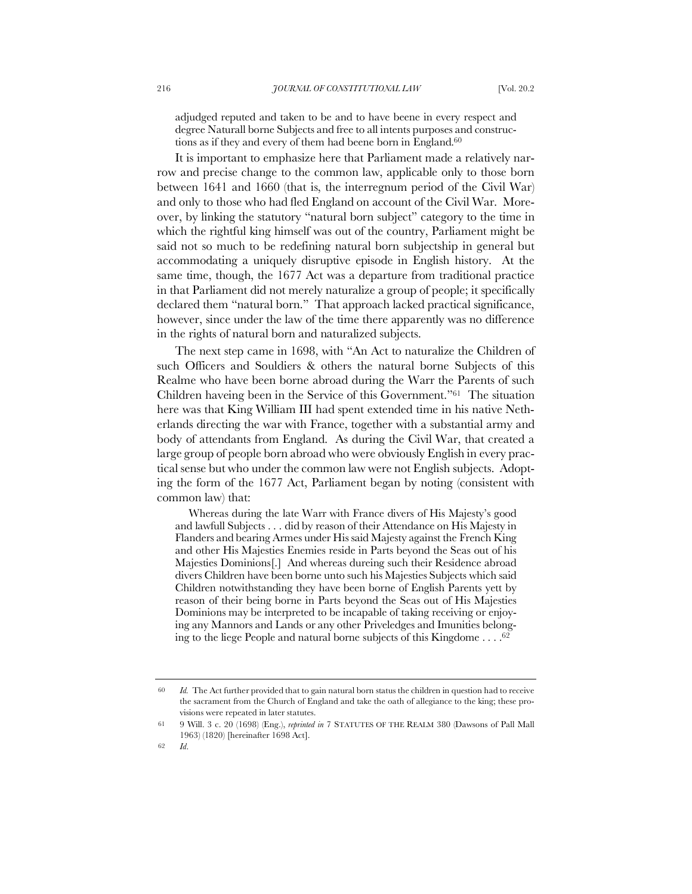> adjudged reputed and taken to be and to have beene in every respect and degree Naturall borne Subjects and free to all intents purposes and constructions as if they and every of them had beene born in England.[60]

It is important to emphasize here that Parliament made a relatively narrow and precise change to the common law, applicable only to those born between 1641 and 1660 (that is, the interregnum period of the Civil War) and only to those who had fled England on account of the Civil War. Moreover, by linking the statutory "natural born subject" category to the time in which the rightful king himself was out of the country, Parliament might be said not so much to be redefining natural born subjectship in general but accommodating a uniquely disruptive episode in English history. At the same time, though, the 1677 Act was a departure from traditional practice in that Parliament did not merely naturalize a group of people; it specifically declared them "natural born." That approach lacked practical significance, however, since under the law of the time there apparently was no difference in the rights of natural born and naturalized subjects.

The next step came in 1698, with "An Act to naturalize the Children of such Officers and Souldiers & others the natural borne Subjects of this Realme who have been borne abroad during the Warr the Parents of such Children haveing been in the Service of this Government."[61] The situation here was that King William III had spent extended time in his native Netherlands directing the war with France, together with a substantial army and body of attendants from England. As during the Civil War, that created a large group of people born abroad who were obviously English in every practical sense but who under the common law were not English subjects. Adopting the form of the 1677 Act, Parliament began by noting (consistent with common law) that:

> Whereas during the late Warr with France divers of His Majesty's good and lawfull Subjects . . . did by reason of their Attendance on His Majesty in Flanders and bearing Armes under His said Majesty against the French King and other His Majesties Enemies reside in Parts beyond the Seas out of his Majesties Dominions[.] And whereas dureing such their Residence abroad divers Children have been borne unto such his Majesties Subjects which said Children notwithstanding they have been borne of English Parents yett by reason of their being borne in Parts beyond the Seas out of His Majesties Dominions may be interpreted to be incapable of taking receiving or enjoying any Mannors and Lands or any other Priveledges and Imunities belonging to the liege People and natural borne subjects of this Kingdome . . . .[62]

---

[60] *Id.* The Act further provided that to gain natural born status the children in question had to receive the sacrament from the Church of England and take the oath of allegiance to the king; these provisions were repeated in later statutes.

[61] 9 Will. 3 c. 20 (1698) (Eng.), *reprinted in* 7 STATUTES OF THE REALM 380 (Dawsons of Pall Mall 1963) (1820) [hereinafter 1698 Act].

[62] *Id.*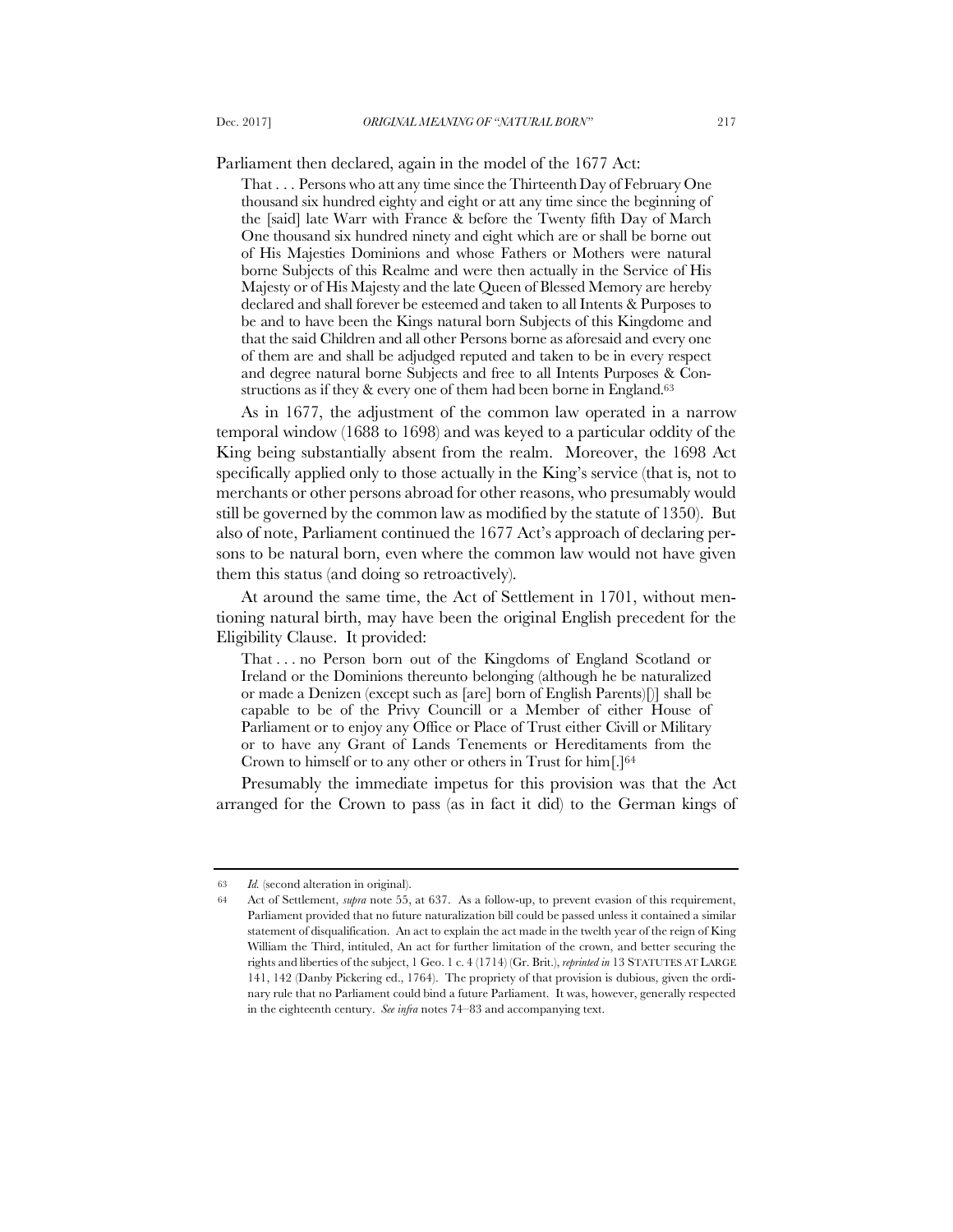Parliament then declared, again in the model of the 1677 Act:

> That . . . Persons who att any time since the Thirteenth Day of February One thousand six hundred eighty and eight or att any time since the beginning of the [said] late Warr with France & before the Twenty fifth Day of March One thousand six hundred ninety and eight which are or shall be borne out of His Majesties Dominions and whose Fathers or Mothers were natural borne Subjects of this Realme and were then actually in the Service of His Majesty or of His Majesty and the late Queen of Blessed Memory are hereby declared and shall forever be esteemed and taken to all Intents & Purposes to be and to have been the Kings natural born Subjects of this Kingdome and that the said Children and all other Persons borne as aforesaid and every one of them are and shall be adjudged reputed and taken to be in every respect and degree natural borne Subjects and free to all Intents Purposes & Constructions as if they & every one of them had been borne in England.[63]

As in 1677, the adjustment of the common law operated in a narrow temporal window (1688 to 1698) and was keyed to a particular oddity of the King being substantially absent from the realm. Moreover, the 1698 Act specifically applied only to those actually in the King's service (that is, not to merchants or other persons abroad for other reasons, who presumably would still be governed by the common law as modified by the statute of 1350). But also of note, Parliament continued the 1677 Act's approach of declaring persons to be natural born, even where the common law would not have given them this status (and doing so retroactively).

At around the same time, the Act of Settlement in 1701, without mentioning natural birth, may have been the original English precedent for the Eligibility Clause. It provided:

> That . . . no Person born out of the Kingdoms of England Scotland or Ireland or the Dominions thereunto belonging (although he be naturalized or made a Denizen (except such as [are] born of English Parents)[)] shall be capable to be of the Privy Councill or a Member of either House of Parliament or to enjoy any Office or Place of Trust either Civill or Military or to have any Grant of Lands Tenements or Hereditaments from the Crown to himself or to any other or others in Trust for him[.][64]

Presumably the immediate impetus for this provision was that the Act arranged for the Crown to pass (as in fact it did) to the German kings of

---

63 *Id.* (second alteration in original).

64 Act of Settlement, *supra* note 55, at 637. As a follow-up, to prevent evasion of this requirement, Parliament provided that no future naturalization bill could be passed unless it contained a similar statement of disqualification. An act to explain the act made in the twelth year of the reign of King William the Third, intituled, An act for further limitation of the crown, and better securing the rights and liberties of the subject, 1 Geo. 1 c. 4 (1714) (Gr. Brit.), *reprinted in* 13 STATUTES AT LARGE 141, 142 (Danby Pickering ed., 1764). The propriety of that provision is dubious, given the ordinary rule that no Parliament could bind a future Parliament. It was, however, generally respected in the eighteenth century. *See infra* notes 74–83 and accompanying text.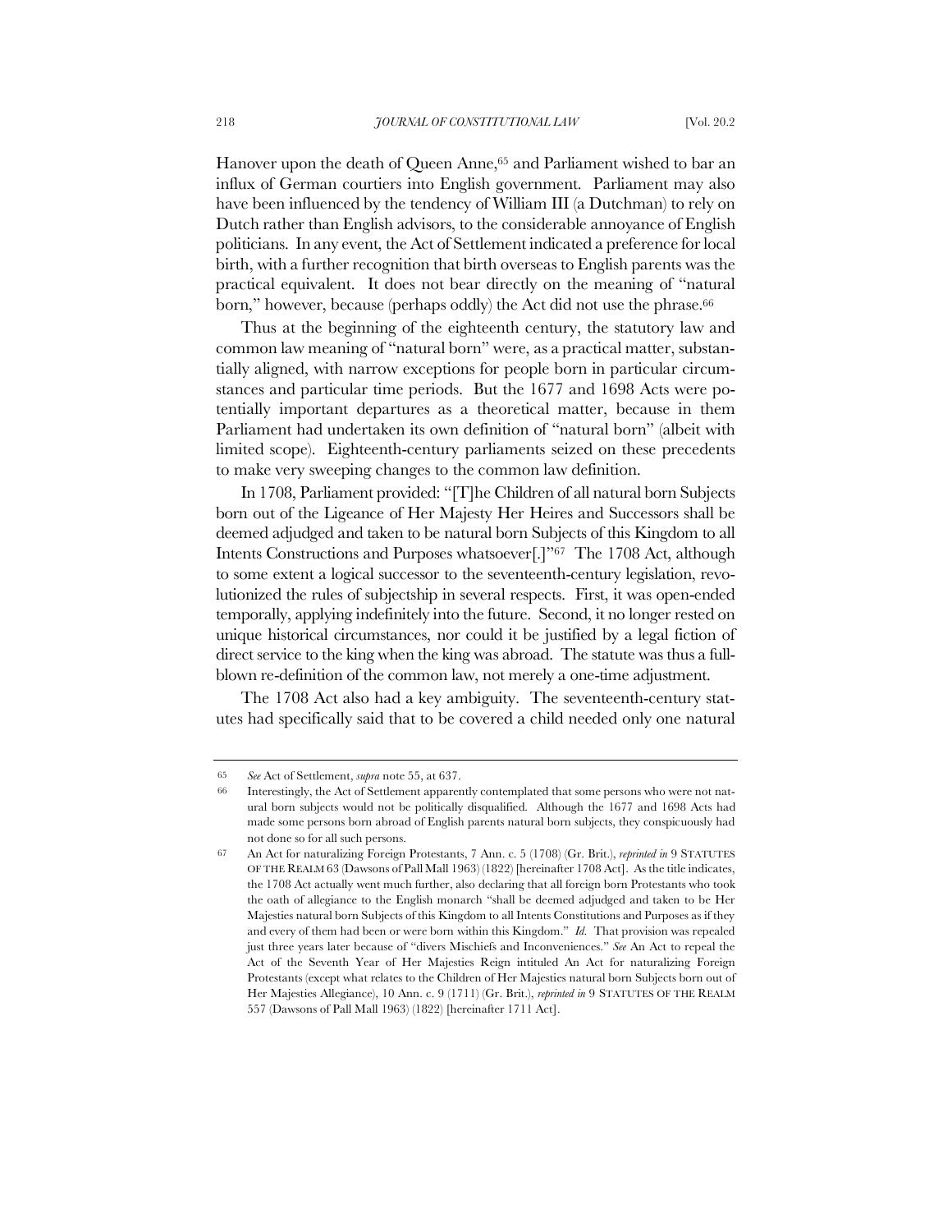Hanover upon the death of Queen Anne,[65] and Parliament wished to bar an influx of German courtiers into English government. Parliament may also have been influenced by the tendency of William III (a Dutchman) to rely on Dutch rather than English advisors, to the considerable annoyance of English politicians. In any event, the Act of Settlement indicated a preference for local birth, with a further recognition that birth overseas to English parents was the practical equivalent. It does not bear directly on the meaning of "natural born," however, because (perhaps oddly) the Act did not use the phrase.[66]

Thus at the beginning of the eighteenth century, the statutory law and common law meaning of "natural born" were, as a practical matter, substantially aligned, with narrow exceptions for people born in particular circumstances and particular time periods. But the 1677 and 1698 Acts were potentially important departures as a theoretical matter, because in them Parliament had undertaken its own definition of "natural born" (albeit with limited scope). Eighteenth-century parliaments seized on these precedents to make very sweeping changes to the common law definition.

In 1708, Parliament provided: "[T]he Children of all natural born Subjects born out of the Ligeance of Her Majesty Her Heires and Successors shall be deemed adjudged and taken to be natural born Subjects of this Kingdom to all Intents Constructions and Purposes whatsoever[.]"[67] The 1708 Act, although to some extent a logical successor to the seventeenth-century legislation, revolutionized the rules of subjectship in several respects. First, it was open-ended temporally, applying indefinitely into the future. Second, it no longer rested on unique historical circumstances, nor could it be justified by a legal fiction of direct service to the king when the king was abroad. The statute was thus a full-blown re-definition of the common law, not merely a one-time adjustment.

The 1708 Act also had a key ambiguity. The seventeenth-century statutes had specifically said that to be covered a child needed only one natural

---

65 *See* Act of Settlement, *supra* note 55, at 637.

66 Interestingly, the Act of Settlement apparently contemplated that some persons who were not natural born subjects would not be politically disqualified. Although the 1677 and 1698 Acts had made some persons born abroad of English parents natural born subjects, they conspicuously had not done so for all such persons.

67 An Act for naturalizing Foreign Protestants, 7 Ann. c. 5 (1708) (Gr. Brit.), *reprinted in* 9 STATUTES OF THE REALM 63 (Dawsons of Pall Mall 1963) (1822) [hereinafter 1708 Act]. As the title indicates, the 1708 Act actually went much further, also declaring that all foreign born Protestants who took the oath of allegiance to the English monarch "shall be deemed adjudged and taken to be Her Majesties natural born Subjects of this Kingdom to all Intents Constitutions and Purposes as if they and every of them had been or were born within this Kingdom." *Id.* That provision was repealed just three years later because of "divers Mischiefs and Inconveniences." *See* An Act to repeal the Act of the Seventh Year of Her Majesties Reign intituled An Act for naturalizing Foreign Protestants (except what relates to the Children of Her Majesties natural born Subjects born out of Her Majesties Allegiance), 10 Ann. c. 9 (1711) (Gr. Brit.), *reprinted in* 9 STATUTES OF THE REALM 557 (Dawsons of Pall Mall 1963) (1822) [hereinafter 1711 Act].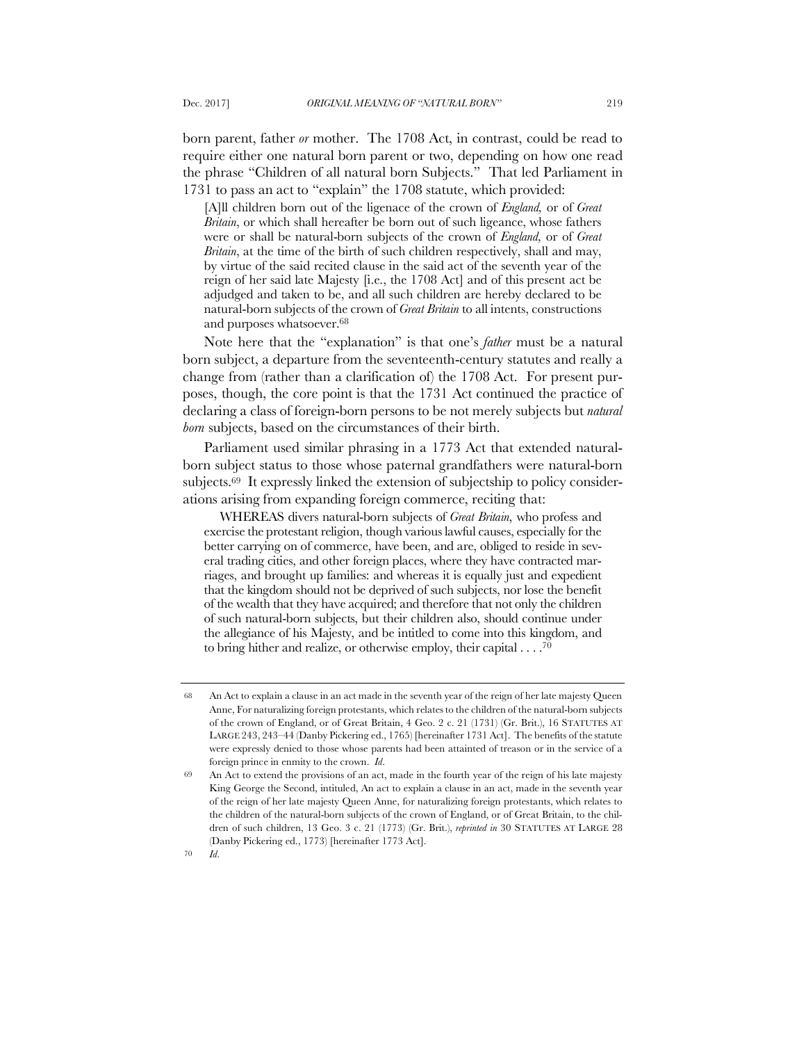born parent, father *or* mother. The 1708 Act, in contrast, could be read to require either one natural born parent or two, depending on how one read the phrase "Children of all natural born Subjects." That led Parliament in 1731 to pass an act to "explain" the 1708 statute, which provided:

> [A]ll children born out of the ligenace of the crown of *England,* or of *Great Britain*, or which shall hereafter be born out of such ligeance, whose fathers were or shall be natural-born subjects of the crown of *England,* or of *Great Britain*, at the time of the birth of such children respectively, shall and may, by virtue of the said recited clause in the said act of the seventh year of the reign of her said late Majesty [i.e., the 1708 Act] and of this present act be adjudged and taken to be, and all such children are hereby declared to be natural-born subjects of the crown of *Great Britain* to all intents, constructions and purposes whatsoever.[68]

Note here that the "explanation" is that one's *father* must be a natural born subject, a departure from the seventeenth-century statutes and really a change from (rather than a clarification of) the 1708 Act. For present purposes, though, the core point is that the 1731 Act continued the practice of declaring a class of foreign-born persons to be not merely subjects but *natural born* subjects, based on the circumstances of their birth.

Parliament used similar phrasing in a 1773 Act that extended natural-born subject status to those whose paternal grandfathers were natural-born subjects.[69] It expressly linked the extension of subjectship to policy considerations arising from expanding foreign commerce, reciting that:

> WHEREAS divers natural-born subjects of *Great Britain*, who profess and exercise the protestant religion, though various lawful causes, especially for the better carrying on of commerce, have been, and are, obliged to reside in several trading cities, and other foreign places, where they have contracted marriages, and brought up families: and whereas it is equally just and expedient that the kingdom should not be deprived of such subjects, nor lose the benefit of the wealth that they have acquired; and therefore that not only the children of such natural-born subjects, but their children also, should continue under the allegiance of his Majesty, and be intitled to come into this kingdom, and to bring hither and realize, or otherwise employ, their capital . . . .[70]

---

68 An Act to explain a clause in an act made in the seventh year of the reign of her late majesty Queen Anne, For naturalizing foreign protestants, which relates to the children of the natural-born subjects of the crown of England, or of Great Britain, 4 Geo. 2 c. 21 (1731) (Gr. Brit.), 16 STATUTES AT LARGE 243, 243–44 (Danby Pickering ed., 1765) [hereinafter 1731 Act]. The benefits of the statute were expressly denied to those whose parents had been attainted of treason or in the service of a foreign prince in enmity to the crown. *Id.*

69 An Act to extend the provisions of an act, made in the fourth year of the reign of his late majesty King George the Second, intituled, An act to explain a clause in an act, made in the seventh year of the reign of her late majesty Queen Anne, for naturalizing foreign protestants, which relates to the children of the natural-born subjects of the crown of England, or of Great Britain, to the children of such children, 13 Geo. 3 c. 21 (1773) (Gr. Brit.), *reprinted in* 30 STATUTES AT LARGE 28 (Danby Pickering ed., 1773) [hereinafter 1773 Act].

70 *Id.*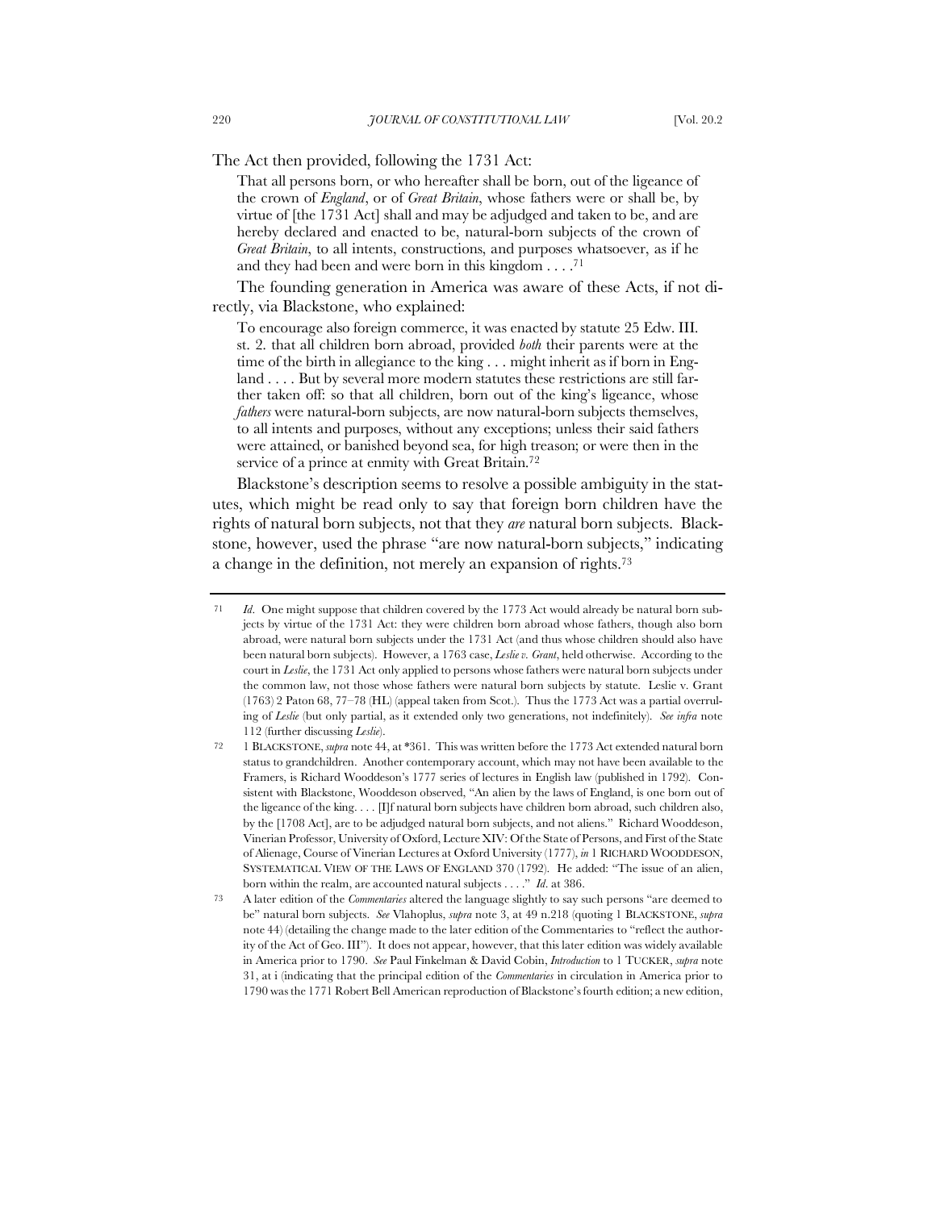The Act then provided, following the 1731 Act:

> That all persons born, or who hereafter shall be born, out of the ligeance of the crown of *England*, or of *Great Britain*, whose fathers were or shall be, by virtue of [the 1731 Act] shall and may be adjudged and taken to be, and are hereby declared and enacted to be, natural-born subjects of the crown of *Great Britain*, to all intents, constructions, and purposes whatsoever, as if he and they had been and were born in this kingdom . . . .[71]

The founding generation in America was aware of these Acts, if not directly, via Blackstone, who explained:

> To encourage also foreign commerce, it was enacted by statute 25 Edw. III. st. 2. that all children born abroad, provided *both* their parents were at the time of the birth in allegiance to the king . . . might inherit as if born in England . . . . But by several more modern statutes these restrictions are still farther taken off: so that all children, born out of the king's ligeance, whose *fathers* were natural-born subjects, are now natural-born subjects themselves, to all intents and purposes, without any exceptions; unless their said fathers were attained, or banished beyond sea, for high treason; or were then in the service of a prince at enmity with Great Britain.[72]

Blackstone's description seems to resolve a possible ambiguity in the statutes, which might be read only to say that foreign born children have the rights of natural born subjects, not that they *are* natural born subjects. Blackstone, however, used the phrase "are now natural-born subjects," indicating a change in the definition, not merely an expansion of rights.[73]

---

[71] *Id.* One might suppose that children covered by the 1773 Act would already be natural born subjects by virtue of the 1731 Act: they were children born abroad whose fathers, though also born abroad, were natural born subjects under the 1731 Act (and thus whose children should also have been natural born subjects). However, a 1763 case, *Leslie v. Grant*, held otherwise. According to the court in *Leslie*, the 1731 Act only applied to persons whose fathers were natural born subjects under the common law, not those whose fathers were natural born subjects by statute. Leslie v. Grant (1763) 2 Paton 68, 77–78 (HL) (appeal taken from Scot.). Thus the 1773 Act was a partial overruling of *Leslie* (but only partial, as it extended only two generations, not indefinitely). *See infra* note 112 (further discussing *Leslie*).

[72] 1 BLACKSTONE, *supra* note 44, at \*361. This was written before the 1773 Act extended natural born status to grandchildren. Another contemporary account, which may not have been available to the Framers, is Richard Wooddeson's 1777 series of lectures in English law (published in 1792). Consistent with Blackstone, Wooddeson observed, "An alien by the laws of England, is one born out of the ligeance of the king. . . . [I]f natural born subjects have children born abroad, such children also, by the [1708 Act], are to be adjudged natural born subjects, and not aliens." Richard Wooddeson, Vinerian Professor, University of Oxford, Lecture XIV: Of the State of Persons, and First of the State of Alienage, Course of Vinerian Lectures at Oxford University (1777), *in* 1 RICHARD WOODDESON, SYSTEMATICAL VIEW OF THE LAWS OF ENGLAND 370 (1792). He added: "The issue of an alien, born within the realm, are accounted natural subjects . . . ." *Id.* at 386.

[73] A later edition of the *Commentaries* altered the language slightly to say such persons "are deemed to be" natural born subjects. *See* Vlahoplus, *supra* note 3, at 49 n.218 (quoting 1 BLACKSTONE, *supra* note 44) (detailing the change made to the later edition of the Commentaries to "reflect the authority of the Act of Geo. III"). It does not appear, however, that this later edition was widely available in America prior to 1790. *See* Paul Finkelman & David Cobin, *Introduction* to 1 TUCKER, *supra* note 31, at i (indicating that the principal edition of the *Commentaries* in circulation in America prior to 1790 was the 1771 Robert Bell American reproduction of Blackstone's fourth edition; a new edition,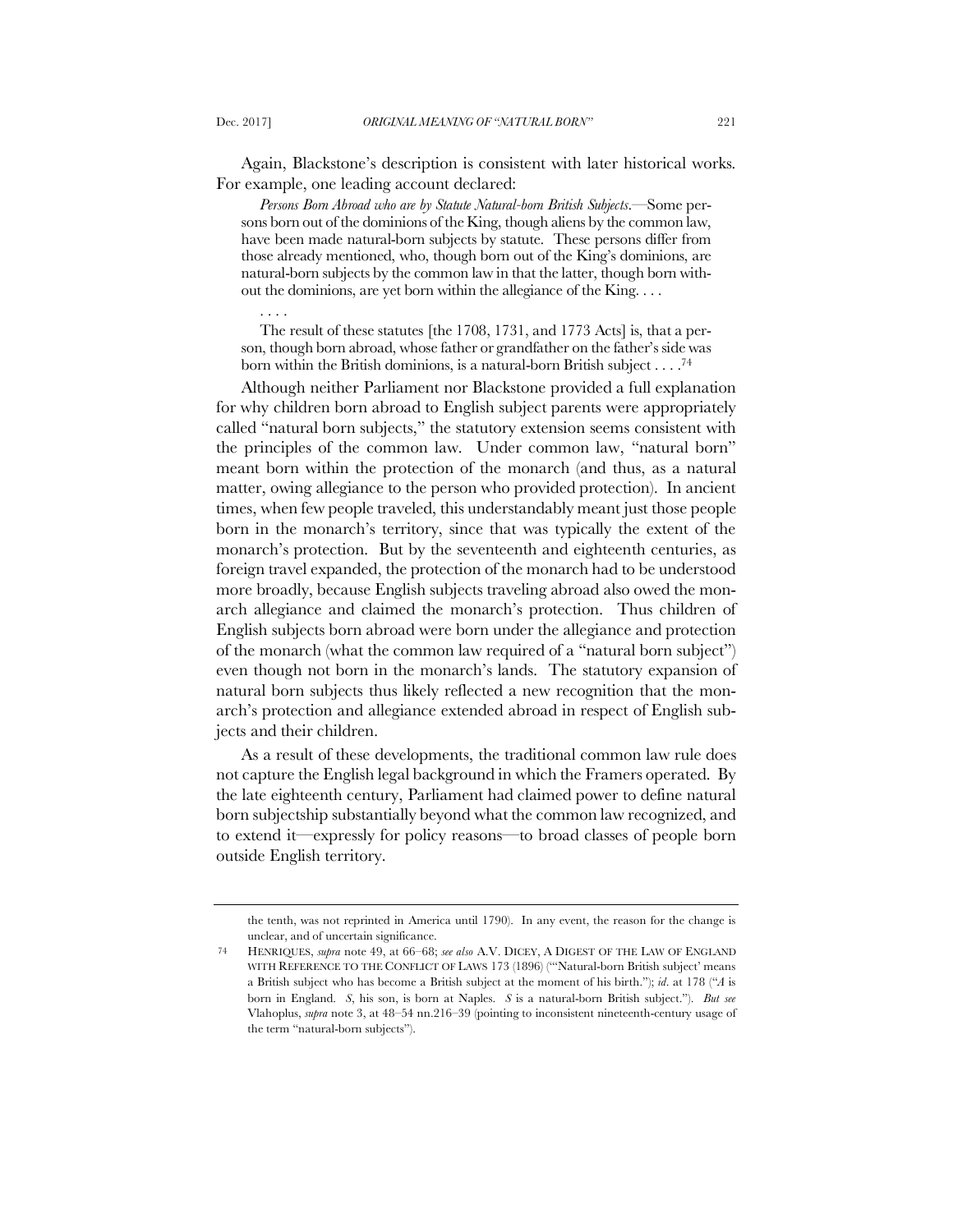Again, Blackstone's description is consistent with later historical works. For example, one leading account declared:

> *Persons Born Abroad who are by Statute Natural-born British Subjects*.—Some persons born out of the dominions of the King, though aliens by the common law, have been made natural-born subjects by statute. These persons differ from those already mentioned, who, though born out of the King's dominions, are natural-born subjects by the common law in that the latter, though born without the dominions, are yet born within the allegiance of the King. . . .
>
> . . . .
>
> The result of these statutes [the 1708, 1731, and 1773 Acts] is, that a person, though born abroad, whose father or grandfather on the father's side was born within the British dominions, is a natural-born British subject . . . .[74]

Although neither Parliament nor Blackstone provided a full explanation for why children born abroad to English subject parents were appropriately called "natural born subjects," the statutory extension seems consistent with the principles of the common law. Under common law, "natural born" meant born within the protection of the monarch (and thus, as a natural matter, owing allegiance to the person who provided protection). In ancient times, when few people traveled, this understandably meant just those people born in the monarch's territory, since that was typically the extent of the monarch's protection. But by the seventeenth and eighteenth centuries, as foreign travel expanded, the protection of the monarch had to be understood more broadly, because English subjects traveling abroad also owed the monarch allegiance and claimed the monarch's protection. Thus children of English subjects born abroad were born under the allegiance and protection of the monarch (what the common law required of a "natural born subject") even though not born in the monarch's lands. The statutory expansion of natural born subjects thus likely reflected a new recognition that the monarch's protection and allegiance extended abroad in respect of English subjects and their children.

As a result of these developments, the traditional common law rule does not capture the English legal background in which the Framers operated. By the late eighteenth century, Parliament had claimed power to define natural born subjectship substantially beyond what the common law recognized, and to extend it—expressly for policy reasons—to broad classes of people born outside English territory.

---

the tenth, was not reprinted in America until 1790). In any event, the reason for the change is unclear, and of uncertain significance.

74 HENRIQUES, *supra* note 49, at 66–68; *see also* A.V. DICEY, A DIGEST OF THE LAW OF ENGLAND WITH REFERENCE TO THE CONFLICT OF LAWS 173 (1896) ("'Natural-born British subject' means a British subject who has become a British subject at the moment of his birth."); *id*. at 178 ("*A* is born in England. *S*, his son, is born at Naples. *S* is a natural-born British subject."). *But see* Vlahoplus, *supra* note 3, at 48–54 nn.216–39 (pointing to inconsistent nineteenth-century usage of the term "natural-born subjects").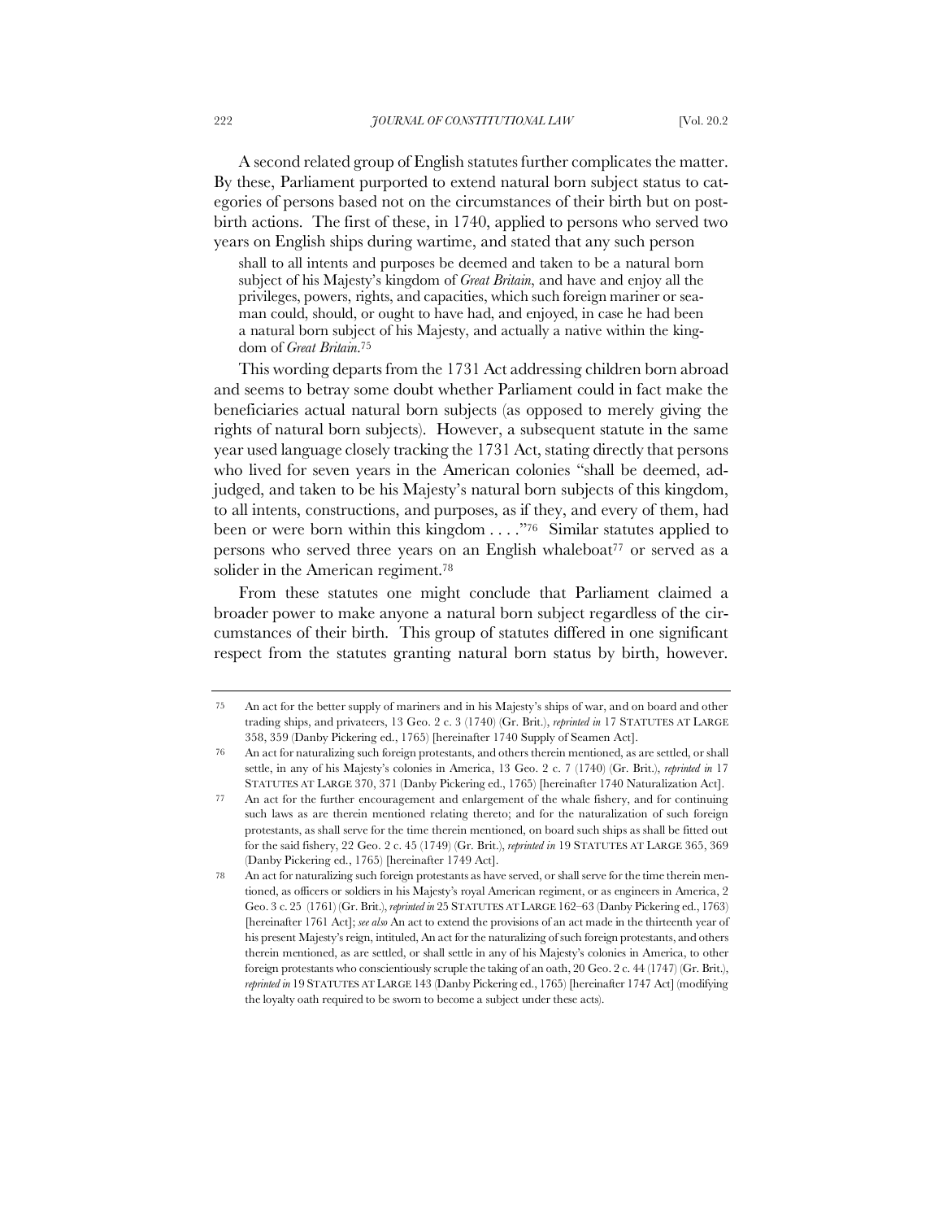A second related group of English statutes further complicates the matter. By these, Parliament purported to extend natural born subject status to categories of persons based not on the circumstances of their birth but on post-birth actions. The first of these, in 1740, applied to persons who served two years on English ships during wartime, and stated that any such person

> shall to all intents and purposes be deemed and taken to be a natural born subject of his Majesty's kingdom of *Great Britain*, and have and enjoy all the privileges, powers, rights, and capacities, which such foreign mariner or seaman could, should, or ought to have had, and enjoyed, in case he had been a natural born subject of his Majesty, and actually a native within the kingdom of *Great Britain*.[75]

This wording departs from the 1731 Act addressing children born abroad and seems to betray some doubt whether Parliament could in fact make the beneficiaries actual natural born subjects (as opposed to merely giving the rights of natural born subjects). However, a subsequent statute in the same year used language closely tracking the 1731 Act, stating directly that persons who lived for seven years in the American colonies "shall be deemed, adjudged, and taken to be his Majesty's natural born subjects of this kingdom, to all intents, constructions, and purposes, as if they, and every of them, had been or were born within this kingdom . . . ."[76] Similar statutes applied to persons who served three years on an English whaleboat[77] or served as a solider in the American regiment.[78]

From these statutes one might conclude that Parliament claimed a broader power to make anyone a natural born subject regardless of the circumstances of their birth. This group of statutes differed in one significant respect from the statutes granting natural born status by birth, however.

---

75 An act for the better supply of mariners and in his Majesty's ships of war, and on board and other trading ships, and privateers, 13 Geo. 2 c. 3 (1740) (Gr. Brit.), *reprinted in* 17 STATUTES AT LARGE 358, 359 (Danby Pickering ed., 1765) [hereinafter 1740 Supply of Seamen Act].

76 An act for naturalizing such foreign protestants, and others therein mentioned, as are settled, or shall settle, in any of his Majesty's colonies in America, 13 Geo. 2 c. 7 (1740) (Gr. Brit.), *reprinted in* 17 STATUTES AT LARGE 370, 371 (Danby Pickering ed., 1765) [hereinafter 1740 Naturalization Act].

77 An act for the further encouragement and enlargement of the whale fishery, and for continuing such laws as are therein mentioned relating thereto; and for the naturalization of such foreign protestants, as shall serve for the time therein mentioned, on board such ships as shall be fitted out for the said fishery, 22 Geo. 2 c. 45 (1749) (Gr. Brit.), *reprinted in* 19 STATUTES AT LARGE 365, 369 (Danby Pickering ed., 1765) [hereinafter 1749 Act].

78 An act for naturalizing such foreign protestants as have served, or shall serve for the time therein mentioned, as officers or soldiers in his Majesty's royal American regiment, or as engineers in America, 2 Geo. 3 c. 25 (1761) (Gr. Brit.), *reprinted in* 25 STATUTES AT LARGE 162–63 (Danby Pickering ed., 1763) [hereinafter 1761 Act]; *see also* An act to extend the provisions of an act made in the thirteenth year of his present Majesty's reign, intituled, An act for the naturalizing of such foreign protestants, and others therein mentioned, as are settled, or shall settle in any of his Majesty's colonies in America, to other foreign protestants who conscientiously scruple the taking of an oath, 20 Geo. 2 c. 44 (1747) (Gr. Brit.), *reprinted in* 19 STATUTES AT LARGE 143 (Danby Pickering ed., 1765) [hereinafter 1747 Act] (modifying the loyalty oath required to be sworn to become a subject under these acts).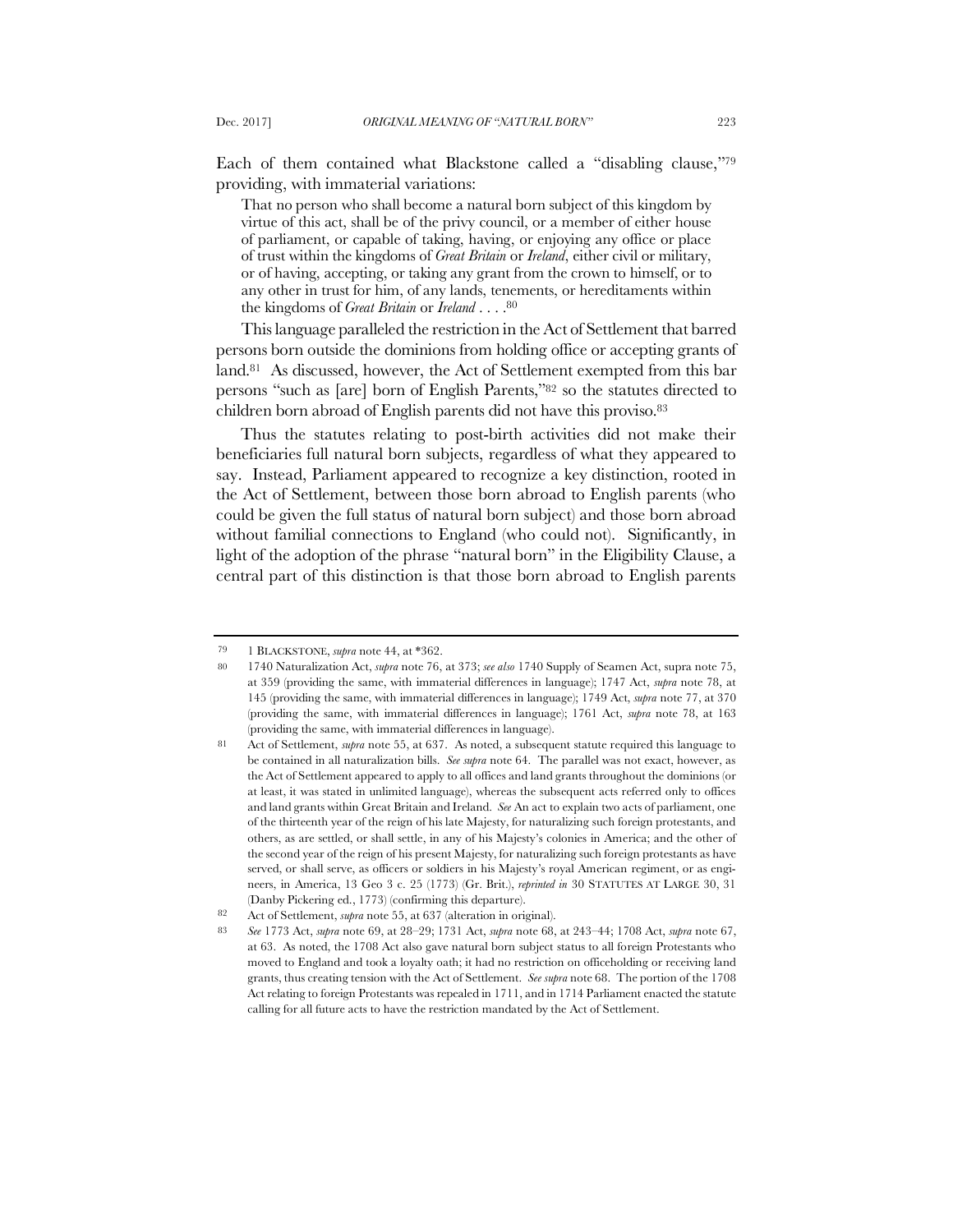Each of them contained what Blackstone called a "disabling clause,"[79] providing, with immaterial variations:

> That no person who shall become a natural born subject of this kingdom by virtue of this act, shall be of the privy council, or a member of either house of parliament, or capable of taking, having, or enjoying any office or place of trust within the kingdoms of *Great Britain* or *Ireland*, either civil or military, or of having, accepting, or taking any grant from the crown to himself, or to any other in trust for him, of any lands, tenements, or hereditaments within the kingdoms of *Great Britain* or *Ireland* . . . .[80]

This language paralleled the restriction in the Act of Settlement that barred persons born outside the dominions from holding office or accepting grants of land.[81] As discussed, however, the Act of Settlement exempted from this bar persons "such as [are] born of English Parents,"[82] so the statutes directed to children born abroad of English parents did not have this proviso.[83]

Thus the statutes relating to post-birth activities did not make their beneficiaries full natural born subjects, regardless of what they appeared to say. Instead, Parliament appeared to recognize a key distinction, rooted in the Act of Settlement, between those born abroad to English parents (who could be given the full status of natural born subject) and those born abroad without familial connections to England (who could not). Significantly, in light of the adoption of the phrase "natural born" in the Eligibility Clause, a central part of this distinction is that those born abroad to English parents

---

79 1 BLACKSTONE, *supra* note 44, at *362.

80 1740 Naturalization Act, *supra* note 76, at 373; *see also* 1740 Supply of Seamen Act, supra note 75, at 359 (providing the same, with immaterial differences in language); 1747 Act, *supra* note 78, at 145 (providing the same, with immaterial differences in language); 1749 Act, *supra* note 77, at 370 (providing the same, with immaterial differences in language); 1761 Act, *supra* note 78, at 163 (providing the same, with immaterial differences in language).

81 Act of Settlement, *supra* note 55, at 637. As noted, a subsequent statute required this language to be contained in all naturalization bills. *See supra* note 64. The parallel was not exact, however, as the Act of Settlement appeared to apply to all offices and land grants throughout the dominions (or at least, it was stated in unlimited language), whereas the subsequent acts referred only to offices and land grants within Great Britain and Ireland. *See* An act to explain two acts of parliament, one of the thirteenth year of the reign of his late Majesty, for naturalizing such foreign protestants, and others, as are settled, or shall settle, in any of his Majesty's colonies in America; and the other of the second year of the reign of his present Majesty, for naturalizing such foreign protestants as have served, or shall serve, as officers or soldiers in his Majesty's royal American regiment, or as engineers, in America, 13 Geo 3 c. 25 (1773) (Gr. Brit.), *reprinted in* 30 STATUTES AT LARGE 30, 31 (Danby Pickering ed., 1773) (confirming this departure).

82 Act of Settlement, *supra* note 55, at 637 (alteration in original).

83 *See* 1773 Act, *supra* note 69, at 28–29; 1731 Act, *supra* note 68, at 243–44; 1708 Act, *supra* note 67, at 63. As noted, the 1708 Act also gave natural born subject status to all foreign Protestants who moved to England and took a loyalty oath; it had no restriction on officeholding or receiving land grants, thus creating tension with the Act of Settlement. *See supra* note 68. The portion of the 1708 Act relating to foreign Protestants was repealed in 1711, and in 1714 Parliament enacted the statute calling for all future acts to have the restriction mandated by the Act of Settlement.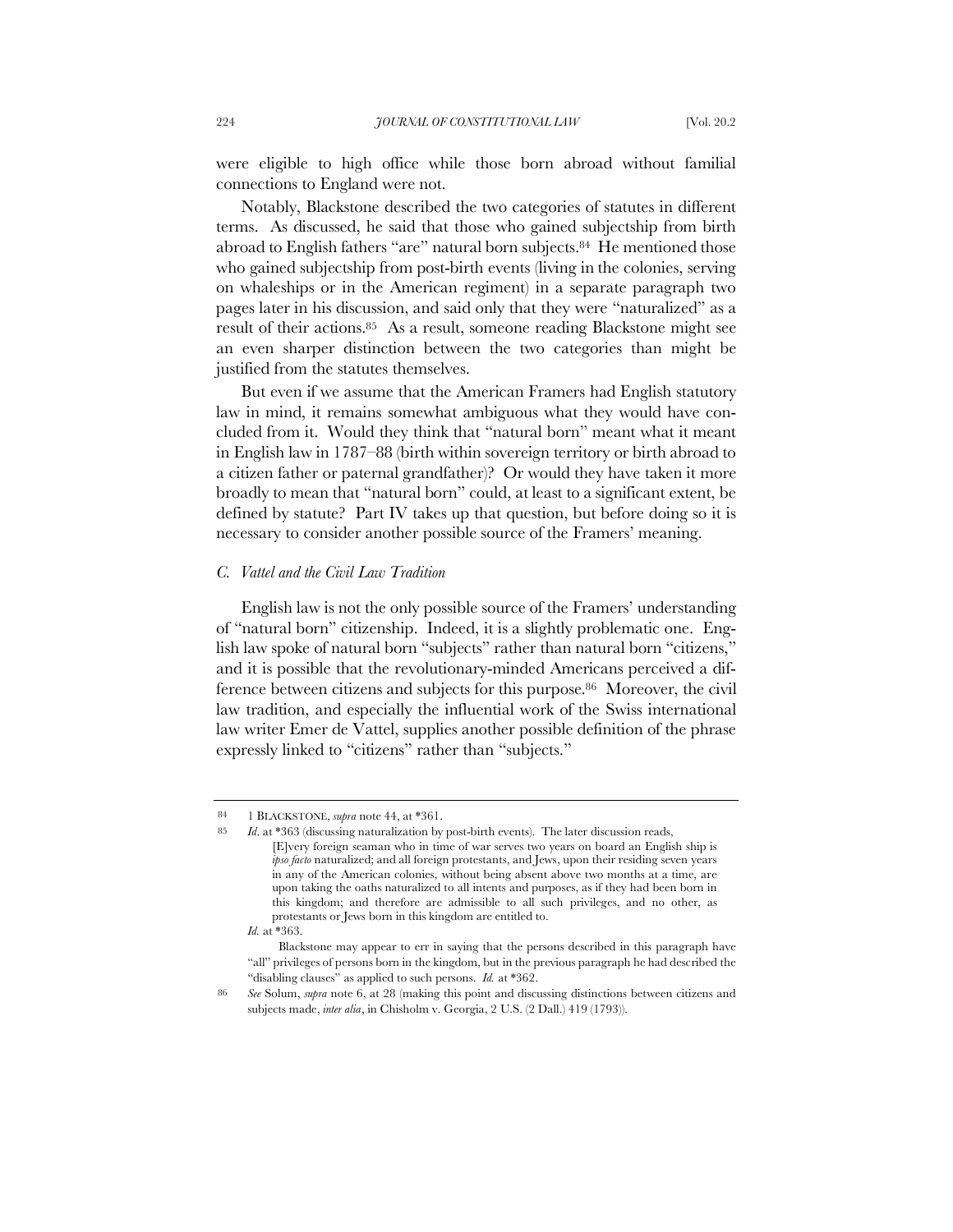were eligible to high office while those born abroad without familial connections to England were not.

Notably, Blackstone described the two categories of statutes in different terms. As discussed, he said that those who gained subjectship from birth abroad to English fathers "are" natural born subjects.[84] He mentioned those who gained subjectship from post-birth events (living in the colonies, serving on whaleships or in the American regiment) in a separate paragraph two pages later in his discussion, and said only that they were "naturalized" as a result of their actions.[85] As a result, someone reading Blackstone might see an even sharper distinction between the two categories than might be justified from the statutes themselves.

But even if we assume that the American Framers had English statutory law in mind, it remains somewhat ambiguous what they would have concluded from it. Would they think that "natural born" meant what it meant in English law in 1787–88 (birth within sovereign territory or birth abroad to a citizen father or paternal grandfather)? Or would they have taken it more broadly to mean that "natural born" could, at least to a significant extent, be defined by statute? Part IV takes up that question, but before doing so it is necessary to consider another possible source of the Framers' meaning.

### *C. Vattel and the Civil Law Tradition*

English law is not the only possible source of the Framers' understanding of "natural born" citizenship. Indeed, it is a slightly problematic one. English law spoke of natural born "subjects" rather than natural born "citizens," and it is possible that the revolutionary-minded Americans perceived a difference between citizens and subjects for this purpose.[86] Moreover, the civil law tradition, and especially the influential work of the Swiss international law writer Emer de Vattel, supplies another possible definition of the phrase expressly linked to "citizens" rather than "subjects."

---

84 1 BLACKSTONE, *supra* note 44, at *361.

85 *Id*. at *363 (discussing naturalization by post-birth events). The later discussion reads,

> [E]very foreign seaman who in time of war serves two years on board an English ship is *ipso facto* naturalized; and all foreign protestants, and Jews, upon their residing seven years in any of the American colonies, without being absent above two months at a time, are upon taking the oaths naturalized to all intents and purposes, as if they had been born in this kingdom; and therefore are admissible to all such privileges, and no other, as protestants or Jews born in this kingdom are entitled to.

*Id.* at *363.

Blackstone may appear to err in saying that the persons described in this paragraph have "all" privileges of persons born in the kingdom, but in the previous paragraph he had described the "disabling clauses" as applied to such persons. *Id.* at *362.

86 *See* Solum, *supra* note 6, at 28 (making this point and discussing distinctions between citizens and subjects made, *inter alia*, in Chisholm v. Georgia, 2 U.S. (2 Dall.) 419 (1793)).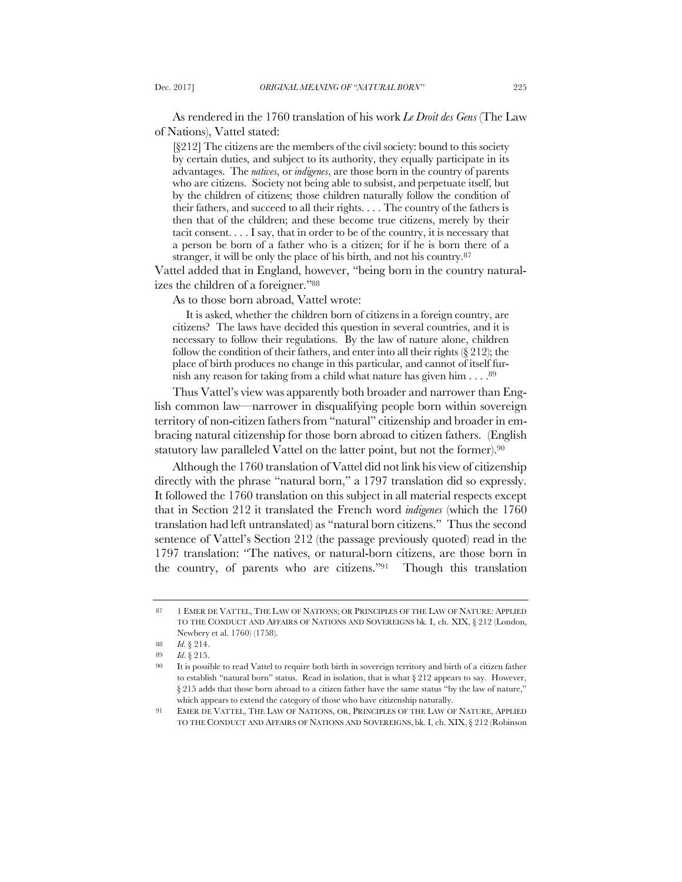As rendered in the 1760 translation of his work *Le Droit des Gens* (The Law of Nations), Vattel stated:

> [§212] The citizens are the members of the civil society: bound to this society by certain duties, and subject to its authority, they equally participate in its advantages. The *natives*, or *indigenes*, are those born in the country of parents who are citizens. Society not being able to subsist, and perpetuate itself, but by the children of citizens; those children naturally follow the condition of their fathers, and succeed to all their rights. . . . The country of the fathers is then that of the children; and these become true citizens, merely by their tacit consent. . . . I say, that in order to be of the country, it is necessary that a person be born of a father who is a citizen; for if he is born there of a stranger, it will be only the place of his birth, and not his country.[87]

Vattel added that in England, however, "being born in the country naturalizes the children of a foreigner."[88]

As to those born abroad, Vattel wrote:

> It is asked, whether the children born of citizens in a foreign country, are citizens? The laws have decided this question in several countries, and it is necessary to follow their regulations. By the law of nature alone, children follow the condition of their fathers, and enter into all their rights (§ 212); the place of birth produces no change in this particular, and cannot of itself furnish any reason for taking from a child what nature has given him . . . .[89]

Thus Vattel's view was apparently both broader and narrower than English common law—narrower in disqualifying people born within sovereign territory of non-citizen fathers from "natural" citizenship and broader in embracing natural citizenship for those born abroad to citizen fathers. (English statutory law paralleled Vattel on the latter point, but not the former).[90]

Although the 1760 translation of Vattel did not link his view of citizenship directly with the phrase "natural born," a 1797 translation did so expressly. It followed the 1760 translation on this subject in all material respects except that in Section 212 it translated the French word *indigenes* (which the 1760 translation had left untranslated) as "natural born citizens." Thus the second sentence of Vattel's Section 212 (the passage previously quoted) read in the 1797 translation: "The natives, or natural-born citizens, are those born in the country, of parents who are citizens."[91] Though this translation

---

87 1 EMER DE VATTEL, THE LAW OF NATIONS; OR PRINCIPLES OF THE LAW OF NATURE: APPLIED TO THE CONDUCT AND AFFAIRS OF NATIONS AND SOVEREIGNS bk. I, ch. XIX, § 212 (London, Newbery et al. 1760) (1758).

88 *Id.* § 214.

89 *Id.* § 215.

90 It is possible to read Vattel to require both birth in sovereign territory and birth of a citizen father to establish "natural born" status. Read in isolation, that is what § 212 appears to say. However, § 215 adds that those born abroad to a citizen father have the same status "by the law of nature," which appears to extend the category of those who have citizenship naturally.

91 EMER DE VATTEL, THE LAW OF NATIONS, OR, PRINCIPLES OF THE LAW OF NATURE, APPLIED TO THE CONDUCT AND AFFAIRS OF NATIONS AND SOVEREIGNS, bk. I, ch. XIX, § 212 (Robinson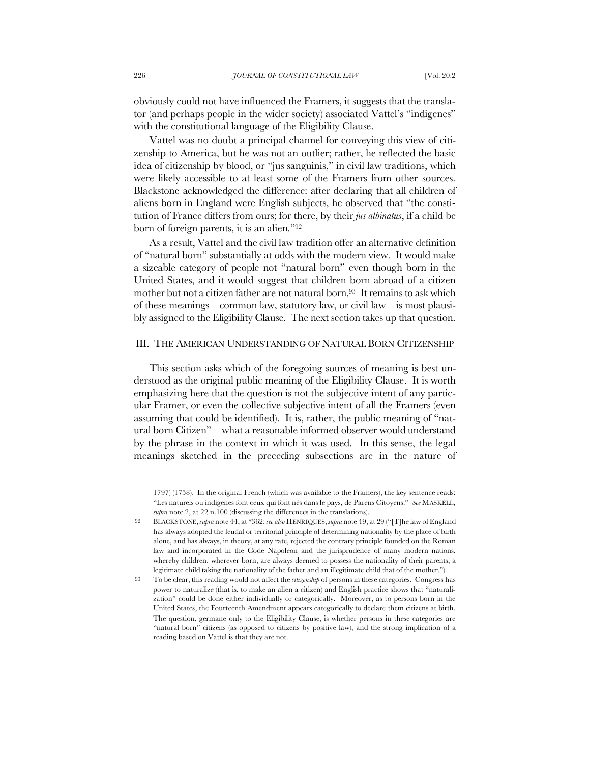obviously could not have influenced the Framers, it suggests that the translator (and perhaps people in the wider society) associated Vattel's "indigenes" with the constitutional language of the Eligibility Clause.

Vattel was no doubt a principal channel for conveying this view of citizenship to America, but he was not an outlier; rather, he reflected the basic idea of citizenship by blood, or "jus sanguinis," in civil law traditions, which were likely accessible to at least some of the Framers from other sources. Blackstone acknowledged the difference: after declaring that all children of aliens born in England were English subjects, he observed that "the constitution of France differs from ours; for there, by their *jus albinatus*, if a child be born of foreign parents, it is an alien."[92]

As a result, Vattel and the civil law tradition offer an alternative definition of "natural born" substantially at odds with the modern view. It would make a sizeable category of people not "natural born" even though born in the United States, and it would suggest that children born abroad of a citizen mother but not a citizen father are not natural born.[93] It remains to ask which of these meanings—common law, statutory law, or civil law—is most plausibly assigned to the Eligibility Clause. The next section takes up that question.

## III. THE AMERICAN UNDERSTANDING OF NATURAL BORN CITIZENSHIP

This section asks which of the foregoing sources of meaning is best understood as the original public meaning of the Eligibility Clause. It is worth emphasizing here that the question is not the subjective intent of any particular Framer, or even the collective subjective intent of all the Framers (even assuming that could be identified). It is, rather, the public meaning of "natural born Citizen"—what a reasonable informed observer would understand by the phrase in the context in which it was used. In this sense, the legal meanings sketched in the preceding subsections are in the nature of

---

1797) (1758). In the original French (which was available to the Framers), the key sentence reads: "Les naturels ou indigenes font ceux qui font nés dans le pays, de Parens Citoyens." *See* MASKELL, *supra* note 2, at 22 n.100 (discussing the differences in the translations).

92 BLACKSTONE, *supra* note 44, at \*362; *see also* HENRIQUES, *supra* note 49, at 29 ("[T]he law of England has always adopted the feudal or territorial principle of determining nationality by the place of birth alone, and has always, in theory, at any rate, rejected the contrary principle founded on the Roman law and incorporated in the Code Napoleon and the jurisprudence of many modern nations, whereby children, wherever born, are always deemed to possess the nationality of their parents, a legitimate child taking the nationality of the father and an illegitimate child that of the mother.").

93 To be clear, this reading would not affect the *citizenship* of persons in these categories. Congress has power to naturalize (that is, to make an alien a citizen) and English practice shows that "naturalization" could be done either individually or categorically. Moreover, as to persons born in the United States, the Fourteenth Amendment appears categorically to declare them citizens at birth. The question, germane only to the Eligibility Clause, is whether persons in these categories are "natural born" citizens (as opposed to citizens by positive law), and the strong implication of a reading based on Vattel is that they are not.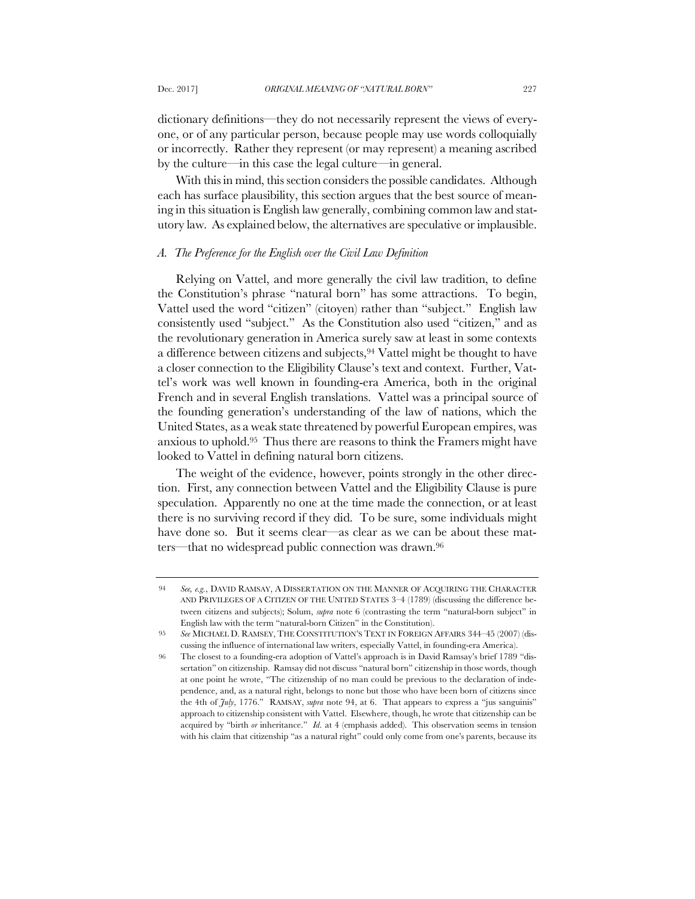dictionary definitions—they do not necessarily represent the views of everyone, or of any particular person, because people may use words colloquially or incorrectly. Rather they represent (or may represent) a meaning ascribed by the culture—in this case the legal culture—in general.

With this in mind, this section considers the possible candidates. Although each has surface plausibility, this section argues that the best source of meaning in this situation is English law generally, combining common law and statutory law. As explained below, the alternatives are speculative or implausible.

### *A. The Preference for the English over the Civil Law Definition*

Relying on Vattel, and more generally the civil law tradition, to define the Constitution's phrase "natural born" has some attractions. To begin, Vattel used the word "citizen" (citoyen) rather than "subject." English law consistently used "subject." As the Constitution also used "citizen," and as the revolutionary generation in America surely saw at least in some contexts a difference between citizens and subjects,[94] Vattel might be thought to have a closer connection to the Eligibility Clause's text and context. Further, Vattel's work was well known in founding-era America, both in the original French and in several English translations. Vattel was a principal source of the founding generation's understanding of the law of nations, which the United States, as a weak state threatened by powerful European empires, was anxious to uphold.[95] Thus there are reasons to think the Framers might have looked to Vattel in defining natural born citizens.

The weight of the evidence, however, points strongly in the other direction. First, any connection between Vattel and the Eligibility Clause is pure speculation. Apparently no one at the time made the connection, or at least there is no surviving record if they did. To be sure, some individuals might have done so. But it seems clear—as clear as we can be about these matters—that no widespread public connection was drawn.[96]

---

94 *See, e.g.*, DAVID RAMSAY, A DISSERTATION ON THE MANNER OF ACQUIRING THE CHARACTER AND PRIVILEGES OF A CITIZEN OF THE UNITED STATES 3–4 (1789) (discussing the difference between citizens and subjects); Solum, *supra* note 6 (contrasting the term "natural-born subject" in English law with the term "natural-born Citizen" in the Constitution).

95 *See* MICHAEL D. RAMSEY, THE CONSTITUTION'S TEXT IN FOREIGN AFFAIRS 344–45 (2007) (discussing the influence of international law writers, especially Vattel, in founding-era America).

96 The closest to a founding-era adoption of Vattel's approach is in David Ramsay's brief 1789 "dissertation" on citizenship. Ramsay did not discuss "natural born" citizenship in those words, though at one point he wrote, "The citizenship of no man could be previous to the declaration of independence, and, as a natural right, belongs to none but those who have been born of citizens since the 4th of *July*, 1776." RAMSAY, *supra* note 94, at 6. That appears to express a "jus sanguinis" approach to citizenship consistent with Vattel. Elsewhere, though, he wrote that citizenship can be acquired by "birth *or* inheritance." *Id.* at 4 (emphasis added). This observation seems in tension with his claim that citizenship "as a natural right" could only come from one's parents, because its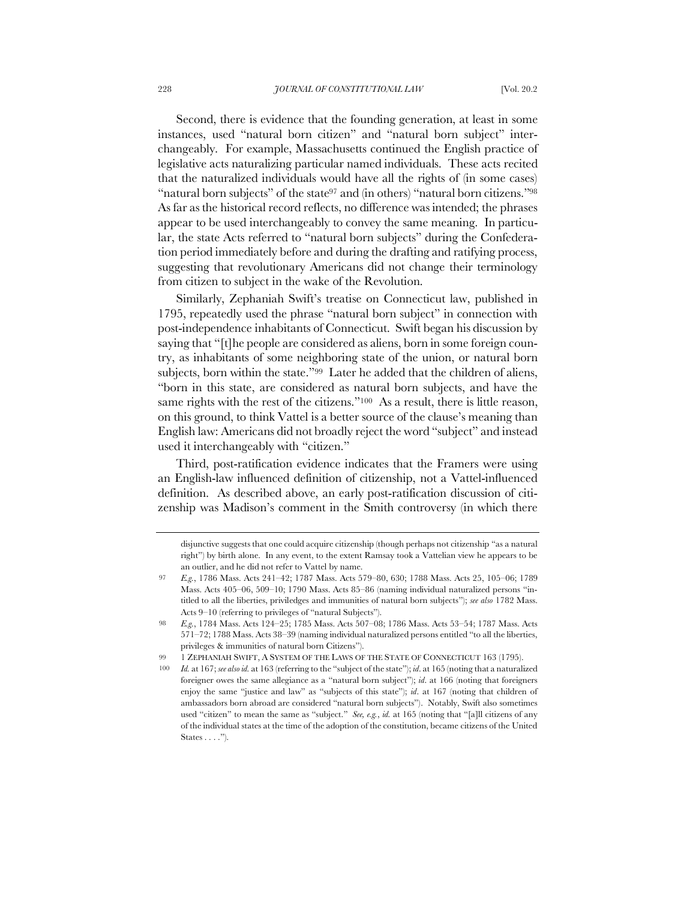Second, there is evidence that the founding generation, at least in some instances, used "natural born citizen" and "natural born subject" interchangeably. For example, Massachusetts continued the English practice of legislative acts naturalizing particular named individuals. These acts recited that the naturalized individuals would have all the rights of (in some cases) "natural born subjects" of the state[97] and (in others) "natural born citizens."[98] As far as the historical record reflects, no difference was intended; the phrases appear to be used interchangeably to convey the same meaning. In particular, the state Acts referred to "natural born subjects" during the Confederation period immediately before and during the drafting and ratifying process, suggesting that revolutionary Americans did not change their terminology from citizen to subject in the wake of the Revolution.

Similarly, Zephaniah Swift's treatise on Connecticut law, published in 1795, repeatedly used the phrase "natural born subject" in connection with post-independence inhabitants of Connecticut. Swift began his discussion by saying that "[t]he people are considered as aliens, born in some foreign country, as inhabitants of some neighboring state of the union, or natural born subjects, born within the state."[99] Later he added that the children of aliens, "born in this state, are considered as natural born subjects, and have the same rights with the rest of the citizens."[100] As a result, there is little reason, on this ground, to think Vattel is a better source of the clause's meaning than English law: Americans did not broadly reject the word "subject" and instead used it interchangeably with "citizen."

Third, post-ratification evidence indicates that the Framers were using an English-law influenced definition of citizenship, not a Vattel-influenced definition. As described above, an early post-ratification discussion of citizenship was Madison's comment in the Smith controversy (in which there

---

disjunctive suggests that one could acquire citizenship (though perhaps not citizenship "as a natural right") by birth alone. In any event, to the extent Ramsay took a Vattelian view he appears to be an outlier, and he did not refer to Vattel by name.

97 *E.g.*, 1786 Mass. Acts 241–42; 1787 Mass. Acts 579–80, 630; 1788 Mass. Acts 25, 105–06; 1789 Mass. Acts 405–06, 509–10; 1790 Mass. Acts 85–86 (naming individual naturalized persons "intitled to all the liberties, priviledges and immunities of natural born subjects"); *see also* 1782 Mass. Acts 9–10 (referring to privileges of "natural Subjects").

98 *E.g.*, 1784 Mass. Acts 124–25; 1785 Mass. Acts 507–08; 1786 Mass. Acts 53–54; 1787 Mass. Acts 571–72; 1788 Mass. Acts 38–39 (naming individual naturalized persons entitled "to all the liberties, privileges & immunities of natural born Citizens").

99 1 ZEPHANIAH SWIFT, A SYSTEM OF THE LAWS OF THE STATE OF CONNECTICUT 163 (1795).

100 *Id.* at 167; *see also id.* at 163 (referring to the "subject of the state"); *id*. at 165 (noting that a naturalized foreigner owes the same allegiance as a "natural born subject"); *id*. at 166 (noting that foreigners enjoy the same "justice and law" as "subjects of this state"); *id*. at 167 (noting that children of ambassadors born abroad are considered "natural born subjects"). Notably, Swift also sometimes used "citizen" to mean the same as "subject." *See, e.g.*, *id.* at 165 (noting that "[a]ll citizens of any of the individual states at the time of the adoption of the constitution, became citizens of the United States . . . .").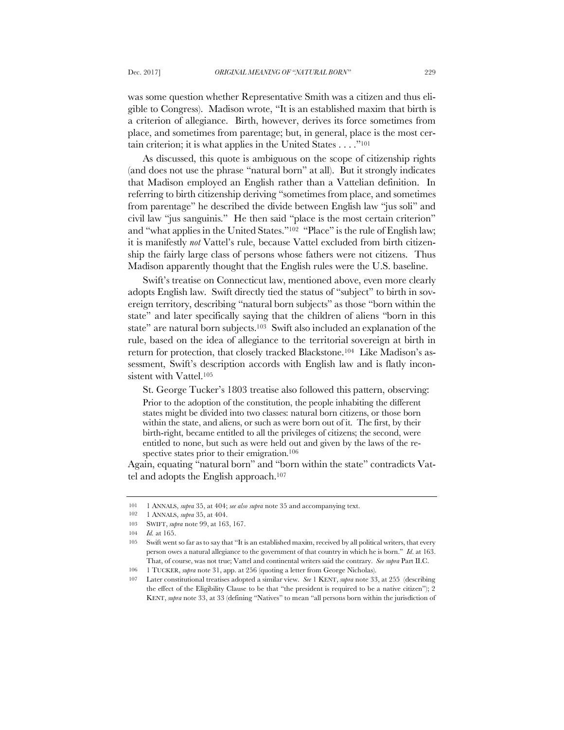was some question whether Representative Smith was a citizen and thus eligible to Congress). Madison wrote, "It is an established maxim that birth is a criterion of allegiance. Birth, however, derives its force sometimes from place, and sometimes from parentage; but, in general, place is the most certain criterion; it is what applies in the United States . . . ."[101]

As discussed, this quote is ambiguous on the scope of citizenship rights (and does not use the phrase "natural born" at all). But it strongly indicates that Madison employed an English rather than a Vattelian definition. In referring to birth citizenship deriving "sometimes from place, and sometimes from parentage" he described the divide between English law "jus soli" and civil law "jus sanguinis." He then said "place is the most certain criterion" and "what applies in the United States."[102] "Place" is the rule of English law; it is manifestly *not* Vattel's rule, because Vattel excluded from birth citizenship the fairly large class of persons whose fathers were not citizens. Thus Madison apparently thought that the English rules were the U.S. baseline.

Swift's treatise on Connecticut law, mentioned above, even more clearly adopts English law. Swift directly tied the status of "subject" to birth in sovereign territory, describing "natural born subjects" as those "born within the state" and later specifically saying that the children of aliens "born in this state" are natural born subjects.[103] Swift also included an explanation of the rule, based on the idea of allegiance to the territorial sovereign at birth in return for protection, that closely tracked Blackstone.[104] Like Madison's assessment, Swift's description accords with English law and is flatly inconsistent with Vattel.[105]

St. George Tucker's 1803 treatise also followed this pattern, observing:

> Prior to the adoption of the constitution, the people inhabiting the different states might be divided into two classes: natural born citizens, or those born within the state, and aliens, or such as were born out of it. The first, by their birth-right, became entitled to all the privileges of citizens; the second, were entitled to none, but such as were held out and given by the laws of the respective states prior to their emigration.[106]

Again, equating "natural born" and "born within the state" contradicts Vattel and adopts the English approach.[107]

---

101 1 ANNALS, *supra* 35, at 404; *see also supra* note 35 and accompanying text.

102 1 ANNALS, *supra* 35, at 404.

103 SWIFT, *supra* note 99, at 163, 167.

104 *Id.* at 165.

105 Swift went so far as to say that "It is an established maxim, received by all political writers, that every person owes a natural allegiance to the government of that country in which he is born." *Id*. at 163. That, of course, was not true; Vattel and continental writers said the contrary. *See supra* Part II.C.

106 1 TUCKER, *supra* note 31, app. at 256 (quoting a letter from George Nicholas).

107 Later constitutional treatises adopted a similar view. *See* 1 KENT, *supra* note 33, at 255 (describing the effect of the Eligibility Clause to be that "the president is required to be a native citizen"); 2 KENT, *supra* note 33, at 33 (defining "Natives" to mean "all persons born within the jurisdiction of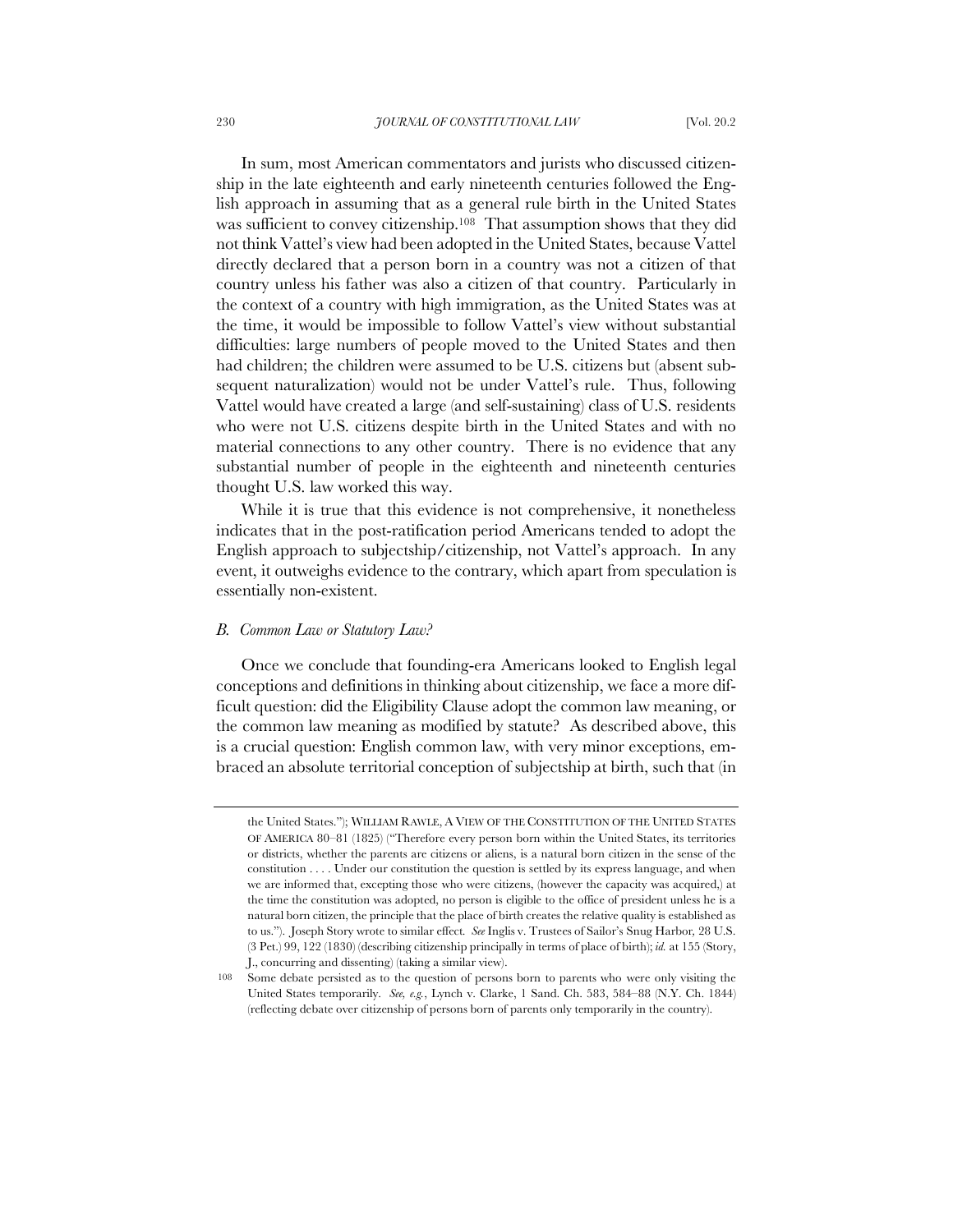In sum, most American commentators and jurists who discussed citizenship in the late eighteenth and early nineteenth centuries followed the English approach in assuming that as a general rule birth in the United States was sufficient to convey citizenship.[108] That assumption shows that they did not think Vattel's view had been adopted in the United States, because Vattel directly declared that a person born in a country was not a citizen of that country unless his father was also a citizen of that country. Particularly in the context of a country with high immigration, as the United States was at the time, it would be impossible to follow Vattel's view without substantial difficulties: large numbers of people moved to the United States and then had children; the children were assumed to be U.S. citizens but (absent subsequent naturalization) would not be under Vattel's rule. Thus, following Vattel would have created a large (and self-sustaining) class of U.S. residents who were not U.S. citizens despite birth in the United States and with no material connections to any other country. There is no evidence that any substantial number of people in the eighteenth and nineteenth centuries thought U.S. law worked this way.

While it is true that this evidence is not comprehensive, it nonetheless indicates that in the post-ratification period Americans tended to adopt the English approach to subjectship/citizenship, not Vattel's approach. In any event, it outweighs evidence to the contrary, which apart from speculation is essentially non-existent.

### *B. Common Law or Statutory Law?*

Once we conclude that founding-era Americans looked to English legal conceptions and definitions in thinking about citizenship, we face a more difficult question: did the Eligibility Clause adopt the common law meaning, or the common law meaning as modified by statute? As described above, this is a crucial question: English common law, with very minor exceptions, embraced an absolute territorial conception of subjectship at birth, such that (in

---

the United States."); WILLIAM RAWLE, A VIEW OF THE CONSTITUTION OF THE UNITED STATES OF AMERICA 80–81 (1825) ("Therefore every person born within the United States, its territories or districts, whether the parents are citizens or aliens, is a natural born citizen in the sense of the constitution . . . . Under our constitution the question is settled by its express language, and when we are informed that, excepting those who were citizens, (however the capacity was acquired,) at the time the constitution was adopted, no person is eligible to the office of president unless he is a natural born citizen, the principle that the place of birth creates the relative quality is established as to us."). Joseph Story wrote to similar effect. *See* Inglis v. Trustees of Sailor's Snug Harbor, 28 U.S. (3 Pet.) 99, 122 (1830) (describing citizenship principally in terms of place of birth); *id.* at 155 (Story, J., concurring and dissenting) (taking a similar view).

108 Some debate persisted as to the question of persons born to parents who were only visiting the United States temporarily. *See, e.g.*, Lynch v. Clarke, 1 Sand. Ch. 583, 584–88 (N.Y. Ch. 1844) (reflecting debate over citizenship of persons born of parents only temporarily in the country).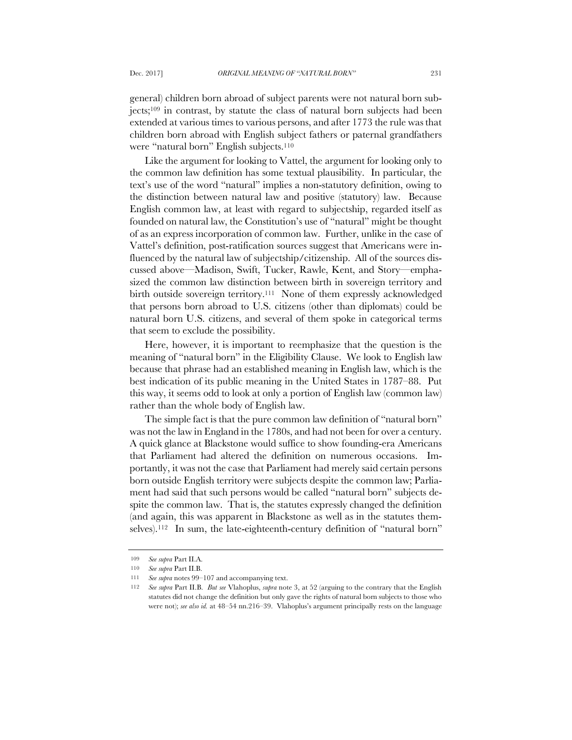general) children born abroad of subject parents were not natural born subjects;[109] in contrast, by statute the class of natural born subjects had been extended at various times to various persons, and after 1773 the rule was that children born abroad with English subject fathers or paternal grandfathers were "natural born" English subjects.[110]

Like the argument for looking to Vattel, the argument for looking only to the common law definition has some textual plausibility. In particular, the text's use of the word "natural" implies a non-statutory definition, owing to the distinction between natural law and positive (statutory) law. Because English common law, at least with regard to subjectship, regarded itself as founded on natural law, the Constitution's use of "natural" might be thought of as an express incorporation of common law. Further, unlike in the case of Vattel's definition, post-ratification sources suggest that Americans were influenced by the natural law of subjectship/citizenship. All of the sources discussed above—Madison, Swift, Tucker, Rawle, Kent, and Story—emphasized the common law distinction between birth in sovereign territory and birth outside sovereign territory.[111] None of them expressly acknowledged that persons born abroad to U.S. citizens (other than diplomats) could be natural born U.S. citizens, and several of them spoke in categorical terms that seem to exclude the possibility.

Here, however, it is important to reemphasize that the question is the meaning of "natural born" in the Eligibility Clause. We look to English law because that phrase had an established meaning in English law, which is the best indication of its public meaning in the United States in 1787–88. Put this way, it seems odd to look at only a portion of English law (common law) rather than the whole body of English law.

The simple fact is that the pure common law definition of "natural born" was not the law in England in the 1780s, and had not been for over a century. A quick glance at Blackstone would suffice to show founding-era Americans that Parliament had altered the definition on numerous occasions. Importantly, it was not the case that Parliament had merely said certain persons born outside English territory were subjects despite the common law; Parliament had said that such persons would be called "natural born" subjects despite the common law. That is, the statutes expressly changed the definition (and again, this was apparent in Blackstone as well as in the statutes themselves).[112] In sum, the late-eighteenth-century definition of "natural born"

---

[109] *See supra* Part II.A.

[110] *See supra* Part II.B.

[111] *See supra* notes 99–107 and accompanying text.

[112] *See supra* Part II.B. *But see* Vlahoplus, *supra* note 3, at 52 (arguing to the contrary that the English statutes did not change the definition but only gave the rights of natural born subjects to those who were not); *see also id.* at 48–54 nn.216–39. Vlahoplus's argument principally rests on the language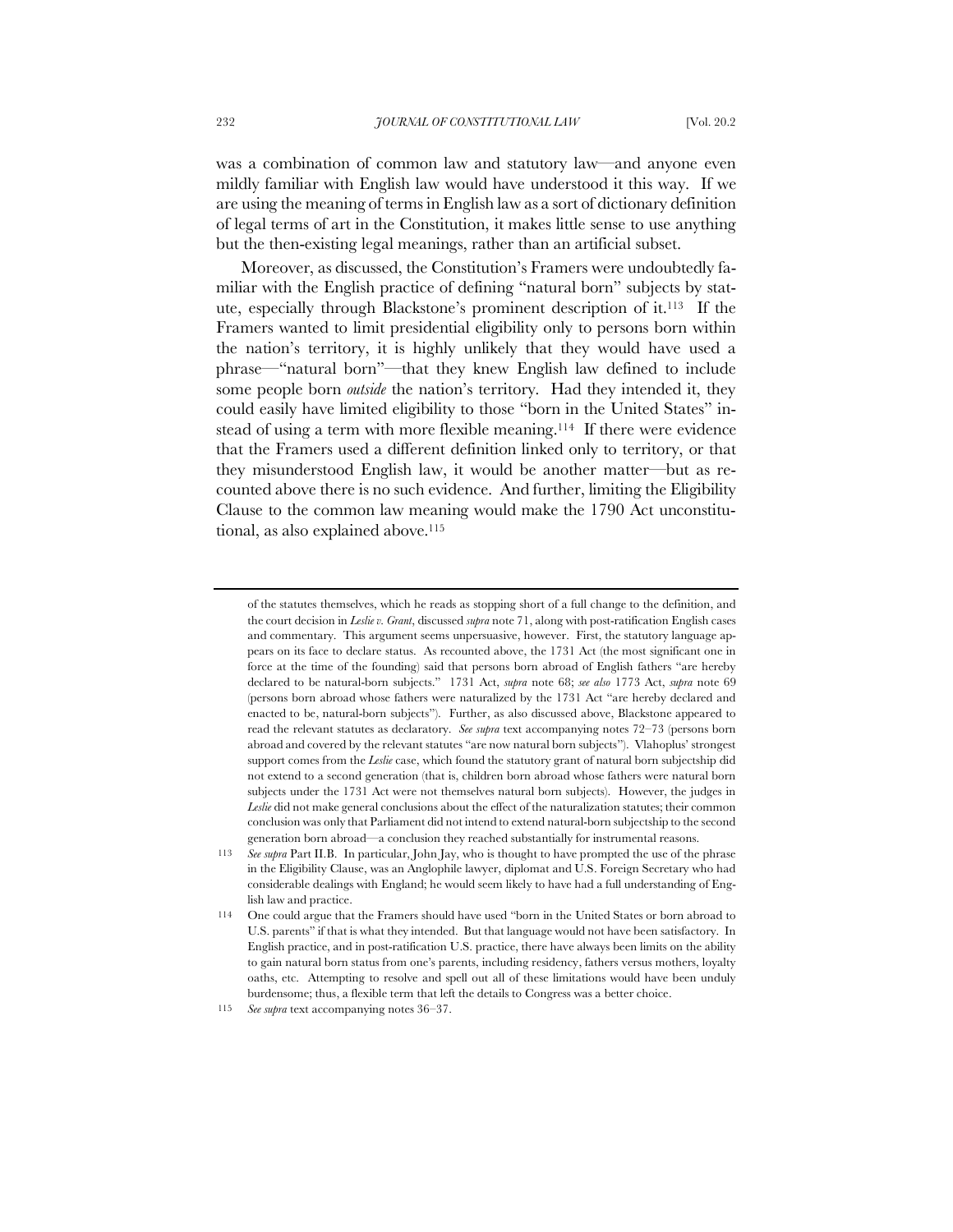was a combination of common law and statutory law—and anyone even mildly familiar with English law would have understood it this way. If we are using the meaning of terms in English law as a sort of dictionary definition of legal terms of art in the Constitution, it makes little sense to use anything but the then-existing legal meanings, rather than an artificial subset.

Moreover, as discussed, the Constitution's Framers were undoubtedly familiar with the English practice of defining "natural born" subjects by statute, especially through Blackstone's prominent description of it.[113] If the Framers wanted to limit presidential eligibility only to persons born within the nation's territory, it is highly unlikely that they would have used a phrase—"natural born"—that they knew English law defined to include some people born *outside* the nation's territory. Had they intended it, they could easily have limited eligibility to those "born in the United States" instead of using a term with more flexible meaning.[114] If there were evidence that the Framers used a different definition linked only to territory, or that they misunderstood English law, it would be another matter—but as recounted above there is no such evidence. And further, limiting the Eligibility Clause to the common law meaning would make the 1790 Act unconstitutional, as also explained above.[115]

---

of the statutes themselves, which he reads as stopping short of a full change to the definition, and the court decision in *Leslie v. Grant*, discussed *supra* note 71, along with post-ratification English cases and commentary. This argument seems unpersuasive, however. First, the statutory language appears on its face to declare status. As recounted above, the 1731 Act (the most significant one in force at the time of the founding) said that persons born abroad of English fathers "are hereby declared to be natural-born subjects." 1731 Act, *supra* note 68; *see also* 1773 Act, *supra* note 69 (persons born abroad whose fathers were naturalized by the 1731 Act "are hereby declared and enacted to be, natural-born subjects"). Further, as also discussed above, Blackstone appeared to read the relevant statutes as declaratory. *See supra* text accompanying notes 72–73 (persons born abroad and covered by the relevant statutes "are now natural born subjects"). Vlahoplus' strongest support comes from the *Leslie* case, which found the statutory grant of natural born subjectship did not extend to a second generation (that is, children born abroad whose fathers were natural born subjects under the 1731 Act were not themselves natural born subjects). However, the judges in *Leslie* did not make general conclusions about the effect of the naturalization statutes; their common conclusion was only that Parliament did not intend to extend natural-born subjectship to the second generation born abroad—a conclusion they reached substantially for instrumental reasons.

113 *See supra* Part II.B. In particular, John Jay, who is thought to have prompted the use of the phrase in the Eligibility Clause, was an Anglophile lawyer, diplomat and U.S. Foreign Secretary who had considerable dealings with England; he would seem likely to have had a full understanding of English law and practice.

114 One could argue that the Framers should have used "born in the United States or born abroad to U.S. parents" if that is what they intended. But that language would not have been satisfactory. In English practice, and in post-ratification U.S. practice, there have always been limits on the ability to gain natural born status from one's parents, including residency, fathers versus mothers, loyalty oaths, etc. Attempting to resolve and spell out all of these limitations would have been unduly burdensome; thus, a flexible term that left the details to Congress was a better choice.

115 *See supra* text accompanying notes 36–37.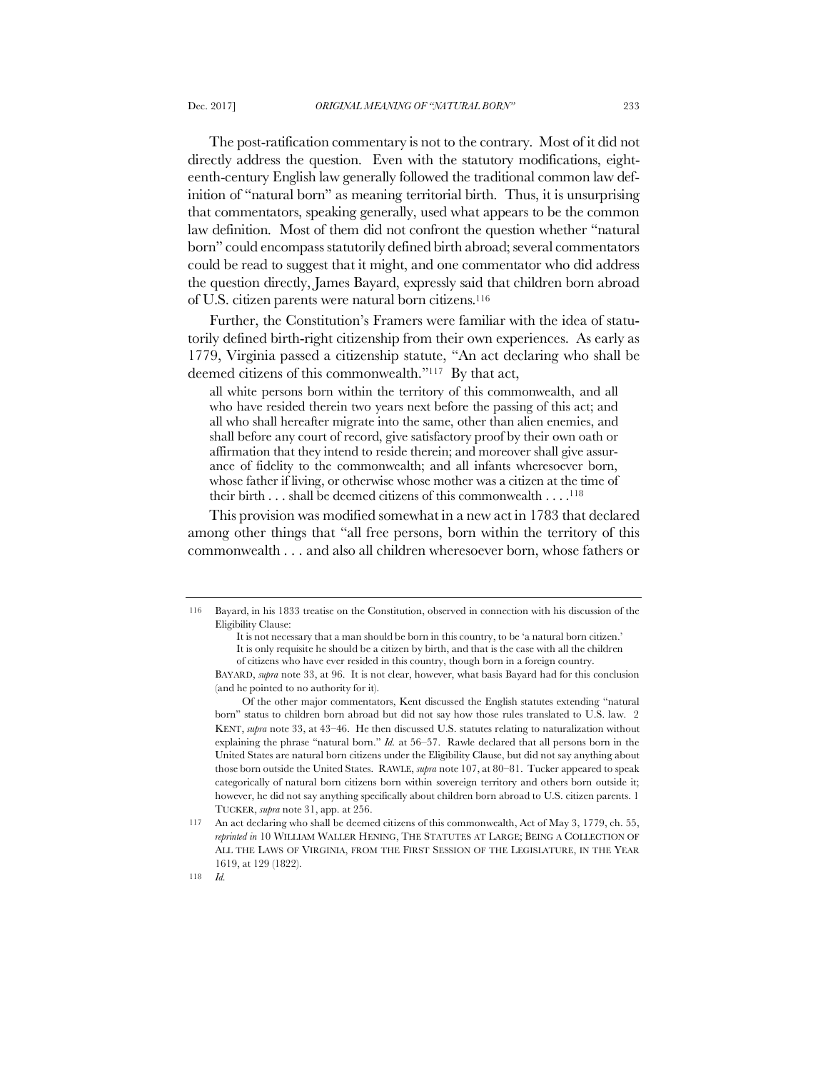The post-ratification commentary is not to the contrary. Most of it did not directly address the question. Even with the statutory modifications, eighteenth-century English law generally followed the traditional common law definition of "natural born" as meaning territorial birth. Thus, it is unsurprising that commentators, speaking generally, used what appears to be the common law definition. Most of them did not confront the question whether "natural born" could encompass statutorily defined birth abroad; several commentators could be read to suggest that it might, and one commentator who did address the question directly, James Bayard, expressly said that children born abroad of U.S. citizen parents were natural born citizens.[116]

Further, the Constitution's Framers were familiar with the idea of statutorily defined birth-right citizenship from their own experiences. As early as 1779, Virginia passed a citizenship statute, "An act declaring who shall be deemed citizens of this commonwealth."[117] By that act,

> all white persons born within the territory of this commonwealth, and all who have resided therein two years next before the passing of this act; and all who shall hereafter migrate into the same, other than alien enemies, and shall before any court of record, give satisfactory proof by their own oath or affirmation that they intend to reside therein; and moreover shall give assurance of fidelity to the commonwealth; and all infants wheresoever born, whose father if living, or otherwise whose mother was a citizen at the time of their birth . . . shall be deemed citizens of this commonwealth . . . .[118]

This provision was modified somewhat in a new act in 1783 that declared among other things that "all free persons, born within the territory of this commonwealth . . . and also all children wheresoever born, whose fathers or

---

116 Bayard, in his 1833 treatise on the Constitution, observed in connection with his discussion of the Eligibility Clause:

> It is not necessary that a man should be born in this country, to be 'a natural born citizen.' It is only requisite he should be a citizen by birth, and that is the case with all the children of citizens who have ever resided in this country, though born in a foreign country.

BAYARD, *supra* note 33, at 96. It is not clear, however, what basis Bayard had for this conclusion (and he pointed to no authority for it).

Of the other major commentators, Kent discussed the English statutes extending "natural born" status to children born abroad but did not say how those rules translated to U.S. law. 2 KENT, *supra* note 33, at 43–46. He then discussed U.S. statutes relating to naturalization without explaining the phrase "natural born." *Id.* at 56–57. Rawle declared that all persons born in the United States are natural born citizens under the Eligibility Clause, but did not say anything about those born outside the United States. RAWLE, *supra* note 107, at 80–81. Tucker appeared to speak categorically of natural born citizens born within sovereign territory and others born outside it; however, he did not say anything specifically about children born abroad to U.S. citizen parents. 1 TUCKER, *supra* note 31, app. at 256.

117 An act declaring who shall be deemed citizens of this commonwealth, Act of May 3, 1779, ch. 55, *reprinted in* 10 WILLIAM WALLER HENING, THE STATUTES AT LARGE; BEING A COLLECTION OF ALL THE LAWS OF VIRGINIA, FROM THE FIRST SESSION OF THE LEGISLATURE, IN THE YEAR 1619, at 129 (1822).

118 *Id.*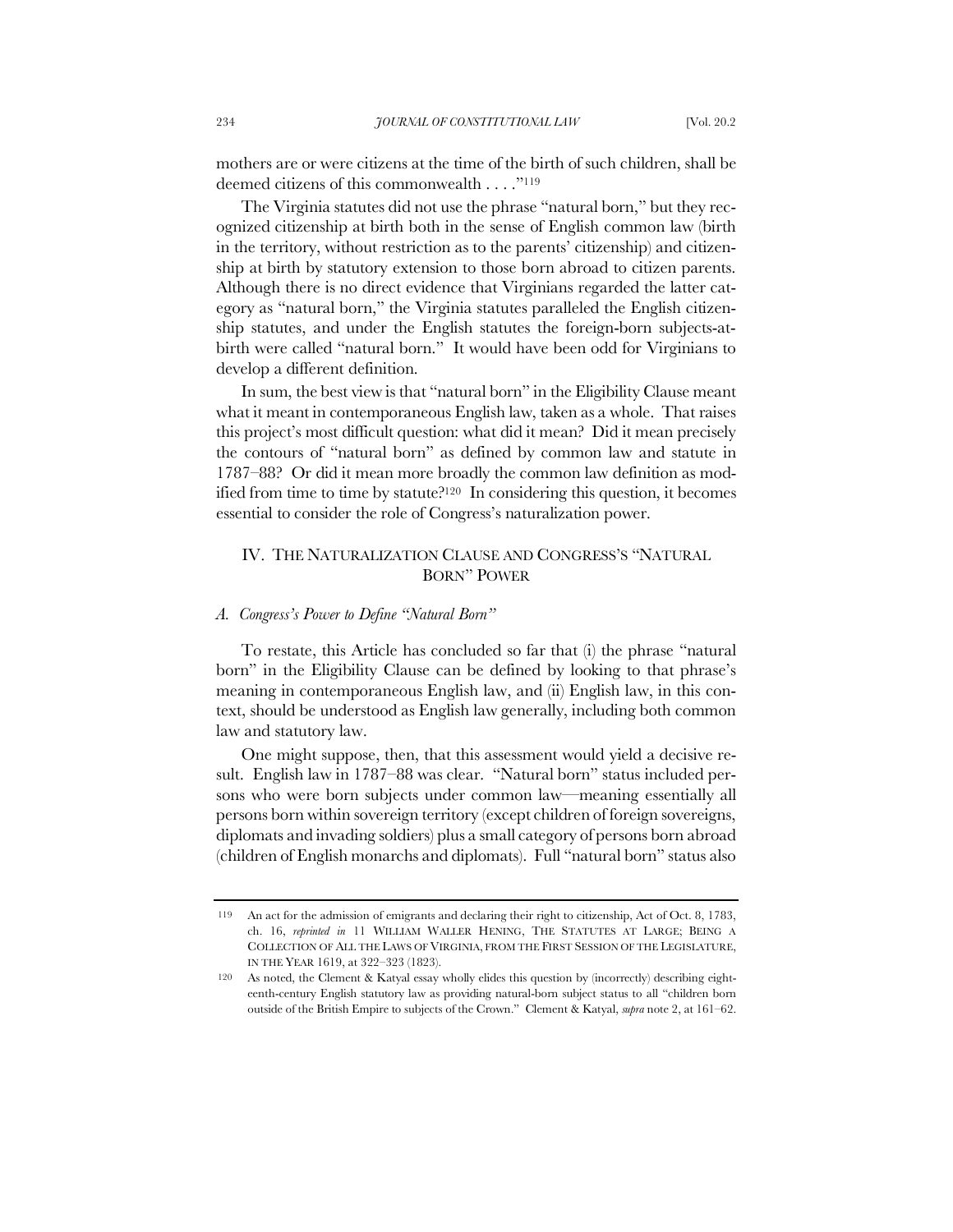mothers are or were citizens at the time of the birth of such children, shall be deemed citizens of this commonwealth . . . ."[119]

The Virginia statutes did not use the phrase "natural born," but they recognized citizenship at birth both in the sense of English common law (birth in the territory, without restriction as to the parents' citizenship) and citizenship at birth by statutory extension to those born abroad to citizen parents. Although there is no direct evidence that Virginians regarded the latter category as "natural born," the Virginia statutes paralleled the English citizenship statutes, and under the English statutes the foreign-born subjects-at-birth were called "natural born." It would have been odd for Virginians to develop a different definition.

In sum, the best view is that "natural born" in the Eligibility Clause meant what it meant in contemporaneous English law, taken as a whole. That raises this project's most difficult question: what did it mean? Did it mean precisely the contours of "natural born" as defined by common law and statute in 1787–88? Or did it mean more broadly the common law definition as modified from time to time by statute?[120] In considering this question, it becomes essential to consider the role of Congress's naturalization power.

## IV. THE NATURALIZATION CLAUSE AND CONGRESS'S "NATURAL BORN" POWER

### *A. Congress's Power to Define "Natural Born"*

To restate, this Article has concluded so far that (i) the phrase "natural born" in the Eligibility Clause can be defined by looking to that phrase's meaning in contemporaneous English law, and (ii) English law, in this context, should be understood as English law generally, including both common law and statutory law.

One might suppose, then, that this assessment would yield a decisive result. English law in 1787–88 was clear. "Natural born" status included persons who were born subjects under common law—meaning essentially all persons born within sovereign territory (except children of foreign sovereigns, diplomats and invading soldiers) plus a small category of persons born abroad (children of English monarchs and diplomats). Full "natural born" status also

---

119 An act for the admission of emigrants and declaring their right to citizenship, Act of Oct. 8, 1783, ch. 16, *reprinted in* 11 WILLIAM WALLER HENING, THE STATUTES AT LARGE; BEING A COLLECTION OF ALL THE LAWS OF VIRGINIA, FROM THE FIRST SESSION OF THE LEGISLATURE, IN THE YEAR 1619, at 322–323 (1823).

120 As noted, the Clement & Katyal essay wholly elides this question by (incorrectly) describing eighteenth-century English statutory law as providing natural-born subject status to all "children born outside of the British Empire to subjects of the Crown." Clement & Katyal, *supra* note 2, at 161–62.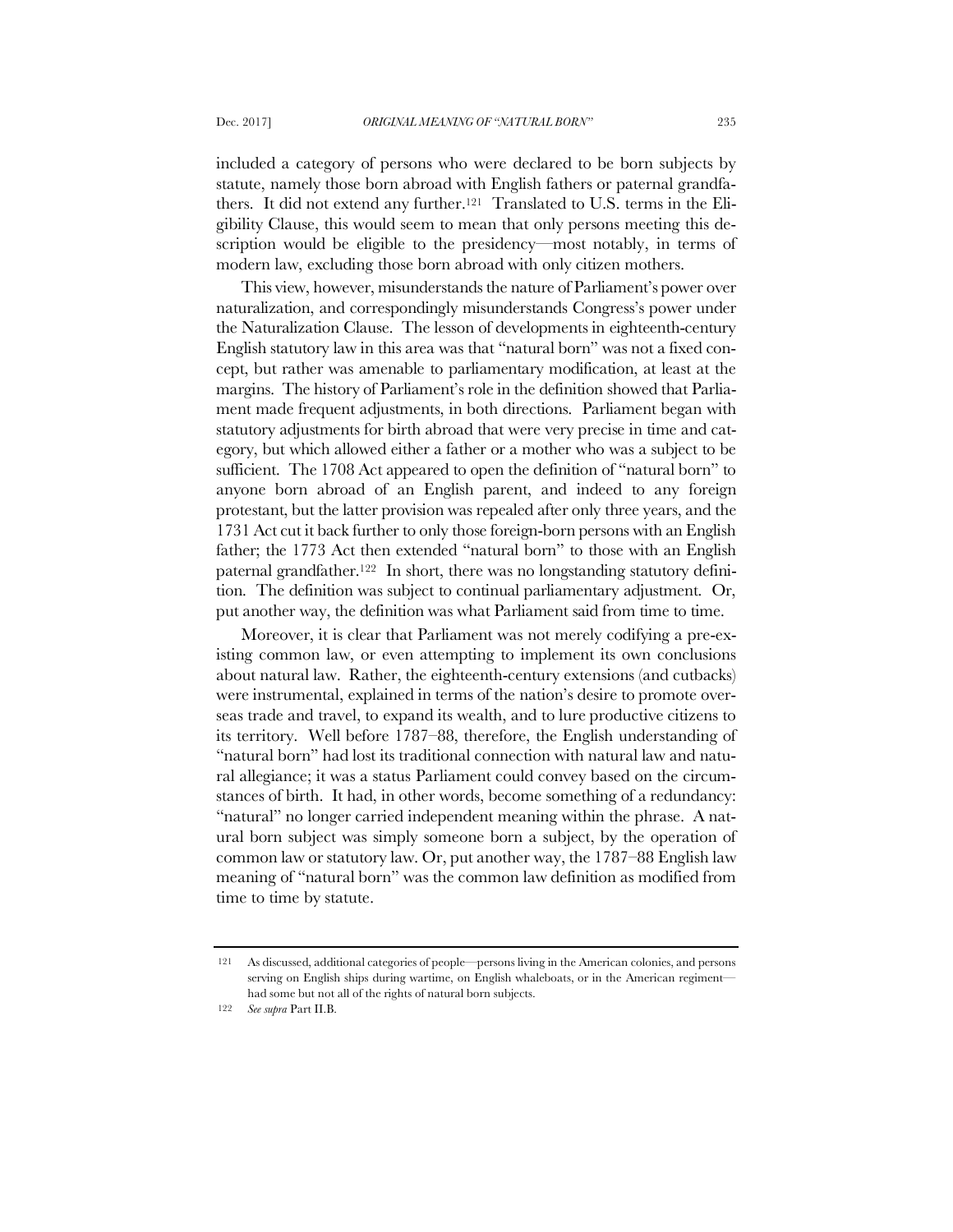included a category of persons who were declared to be born subjects by statute, namely those born abroad with English fathers or paternal grandfathers. It did not extend any further.[121] Translated to U.S. terms in the Eligibility Clause, this would seem to mean that only persons meeting this description would be eligible to the presidency—most notably, in terms of modern law, excluding those born abroad with only citizen mothers.

This view, however, misunderstands the nature of Parliament's power over naturalization, and correspondingly misunderstands Congress's power under the Naturalization Clause. The lesson of developments in eighteenth-century English statutory law in this area was that "natural born" was not a fixed concept, but rather was amenable to parliamentary modification, at least at the margins. The history of Parliament's role in the definition showed that Parliament made frequent adjustments, in both directions. Parliament began with statutory adjustments for birth abroad that were very precise in time and category, but which allowed either a father or a mother who was a subject to be sufficient. The 1708 Act appeared to open the definition of "natural born" to anyone born abroad of an English parent, and indeed to any foreign protestant, but the latter provision was repealed after only three years, and the 1731 Act cut it back further to only those foreign-born persons with an English father; the 1773 Act then extended "natural born" to those with an English paternal grandfather.[122] In short, there was no longstanding statutory definition. The definition was subject to continual parliamentary adjustment. Or, put another way, the definition was what Parliament said from time to time.

Moreover, it is clear that Parliament was not merely codifying a pre-existing common law, or even attempting to implement its own conclusions about natural law. Rather, the eighteenth-century extensions (and cutbacks) were instrumental, explained in terms of the nation's desire to promote overseas trade and travel, to expand its wealth, and to lure productive citizens to its territory. Well before 1787–88, therefore, the English understanding of "natural born" had lost its traditional connection with natural law and natural allegiance; it was a status Parliament could convey based on the circumstances of birth. It had, in other words, become something of a redundancy: "natural" no longer carried independent meaning within the phrase. A natural born subject was simply someone born a subject, by the operation of common law or statutory law. Or, put another way, the 1787–88 English law meaning of "natural born" was the common law definition as modified from time to time by statute.

---

121 As discussed, additional categories of people—persons living in the American colonies, and persons serving on English ships during wartime, on English whaleboats, or in the American regiment—had some but not all of the rights of natural born subjects.

122 *See supra* Part II.B.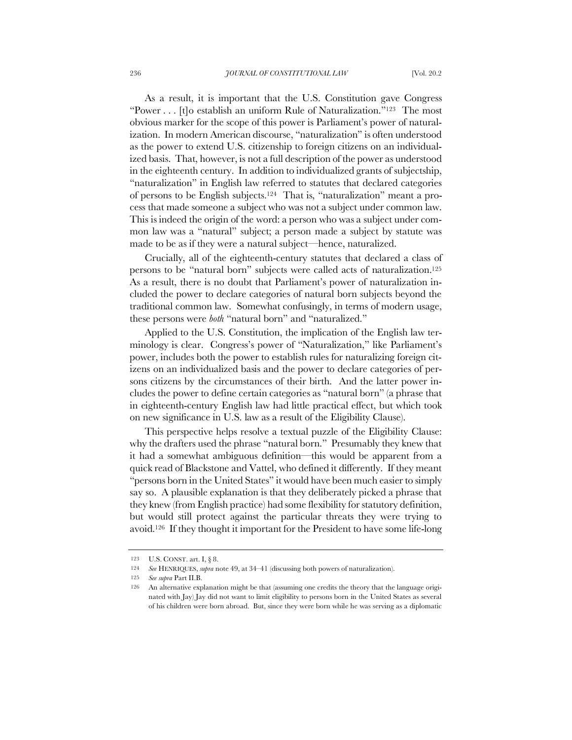As a result, it is important that the U.S. Constitution gave Congress "Power . . . [t]o establish an uniform Rule of Naturalization."[123] The most obvious marker for the scope of this power is Parliament's power of naturalization. In modern American discourse, "naturalization" is often understood as the power to extend U.S. citizenship to foreign citizens on an individualized basis. That, however, is not a full description of the power as understood in the eighteenth century. In addition to individualized grants of subjectship, "naturalization" in English law referred to statutes that declared categories of persons to be English subjects.[124] That is, "naturalization" meant a process that made someone a subject who was not a subject under common law. This is indeed the origin of the word: a person who was a subject under common law was a "natural" subject; a person made a subject by statute was made to be as if they were a natural subject—hence, naturalized.

Crucially, all of the eighteenth-century statutes that declared a class of persons to be "natural born" subjects were called acts of naturalization.[125] As a result, there is no doubt that Parliament's power of naturalization included the power to declare categories of natural born subjects beyond the traditional common law. Somewhat confusingly, in terms of modern usage, these persons were *both* "natural born" and "naturalized."

Applied to the U.S. Constitution, the implication of the English law terminology is clear. Congress's power of "Naturalization," like Parliament's power, includes both the power to establish rules for naturalizing foreign citizens on an individualized basis and the power to declare categories of persons citizens by the circumstances of their birth. And the latter power includes the power to define certain categories as "natural born" (a phrase that in eighteenth-century English law had little practical effect, but which took on new significance in U.S. law as a result of the Eligibility Clause).

This perspective helps resolve a textual puzzle of the Eligibility Clause: why the drafters used the phrase "natural born." Presumably they knew that it had a somewhat ambiguous definition—this would be apparent from a quick read of Blackstone and Vattel, who defined it differently. If they meant "persons born in the United States" it would have been much easier to simply say so. A plausible explanation is that they deliberately picked a phrase that they knew (from English practice) had some flexibility for statutory definition, but would still protect against the particular threats they were trying to avoid.[126] If they thought it important for the President to have some life-long

---

123 U.S. CONST. art. I, § 8.

124 *See* HENRIQUES, *supra* note 49, at 34–41 (discussing both powers of naturalization).

125 *See supra* Part II.B.

126 An alternative explanation might be that (assuming one credits the theory that the language originated with Jay) Jay did not want to limit eligibility to persons born in the United States as several of his children were born abroad. But, since they were born while he was serving as a diplomatic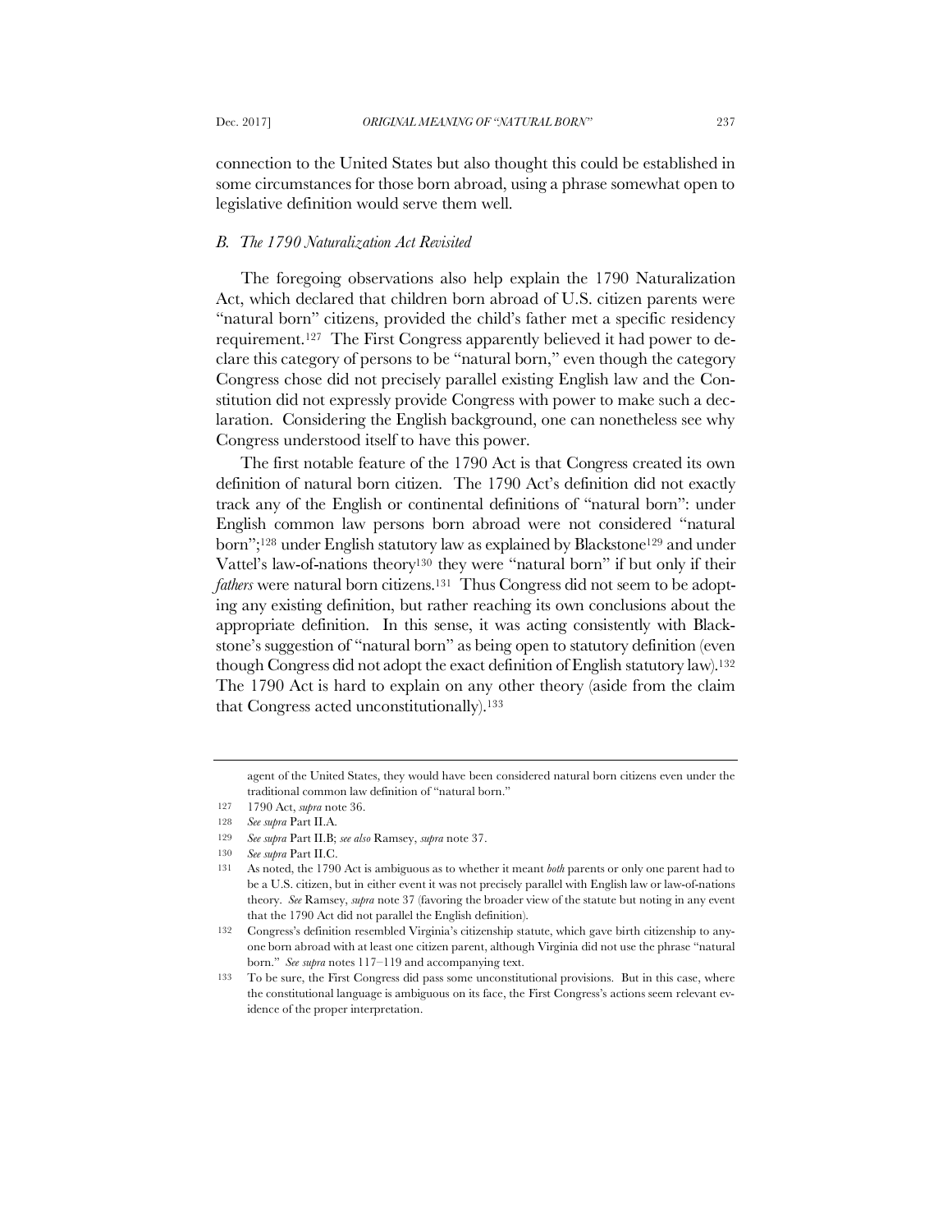connection to the United States but also thought this could be established in some circumstances for those born abroad, using a phrase somewhat open to legislative definition would serve them well.

### *B. The 1790 Naturalization Act Revisited*

The foregoing observations also help explain the 1790 Naturalization Act, which declared that children born abroad of U.S. citizen parents were "natural born" citizens, provided the child's father met a specific residency requirement.[127] The First Congress apparently believed it had power to declare this category of persons to be "natural born," even though the category Congress chose did not precisely parallel existing English law and the Constitution did not expressly provide Congress with power to make such a declaration. Considering the English background, one can nonetheless see why Congress understood itself to have this power.

The first notable feature of the 1790 Act is that Congress created its own definition of natural born citizen. The 1790 Act's definition did not exactly track any of the English or continental definitions of "natural born": under English common law persons born abroad were not considered "natural born";[128] under English statutory law as explained by Blackstone[129] and under Vattel's law-of-nations theory[130] they were "natural born" if but only if their *fathers* were natural born citizens.[131] Thus Congress did not seem to be adopting any existing definition, but rather reaching its own conclusions about the appropriate definition. In this sense, it was acting consistently with Blackstone's suggestion of "natural born" as being open to statutory definition (even though Congress did not adopt the exact definition of English statutory law).[132] The 1790 Act is hard to explain on any other theory (aside from the claim that Congress acted unconstitutionally).[133]

---

agent of the United States, they would have been considered natural born citizens even under the traditional common law definition of "natural born."

127 1790 Act, *supra* note 36.

128 *See supra* Part II.A.

129 *See supra* Part II.B; *see also* Ramsey, *supra* note 37.

130 *See supra* Part II.C.

131 As noted, the 1790 Act is ambiguous as to whether it meant *both* parents or only one parent had to be a U.S. citizen, but in either event it was not precisely parallel with English law or law-of-nations theory. *See* Ramsey, *supra* note 37 (favoring the broader view of the statute but noting in any event that the 1790 Act did not parallel the English definition).

132 Congress's definition resembled Virginia's citizenship statute, which gave birth citizenship to anyone born abroad with at least one citizen parent, although Virginia did not use the phrase "natural born." *See supra* notes 117–119 and accompanying text.

133 To be sure, the First Congress did pass some unconstitutional provisions. But in this case, where the constitutional language is ambiguous on its face, the First Congress's actions seem relevant evidence of the proper interpretation.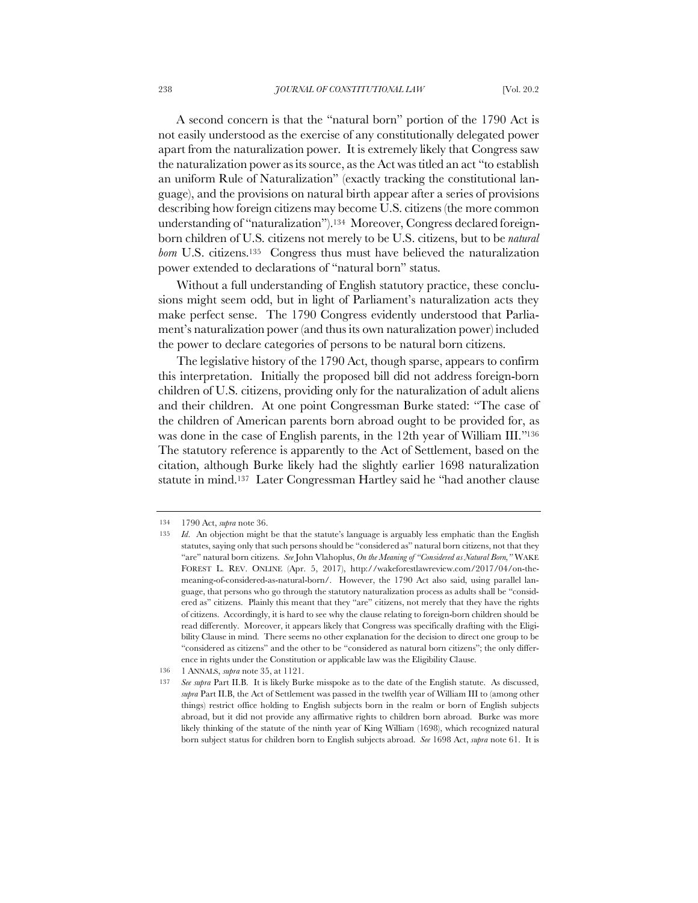A second concern is that the "natural born" portion of the 1790 Act is not easily understood as the exercise of any constitutionally delegated power apart from the naturalization power. It is extremely likely that Congress saw the naturalization power as its source, as the Act was titled an act "to establish an uniform Rule of Naturalization" (exactly tracking the constitutional language), and the provisions on natural birth appear after a series of provisions describing how foreign citizens may become U.S. citizens (the more common understanding of "naturalization").[134] Moreover, Congress declared foreign-born children of U.S. citizens not merely to be U.S. citizens, but to be *natural born* U.S. citizens.[135] Congress thus must have believed the naturalization power extended to declarations of "natural born" status.

Without a full understanding of English statutory practice, these conclusions might seem odd, but in light of Parliament's naturalization acts they make perfect sense. The 1790 Congress evidently understood that Parliament's naturalization power (and thus its own naturalization power) included the power to declare categories of persons to be natural born citizens.

The legislative history of the 1790 Act, though sparse, appears to confirm this interpretation. Initially the proposed bill did not address foreign-born children of U.S. citizens, providing only for the naturalization of adult aliens and their children. At one point Congressman Burke stated: "The case of the children of American parents born abroad ought to be provided for, as was done in the case of English parents, in the 12th year of William III."[136] The statutory reference is apparently to the Act of Settlement, based on the citation, although Burke likely had the slightly earlier 1698 naturalization statute in mind.[137] Later Congressman Hartley said he "had another clause

---

134 1790 Act, *supra* note 36.

135 *Id.* An objection might be that the statute's language is arguably less emphatic than the English statutes, saying only that such persons should be "considered as" natural born citizens, not that they "are" natural born citizens. *See* John Vlahoplus, *On the Meaning of "Considered as Natural Born,"* WAKE FOREST L. REV. ONLINE (Apr. 5, 2017), http://wakeforestlawreview.com/2017/04/on-the-meaning-of-considered-as-natural-born/. However, the 1790 Act also said, using parallel language, that persons who go through the statutory naturalization process as adults shall be "considered as" citizens. Plainly this meant that they "are" citizens, not merely that they have the rights of citizens. Accordingly, it is hard to see why the clause relating to foreign-born children should be read differently. Moreover, it appears likely that Congress was specifically drafting with the Eligibility Clause in mind. There seems no other explanation for the decision to direct one group to be "considered as citizens" and the other to be "considered as natural born citizens"; the only difference in rights under the Constitution or applicable law was the Eligibility Clause.

136 1 ANNALS, *supra* note 35, at 1121.

137 *See supra* Part II.B. It is likely Burke misspoke as to the date of the English statute. As discussed, *supra* Part II.B, the Act of Settlement was passed in the twelfth year of William III to (among other things) restrict office holding to English subjects born in the realm or born of English subjects abroad, but it did not provide any affirmative rights to children born abroad. Burke was more likely thinking of the statute of the ninth year of King William (1698), which recognized natural born subject status for children born to English subjects abroad. *See* 1698 Act, *supra* note 61. It is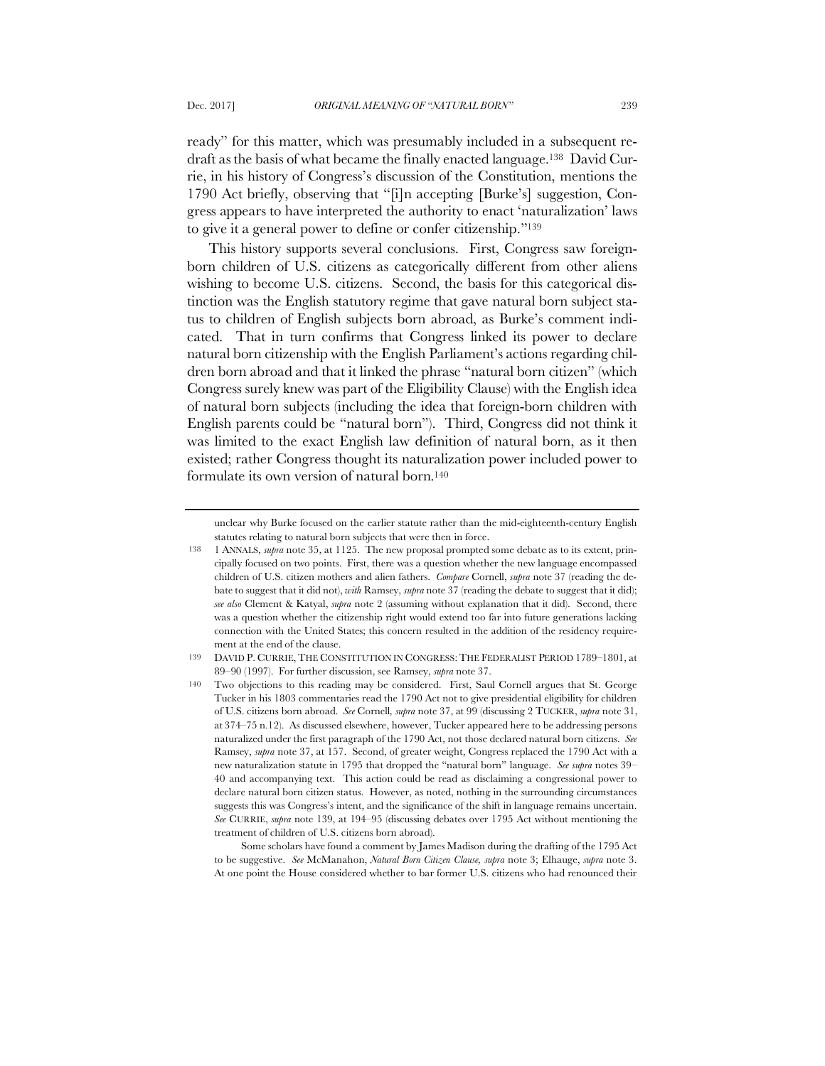ready" for this matter, which was presumably included in a subsequent redraft as the basis of what became the finally enacted language.[138] David Currie, in his history of Congress's discussion of the Constitution, mentions the 1790 Act briefly, observing that "[i]n accepting [Burke's] suggestion, Congress appears to have interpreted the authority to enact 'naturalization' laws to give it a general power to define or confer citizenship."[139]

This history supports several conclusions. First, Congress saw foreign-born children of U.S. citizens as categorically different from other aliens wishing to become U.S. citizens. Second, the basis for this categorical distinction was the English statutory regime that gave natural born subject status to children of English subjects born abroad, as Burke's comment indicated. That in turn confirms that Congress linked its power to declare natural born citizenship with the English Parliament's actions regarding children born abroad and that it linked the phrase "natural born citizen" (which Congress surely knew was part of the Eligibility Clause) with the English idea of natural born subjects (including the idea that foreign-born children with English parents could be "natural born"). Third, Congress did not think it was limited to the exact English law definition of natural born, as it then existed; rather Congress thought its naturalization power included power to formulate its own version of natural born.[140]

---

unclear why Burke focused on the earlier statute rather than the mid-eighteenth-century English statutes relating to natural born subjects that were then in force.

138 1 ANNALS, *supra* note 35, at 1125. The new proposal prompted some debate as to its extent, principally focused on two points. First, there was a question whether the new language encompassed children of U.S. citizen mothers and alien fathers. *Compare* Cornell, *supra* note 37 (reading the debate to suggest that it did not), *with* Ramsey, *supra* note 37 (reading the debate to suggest that it did); *see also* Clement & Katyal, *supra* note 2 (assuming without explanation that it did). Second, there was a question whether the citizenship right would extend too far into future generations lacking connection with the United States; this concern resulted in the addition of the residency requirement at the end of the clause.

139 DAVID P. CURRIE, THE CONSTITUTION IN CONGRESS: THE FEDERALIST PERIOD 1789–1801, at 89–90 (1997). For further discussion, see Ramsey, *supra* note 37.

140 Two objections to this reading may be considered. First, Saul Cornell argues that St. George Tucker in his 1803 commentaries read the 1790 Act not to give presidential eligibility for children of U.S. citizens born abroad. *See* Cornell, *supra* note 37, at 99 (discussing 2 TUCKER, *supra* note 31, at 374–75 n.12). As discussed elsewhere, however, Tucker appeared here to be addressing persons naturalized under the first paragraph of the 1790 Act, not those declared natural born citizens. *See* Ramsey, *supra* note 37, at 157. Second, of greater weight, Congress replaced the 1790 Act with a new naturalization statute in 1795 that dropped the "natural born" language. *See supra* notes 39–40 and accompanying text. This action could be read as disclaiming a congressional power to declare natural born citizen status. However, as noted, nothing in the surrounding circumstances suggests this was Congress's intent, and the significance of the shift in language remains uncertain. *See* CURRIE, *supra* note 139, at 194–95 (discussing debates over 1795 Act without mentioning the treatment of children of U.S. citizens born abroad).

Some scholars have found a comment by James Madison during the drafting of the 1795 Act to be suggestive. *See* McManahon, *Natural Born Citizen Clause, supra* note 3; Elhauge, *supra* note 3. At one point the House considered whether to bar former U.S. citizens who had renounced their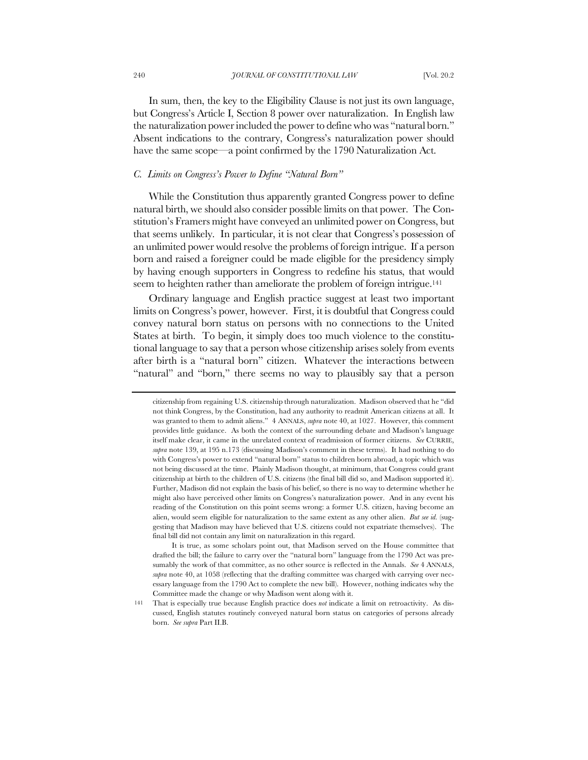In sum, then, the key to the Eligibility Clause is not just its own language, but Congress's Article I, Section 8 power over naturalization. In English law the naturalization power included the power to define who was "natural born." Absent indications to the contrary, Congress's naturalization power should have the same scope—a point confirmed by the 1790 Naturalization Act.

### C. *Limits on Congress's Power to Define "Natural Born"*

While the Constitution thus apparently granted Congress power to define natural birth, we should also consider possible limits on that power. The Constitution's Framers might have conveyed an unlimited power on Congress, but that seems unlikely. In particular, it is not clear that Congress's possession of an unlimited power would resolve the problems of foreign intrigue. If a person born and raised a foreigner could be made eligible for the presidency simply by having enough supporters in Congress to redefine his status, that would seem to heighten rather than ameliorate the problem of foreign intrigue.[141]

Ordinary language and English practice suggest at least two important limits on Congress's power, however. First, it is doubtful that Congress could convey natural born status on persons with no connections to the United States at birth. To begin, it simply does too much violence to the constitutional language to say that a person whose citizenship arises solely from events after birth is a "natural born" citizen. Whatever the interactions between "natural" and "born," there seems no way to plausibly say that a person

---

citizenship from regaining U.S. citizenship through naturalization. Madison observed that he "did not think Congress, by the Constitution, had any authority to readmit American citizens at all. It was granted to them to admit aliens." 4 ANNALS, *supra* note 40, at 1027. However, this comment provides little guidance. As both the context of the surrounding debate and Madison's language itself make clear, it came in the unrelated context of readmission of former citizens. *See* CURRIE, *supra* note 139, at 195 n.173 (discussing Madison's comment in these terms). It had nothing to do with Congress's power to extend "natural born" status to children born abroad, a topic which was not being discussed at the time. Plainly Madison thought, at minimum, that Congress could grant citizenship at birth to the children of U.S. citizens (the final bill did so, and Madison supported it). Further, Madison did not explain the basis of his belief, so there is no way to determine whether he might also have perceived other limits on Congress's naturalization power. And in any event his reading of the Constitution on this point seems wrong: a former U.S. citizen, having become an alien, would seem eligible for naturalization to the same extent as any other alien. *But see id.* (suggesting that Madison may have believed that U.S. citizens could not expatriate themselves). The final bill did not contain any limit on naturalization in this regard.

It is true, as some scholars point out, that Madison served on the House committee that drafted the bill; the failure to carry over the "natural born" language from the 1790 Act was presumably the work of that committee, as no other source is reflected in the Annals. *See* 4 ANNALS, *supra* note 40, at 1058 (reflecting that the drafting committee was charged with carrying over necessary language from the 1790 Act to complete the new bill). However, nothing indicates why the Committee made the change or why Madison went along with it.

[141] That is especially true because English practice does *not* indicate a limit on retroactivity. As discussed, English statutes routinely conveyed natural born status on categories of persons already born. *See supra* Part II.B.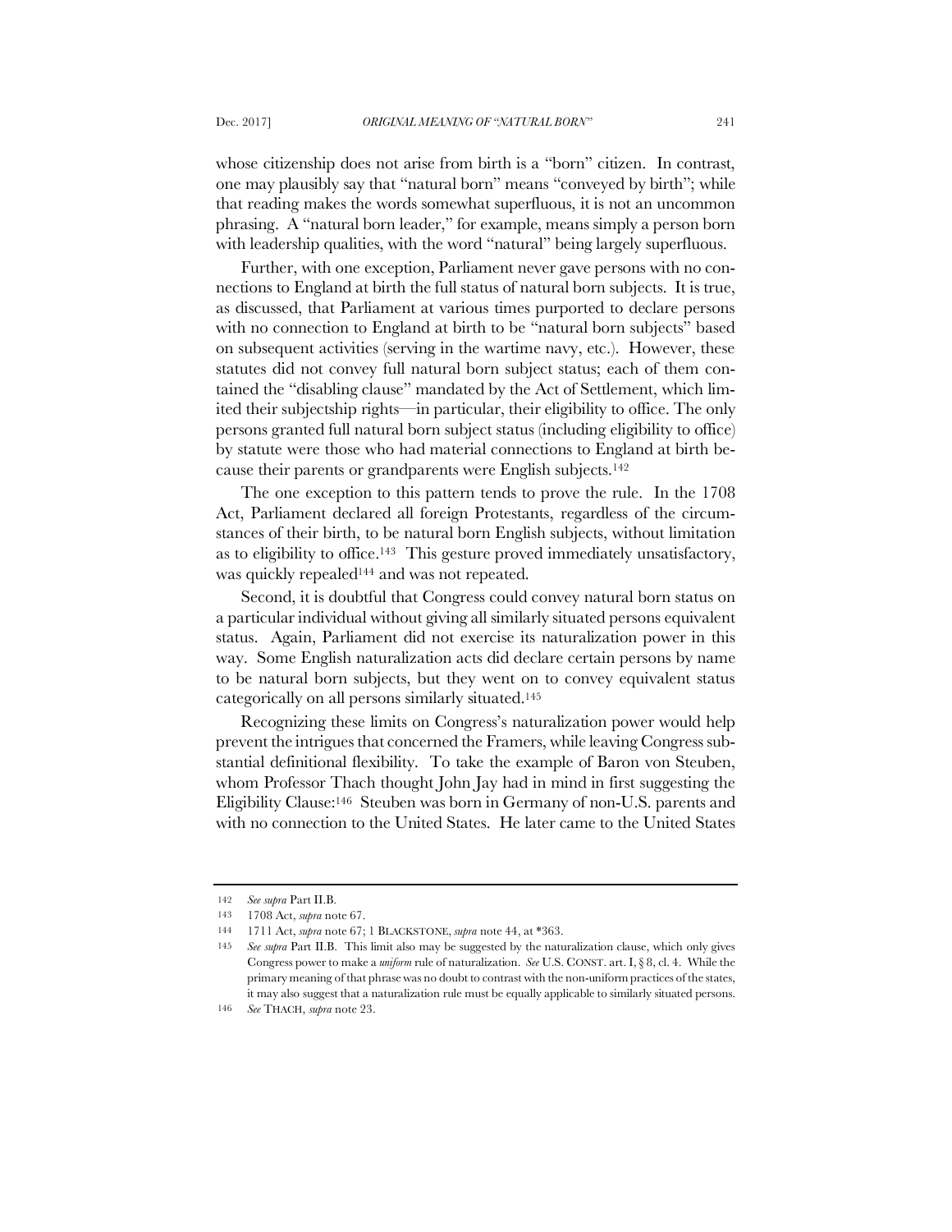whose citizenship does not arise from birth is a "born" citizen. In contrast, one may plausibly say that "natural born" means "conveyed by birth"; while that reading makes the words somewhat superfluous, it is not an uncommon phrasing. A "natural born leader," for example, means simply a person born with leadership qualities, with the word "natural" being largely superfluous.

Further, with one exception, Parliament never gave persons with no connections to England at birth the full status of natural born subjects. It is true, as discussed, that Parliament at various times purported to declare persons with no connection to England at birth to be "natural born subjects" based on subsequent activities (serving in the wartime navy, etc.). However, these statutes did not convey full natural born subject status; each of them contained the "disabling clause" mandated by the Act of Settlement, which limited their subjectship rights—in particular, their eligibility to office. The only persons granted full natural born subject status (including eligibility to office) by statute were those who had material connections to England at birth because their parents or grandparents were English subjects.[142]

The one exception to this pattern tends to prove the rule. In the 1708 Act, Parliament declared all foreign Protestants, regardless of the circumstances of their birth, to be natural born English subjects, without limitation as to eligibility to office.[143] This gesture proved immediately unsatisfactory, was quickly repealed[144] and was not repeated.

Second, it is doubtful that Congress could convey natural born status on a particular individual without giving all similarly situated persons equivalent status. Again, Parliament did not exercise its naturalization power in this way. Some English naturalization acts did declare certain persons by name to be natural born subjects, but they went on to convey equivalent status categorically on all persons similarly situated.[145]

Recognizing these limits on Congress's naturalization power would help prevent the intrigues that concerned the Framers, while leaving Congress substantial definitional flexibility. To take the example of Baron von Steuben, whom Professor Thach thought John Jay had in mind in first suggesting the Eligibility Clause:[146] Steuben was born in Germany of non-U.S. parents and with no connection to the United States. He later came to the United States

---

142 *See supra* Part II.B.

143 1708 Act, *supra* note 67.

144 1711 Act, *supra* note 67; 1 BLACKSTONE, *supra* note 44, at *363.

145 *See supra* Part II.B. This limit also may be suggested by the naturalization clause, which only gives Congress power to make a *uniform* rule of naturalization. *See* U.S. CONST. art. I, § 8, cl. 4. While the primary meaning of that phrase was no doubt to contrast with the non-uniform practices of the states, it may also suggest that a naturalization rule must be equally applicable to similarly situated persons.

146 *See* THACH, *supra* note 23.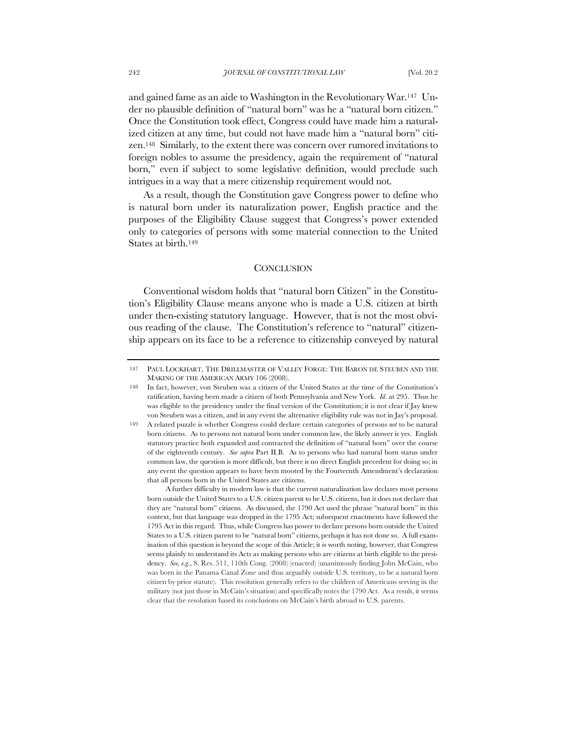and gained fame as an aide to Washington in the Revolutionary War.[147] Under no plausible definition of "natural born" was he a "natural born citizen." Once the Constitution took effect, Congress could have made him a naturalized citizen at any time, but could not have made him a "natural born" citizen.[148] Similarly, to the extent there was concern over rumored invitations to foreign nobles to assume the presidency, again the requirement of "natural born," even if subject to some legislative definition, would preclude such intrigues in a way that a mere citizenship requirement would not.

As a result, though the Constitution gave Congress power to define who is natural born under its naturalization power, English practice and the purposes of the Eligibility Clause suggest that Congress's power extended only to categories of persons with some material connection to the United States at birth.[149]

## CONCLUSION

Conventional wisdom holds that "natural born Citizen" in the Constitution's Eligibility Clause means anyone who is made a U.S. citizen at birth under then-existing statutory language. However, that is not the most obvious reading of the clause. The Constitution's reference to "natural" citizenship appears on its face to be a reference to citizenship conveyed by natural

---

147 PAUL LOCKHART, THE DRILLMASTER OF VALLEY FORGE: THE BARON DE STEUBEN AND THE MAKING OF THE AMERICAN ARMY 106 (2008).

148 In fact, however, von Steuben was a citizen of the United States at the time of the Constitution's ratification, having been made a citizen of both Pennsylvania and New York. *Id.* at 295. Thus he was eligible to the presidency under the final version of the Constitution; it is not clear if Jay knew von Steuben was a citizen, and in any event the alternative eligibility rule was not in Jay's proposal.

149 A related puzzle is whether Congress could declare certain categories of persons *not* to be natural born citizens. As to persons not natural born under common law, the likely answer is yes. English statutory practice both expanded and contracted the definition of "natural born" over the course of the eighteenth century. *See supra* Part II.B. As to persons who had natural born status under common law, the question is more difficult, but there is no direct English precedent for doing so; in any event the question appears to have been mooted by the Fourteenth Amendment's declaration that all persons born in the United States are citizens.

A further difficulty in modern law is that the current naturalization law declares most persons born outside the United States to a U.S. citizen parent to be U.S. citizens, but it does not declare that they are "natural born" citizens. As discussed, the 1790 Act used the phrase "natural born" in this context, but that language was dropped in the 1795 Act; subsequent enactments have followed the 1795 Act in this regard. Thus, while Congress has power to declare persons born outside the United States to a U.S. citizen parent to be "natural born" citizens, perhaps it has not done so. A full examination of this question is beyond the scope of this Article; it is worth noting, however, that Congress seems plainly to understand its Acts as making persons who are citizens at birth eligible to the presidency. *See, e.g.*, S. Res. 511, 110th Cong. (2008) (enacted) (unanimously finding John McCain, who was born in the Panama Canal Zone and thus arguably outside U.S. territory, to be a natural born citizen by prior statute). This resolution generally refers to the children of Americans serving in the military (not just those in McCain's situation) and specifically notes the 1790 Act. As a result, it seems clear that the resolution based its conclusions on McCain's birth abroad to U.S. parents.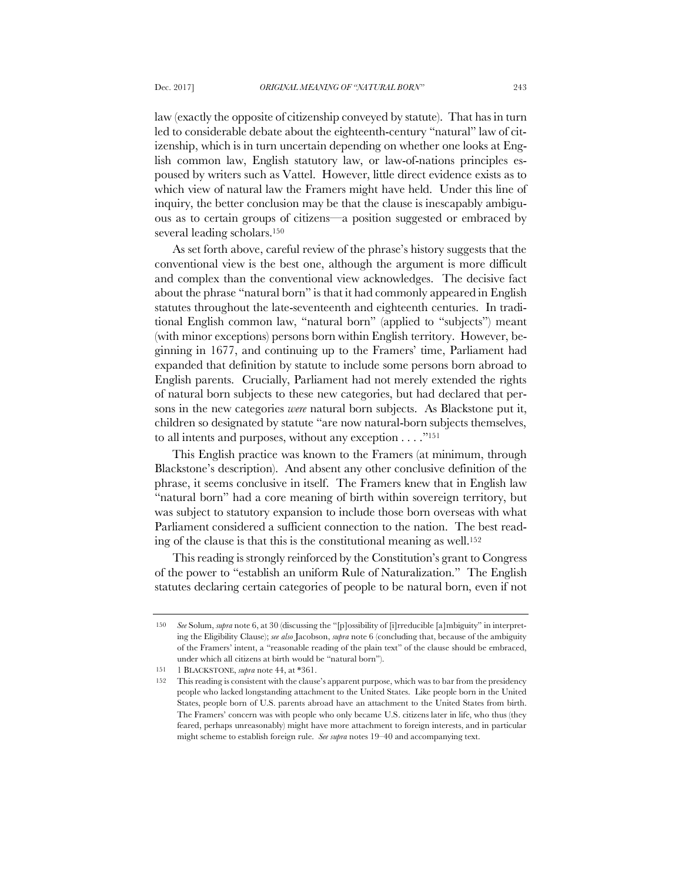law (exactly the opposite of citizenship conveyed by statute). That has in turn led to considerable debate about the eighteenth-century "natural" law of citizenship, which is in turn uncertain depending on whether one looks at English common law, English statutory law, or law-of-nations principles espoused by writers such as Vattel. However, little direct evidence exists as to which view of natural law the Framers might have held. Under this line of inquiry, the better conclusion may be that the clause is inescapably ambiguous as to certain groups of citizens—a position suggested or embraced by several leading scholars.[150]

As set forth above, careful review of the phrase's history suggests that the conventional view is the best one, although the argument is more difficult and complex than the conventional view acknowledges. The decisive fact about the phrase "natural born" is that it had commonly appeared in English statutes throughout the late-seventeenth and eighteenth centuries. In traditional English common law, "natural born" (applied to "subjects") meant (with minor exceptions) persons born within English territory. However, beginning in 1677, and continuing up to the Framers' time, Parliament had expanded that definition by statute to include some persons born abroad to English parents. Crucially, Parliament had not merely extended the rights of natural born subjects to these new categories, but had declared that persons in the new categories *were* natural born subjects. As Blackstone put it, children so designated by statute "are now natural-born subjects themselves, to all intents and purposes, without any exception . . . ."[151]

This English practice was known to the Framers (at minimum, through Blackstone's description). And absent any other conclusive definition of the phrase, it seems conclusive in itself. The Framers knew that in English law "natural born" had a core meaning of birth within sovereign territory, but was subject to statutory expansion to include those born overseas with what Parliament considered a sufficient connection to the nation. The best reading of the clause is that this is the constitutional meaning as well.[152]

This reading is strongly reinforced by the Constitution's grant to Congress of the power to "establish an uniform Rule of Naturalization." The English statutes declaring certain categories of people to be natural born, even if not

---

150 *See* Solum, *supra* note 6, at 30 (discussing the "[p]ossibility of [i]rreducible [a]mbiguity" in interpreting the Eligibility Clause); *see also* Jacobson, *supra* note 6 (concluding that, because of the ambiguity of the Framers' intent, a "reasonable reading of the plain text" of the clause should be embraced, under which all citizens at birth would be "natural born").

151 1 BLACKSTONE, *supra* note 44, at *361.

152 This reading is consistent with the clause's apparent purpose, which was to bar from the presidency people who lacked longstanding attachment to the United States. Like people born in the United States, people born of U.S. parents abroad have an attachment to the United States from birth. The Framers' concern was with people who only became U.S. citizens later in life, who thus (they feared, perhaps unreasonably) might have more attachment to foreign interests, and in particular might scheme to establish foreign rule. *See supra* notes 19–40 and accompanying text.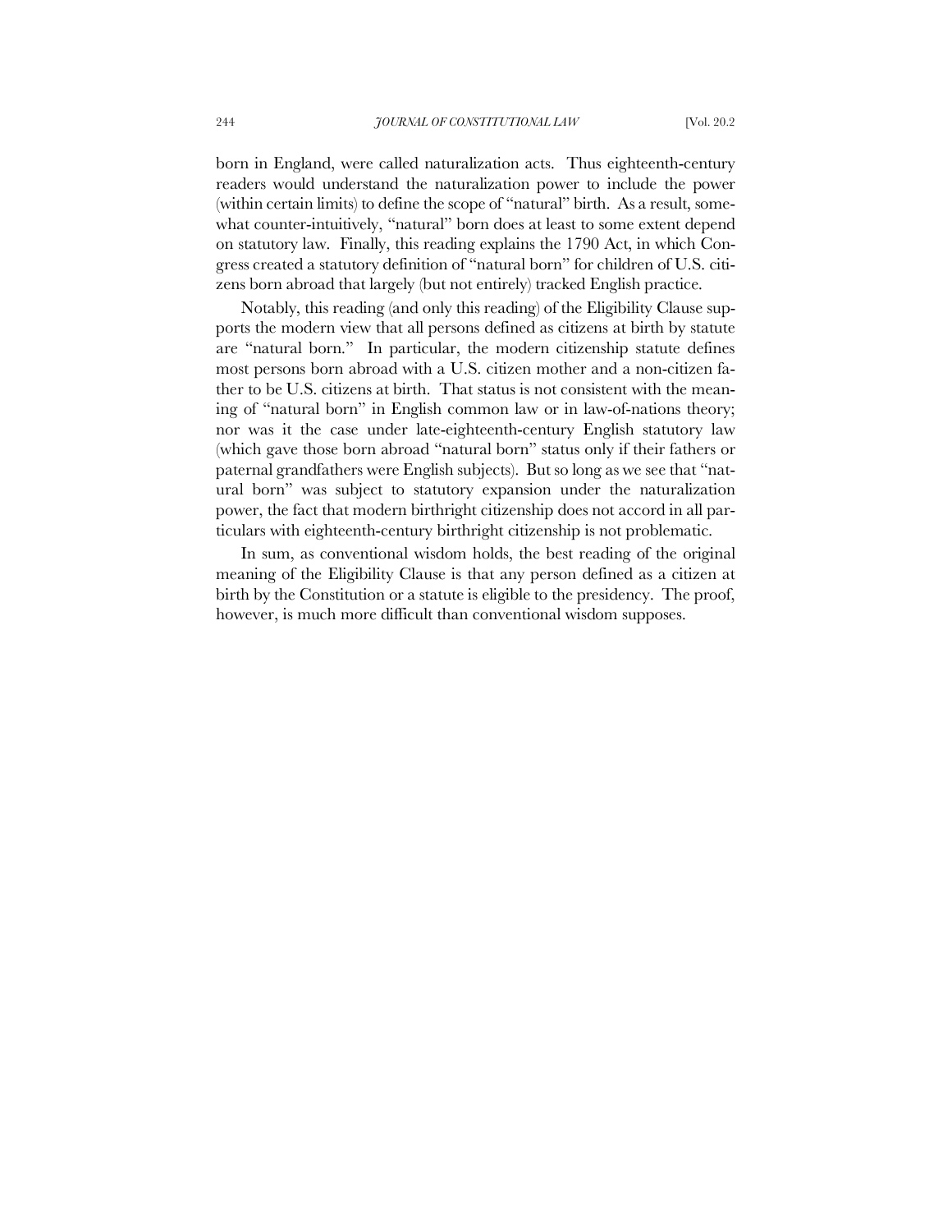born in England, were called naturalization acts. Thus eighteenth-century readers would understand the naturalization power to include the power (within certain limits) to define the scope of "natural" birth. As a result, somewhat counter-intuitively, "natural" born does at least to some extent depend on statutory law. Finally, this reading explains the 1790 Act, in which Congress created a statutory definition of "natural born" for children of U.S. citizens born abroad that largely (but not entirely) tracked English practice.

Notably, this reading (and only this reading) of the Eligibility Clause supports the modern view that all persons defined as citizens at birth by statute are "natural born." In particular, the modern citizenship statute defines most persons born abroad with a U.S. citizen mother and a non-citizen father to be U.S. citizens at birth. That status is not consistent with the meaning of "natural born" in English common law or in law-of-nations theory; nor was it the case under late-eighteenth-century English statutory law (which gave those born abroad "natural born" status only if their fathers or paternal grandfathers were English subjects). But so long as we see that "natural born" was subject to statutory expansion under the naturalization power, the fact that modern birthright citizenship does not accord in all particulars with eighteenth-century birthright citizenship is not problematic.

In sum, as conventional wisdom holds, the best reading of the original meaning of the Eligibility Clause is that any person defined as a citizen at birth by the Constitution or a statute is eligible to the presidency. The proof, however, is much more difficult than conventional wisdom supposes.